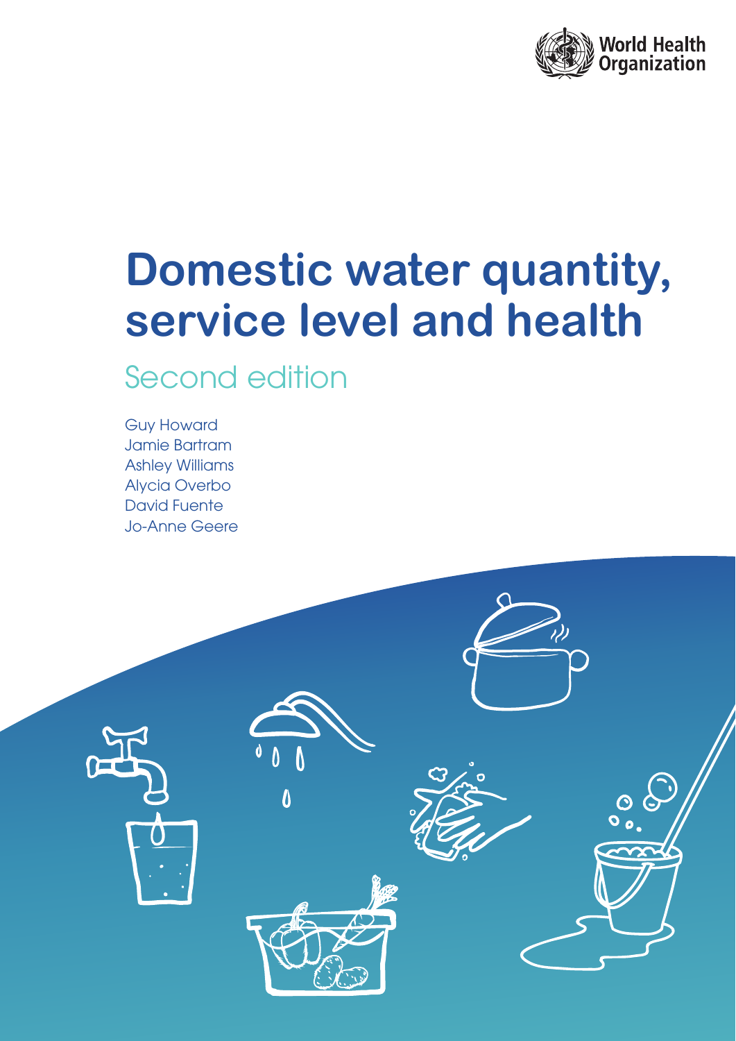World Health Organization

# Domestic water quantity, service level and health

## Second edition

Guy Howard
Jamie Bartram
Ashley Williams
Alycia Overbo
David Fuente
Jo-Anne Geere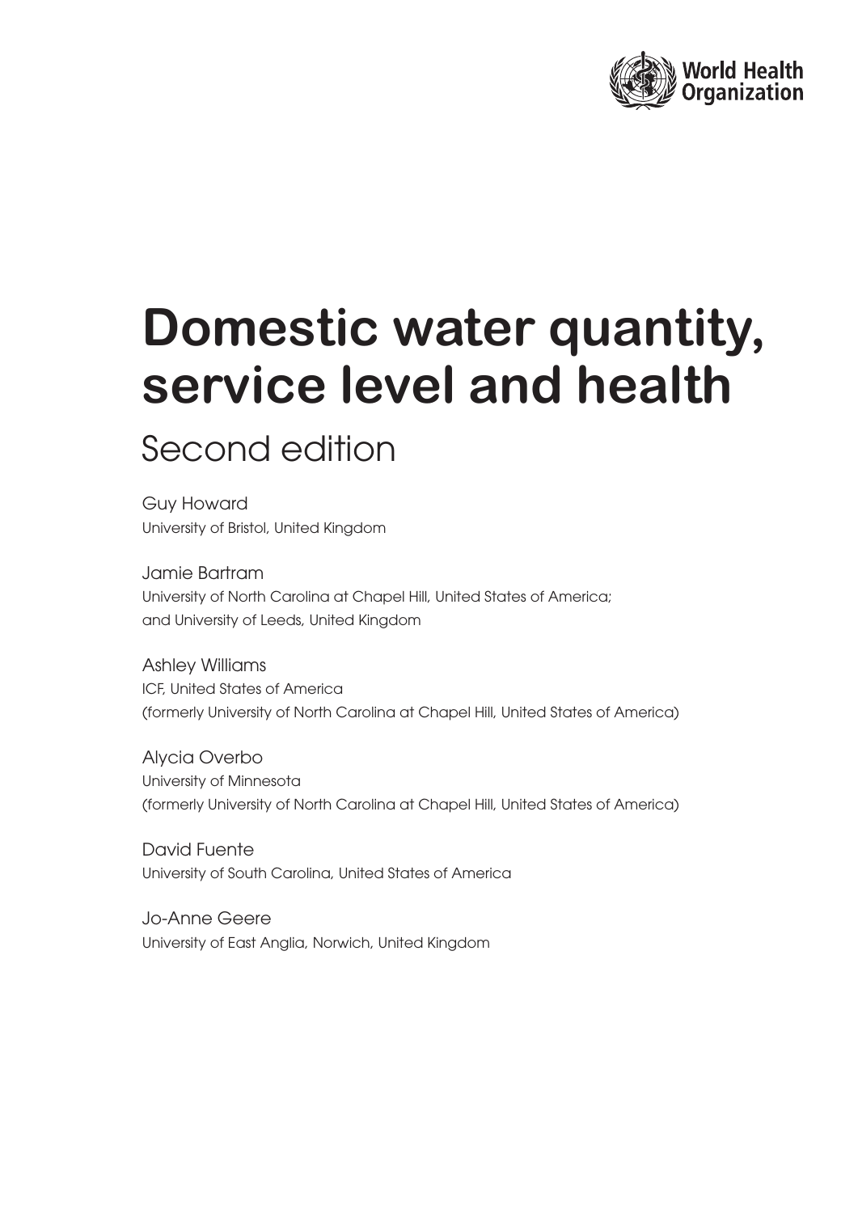World Health Organization

# Domestic water quantity, service level and health

## Second edition

Guy Howard
University of Bristol, United Kingdom

Jamie Bartram
University of North Carolina at Chapel Hill, United States of America;
and University of Leeds, United Kingdom

Ashley Williams
ICF, United States of America
(formerly University of North Carolina at Chapel Hill, United States of America)

Alycia Overbo
University of Minnesota
(formerly University of North Carolina at Chapel Hill, United States of America)

David Fuente
University of South Carolina, United States of America

Jo-Anne Geere
University of East Anglia, Norwich, United Kingdom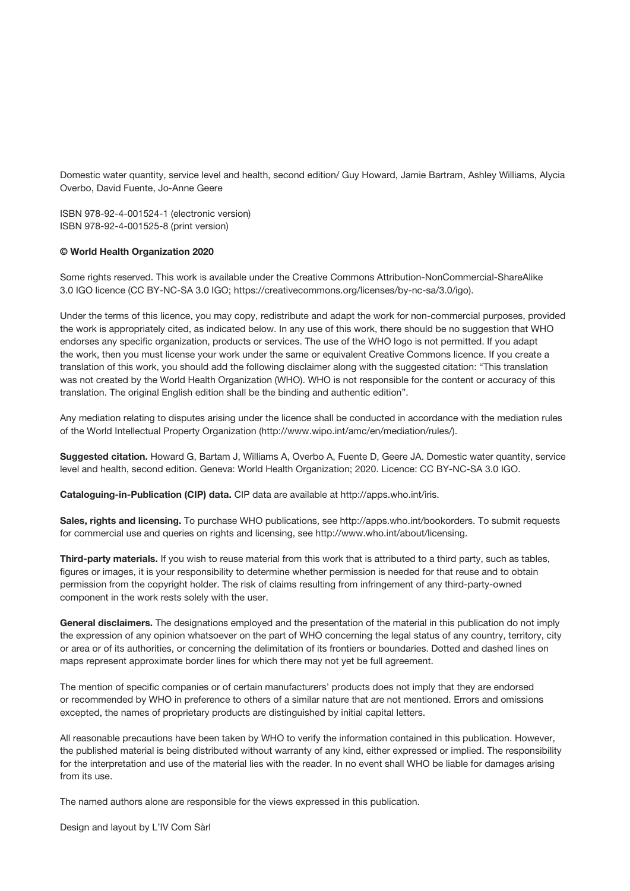Domestic water quantity, service level and health, second edition/ Guy Howard, Jamie Bartram, Ashley Williams, Alycia Overbo, David Fuente, Jo-Anne Geere

ISBN 978-92-4-001524-1 (electronic version)
ISBN 978-92-4-001525-8 (print version)

**© World Health Organization 2020**

Some rights reserved. This work is available under the Creative Commons Attribution-NonCommercial-ShareAlike 3.0 IGO licence (CC BY-NC-SA 3.0 IGO; https://creativecommons.org/licenses/by-nc-sa/3.0/igo).

Under the terms of this licence, you may copy, redistribute and adapt the work for non-commercial purposes, provided the work is appropriately cited, as indicated below. In any use of this work, there should be no suggestion that WHO endorses any specific organization, products or services. The use of the WHO logo is not permitted. If you adapt the work, then you must license your work under the same or equivalent Creative Commons licence. If you create a translation of this work, you should add the following disclaimer along with the suggested citation: "This translation was not created by the World Health Organization (WHO). WHO is not responsible for the content or accuracy of this translation. The original English edition shall be the binding and authentic edition".

Any mediation relating to disputes arising under the licence shall be conducted in accordance with the mediation rules of the World Intellectual Property Organization (http://www.wipo.int/amc/en/mediation/rules/).

**Suggested citation.** Howard G, Bartam J, Williams A, Overbo A, Fuente D, Geere JA. Domestic water quantity, service level and health, second edition. Geneva: World Health Organization; 2020. Licence: CC BY-NC-SA 3.0 IGO.

**Cataloguing-in-Publication (CIP) data.** CIP data are available at http://apps.who.int/iris.

**Sales, rights and licensing.** To purchase WHO publications, see http://apps.who.int/bookorders. To submit requests for commercial use and queries on rights and licensing, see http://www.who.int/about/licensing.

**Third-party materials.** If you wish to reuse material from this work that is attributed to a third party, such as tables, figures or images, it is your responsibility to determine whether permission is needed for that reuse and to obtain permission from the copyright holder. The risk of claims resulting from infringement of any third-party-owned component in the work rests solely with the user.

**General disclaimers.** The designations employed and the presentation of the material in this publication do not imply the expression of any opinion whatsoever on the part of WHO concerning the legal status of any country, territory, city or area or of its authorities, or concerning the delimitation of its frontiers or boundaries. Dotted and dashed lines on maps represent approximate border lines for which there may not yet be full agreement.

The mention of specific companies or of certain manufacturers' products does not imply that they are endorsed or recommended by WHO in preference to others of a similar nature that are not mentioned. Errors and omissions excepted, the names of proprietary products are distinguished by initial capital letters.

All reasonable precautions have been taken by WHO to verify the information contained in this publication. However, the published material is being distributed without warranty of any kind, either expressed or implied. The responsibility for the interpretation and use of the material lies with the reader. In no event shall WHO be liable for damages arising from its use.

The named authors alone are responsible for the views expressed in this publication.

Design and layout by L'IV Com Sàrl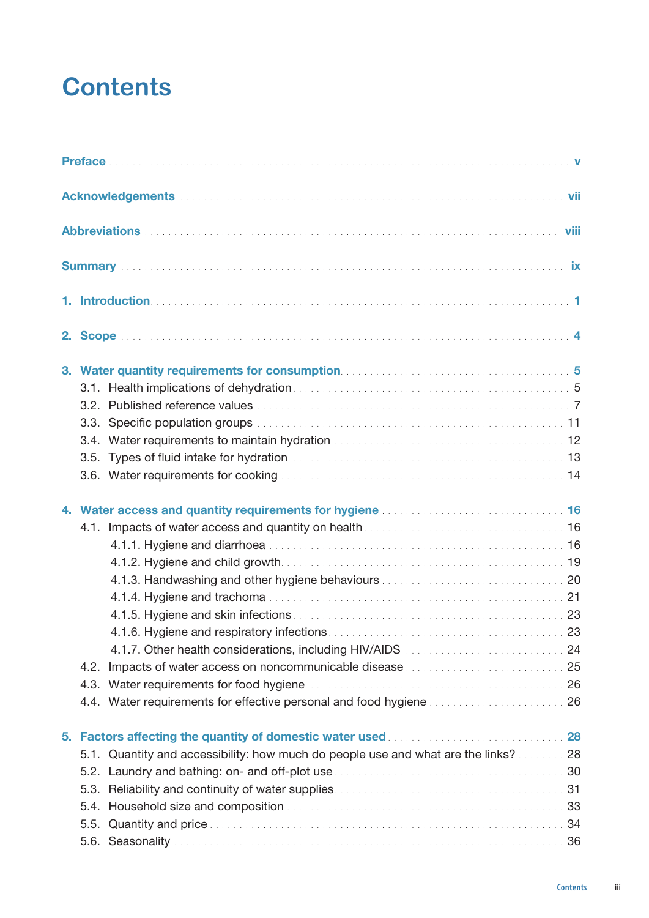# Contents

Preface . . . . . . . . . . v

Acknowledgements . . . . . . . . . . vii

Abbreviations . . . . . . . . . . viii

Summary . . . . . . . . . . ix

1. Introduction . . . . . . . . . . 1

2. Scope . . . . . . . . . . 4

3. Water quantity requirements for consumption . . . . . . . . . . 5
   - 3.1. Health implications of dehydration . . . . . . . . . . 5
   - 3.2. Published reference values . . . . . . . . . . 7
   - 3.3. Specific population groups . . . . . . . . . . 11
   - 3.4. Water requirements to maintain hydration . . . . . . . . . . 12
   - 3.5. Types of fluid intake for hydration . . . . . . . . . . 13
   - 3.6. Water requirements for cooking . . . . . . . . . . 14

4. Water access and quantity requirements for hygiene . . . . . . . . . . 16
   - 4.1. Impacts of water access and quantity on health . . . . . . . . . . 16
     - 4.1.1. Hygiene and diarrhoea . . . . . . . . . . 16
     - 4.1.2. Hygiene and child growth . . . . . . . . . . 19
     - 4.1.3. Handwashing and other hygiene behaviours . . . . . . . . . . 20
     - 4.1.4. Hygiene and trachoma . . . . . . . . . . 21
     - 4.1.5. Hygiene and skin infections . . . . . . . . . . 23
     - 4.1.6. Hygiene and respiratory infections . . . . . . . . . . 23
     - 4.1.7. Other health considerations, including HIV/AIDS . . . . . . . . . . 24
   - 4.2. Impacts of water access on noncommunicable disease . . . . . . . . . . 25
   - 4.3. Water requirements for food hygiene . . . . . . . . . . 26
   - 4.4. Water requirements for effective personal and food hygiene . . . . . . . . . . 26

5. Factors affecting the quantity of domestic water used . . . . . . . . . . 28
   - 5.1. Quantity and accessibility: how much do people use and what are the links? . . . . . . . . . . 28
   - 5.2. Laundry and bathing: on- and off-plot use . . . . . . . . . . 30
   - 5.3. Reliability and continuity of water supplies . . . . . . . . . . 31
   - 5.4. Household size and composition . . . . . . . . . . 33
   - 5.5. Quantity and price . . . . . . . . . . 34
   - 5.6. Seasonality . . . . . . . . . . 36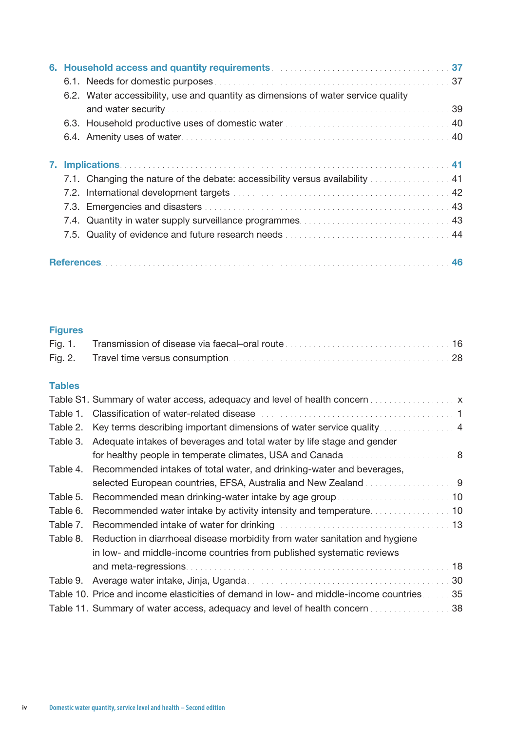6. **Household access and quantity requirements** .......... 37
   - 6.1. Needs for domestic purposes .......... 37
   - 6.2. Water accessibility, use and quantity as dimensions of water service quality and water security .......... 39
   - 6.3. Household productive uses of domestic water .......... 40
   - 6.4. Amenity uses of water .......... 40

7. **Implications** .......... 41
   - 7.1. Changing the nature of the debate: accessibility versus availability .......... 41
   - 7.2. International development targets .......... 42
   - 7.3. Emergencies and disasters .......... 43
   - 7.4. Quantity in water supply surveillance programmes .......... 43
   - 7.5. Quality of evidence and future research needs .......... 44

**References** .......... 46

## Figures

- Fig. 1. Transmission of disease via faecal–oral route .......... 16
- Fig. 2. Travel time versus consumption .......... 28

## Tables

- Table S1. Summary of water access, adequacy and level of health concern .......... x
- Table 1. Classification of water-related disease .......... 1
- Table 2. Key terms describing important dimensions of water service quality .......... 4
- Table 3. Adequate intakes of beverages and total water by life stage and gender for healthy people in temperate climates, USA and Canada .......... 8
- Table 4. Recommended intakes of total water, and drinking-water and beverages, selected European countries, EFSA, Australia and New Zealand .......... 9
- Table 5. Recommended mean drinking-water intake by age group .......... 10
- Table 6. Recommended water intake by activity intensity and temperature .......... 10
- Table 7. Recommended intake of water for drinking .......... 13
- Table 8. Reduction in diarrhoeal disease morbidity from water sanitation and hygiene in low- and middle-income countries from published systematic reviews and meta-regressions .......... 18
- Table 9. Average water intake, Jinja, Uganda .......... 30
- Table 10. Price and income elasticities of demand in low- and middle-income countries .......... 35
- Table 11. Summary of water access, adequacy and level of health concern .......... 38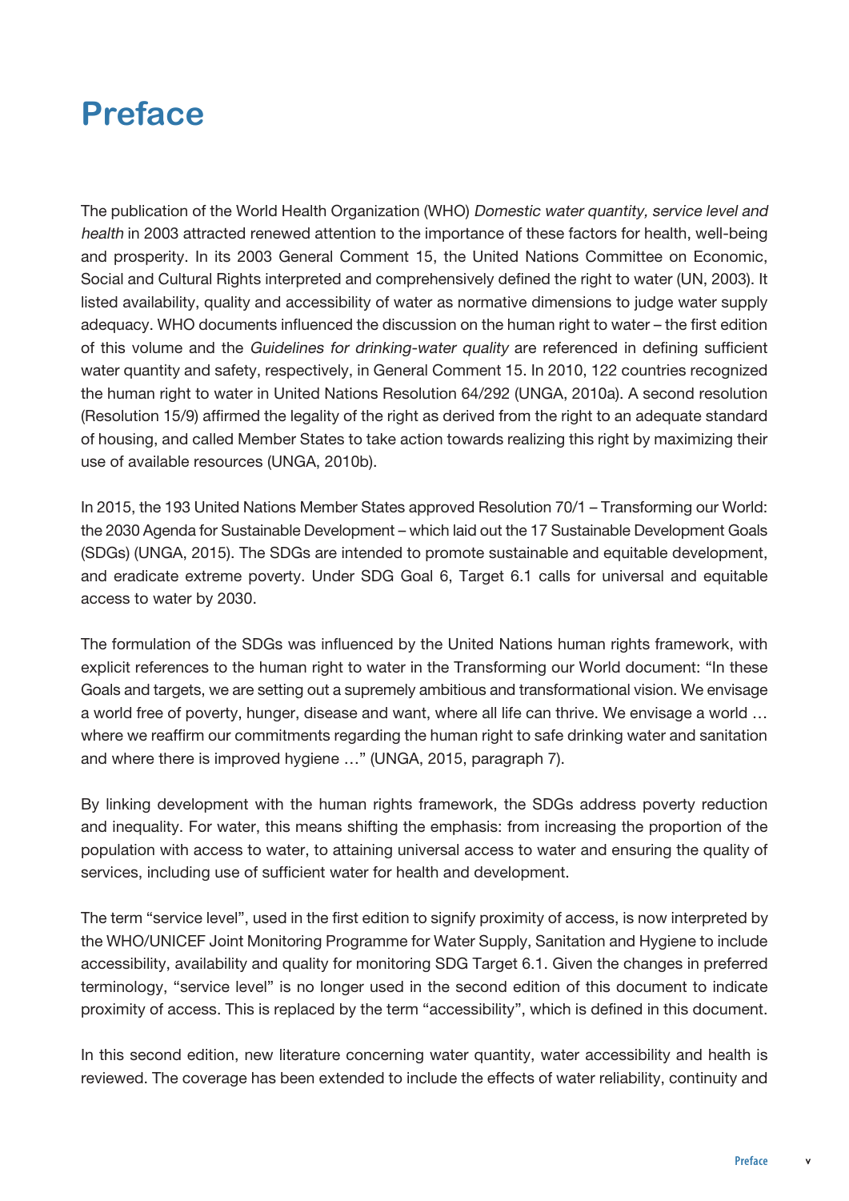# Preface

The publication of the World Health Organization (WHO) *Domestic water quantity, service level and health* in 2003 attracted renewed attention to the importance of these factors for health, well-being and prosperity. In its 2003 General Comment 15, the United Nations Committee on Economic, Social and Cultural Rights interpreted and comprehensively defined the right to water (UN, 2003). It listed availability, quality and accessibility of water as normative dimensions to judge water supply adequacy. WHO documents influenced the discussion on the human right to water – the first edition of this volume and the *Guidelines for drinking-water quality* are referenced in defining sufficient water quantity and safety, respectively, in General Comment 15. In 2010, 122 countries recognized the human right to water in United Nations Resolution 64/292 (UNGA, 2010a). A second resolution (Resolution 15/9) affirmed the legality of the right as derived from the right to an adequate standard of housing, and called Member States to take action towards realizing this right by maximizing their use of available resources (UNGA, 2010b).

In 2015, the 193 United Nations Member States approved Resolution 70/1 – Transforming our World: the 2030 Agenda for Sustainable Development – which laid out the 17 Sustainable Development Goals (SDGs) (UNGA, 2015). The SDGs are intended to promote sustainable and equitable development, and eradicate extreme poverty. Under SDG Goal 6, Target 6.1 calls for universal and equitable access to water by 2030.

The formulation of the SDGs was influenced by the United Nations human rights framework, with explicit references to the human right to water in the Transforming our World document: "In these Goals and targets, we are setting out a supremely ambitious and transformational vision. We envisage a world free of poverty, hunger, disease and want, where all life can thrive. We envisage a world … where we reaffirm our commitments regarding the human right to safe drinking water and sanitation and where there is improved hygiene …" (UNGA, 2015, paragraph 7).

By linking development with the human rights framework, the SDGs address poverty reduction and inequality. For water, this means shifting the emphasis: from increasing the proportion of the population with access to water, to attaining universal access to water and ensuring the quality of services, including use of sufficient water for health and development.

The term "service level", used in the first edition to signify proximity of access, is now interpreted by the WHO/UNICEF Joint Monitoring Programme for Water Supply, Sanitation and Hygiene to include accessibility, availability and quality for monitoring SDG Target 6.1. Given the changes in preferred terminology, "service level" is no longer used in the second edition of this document to indicate proximity of access. This is replaced by the term "accessibility", which is defined in this document.

In this second edition, new literature concerning water quantity, water accessibility and health is reviewed. The coverage has been extended to include the effects of water reliability, continuity and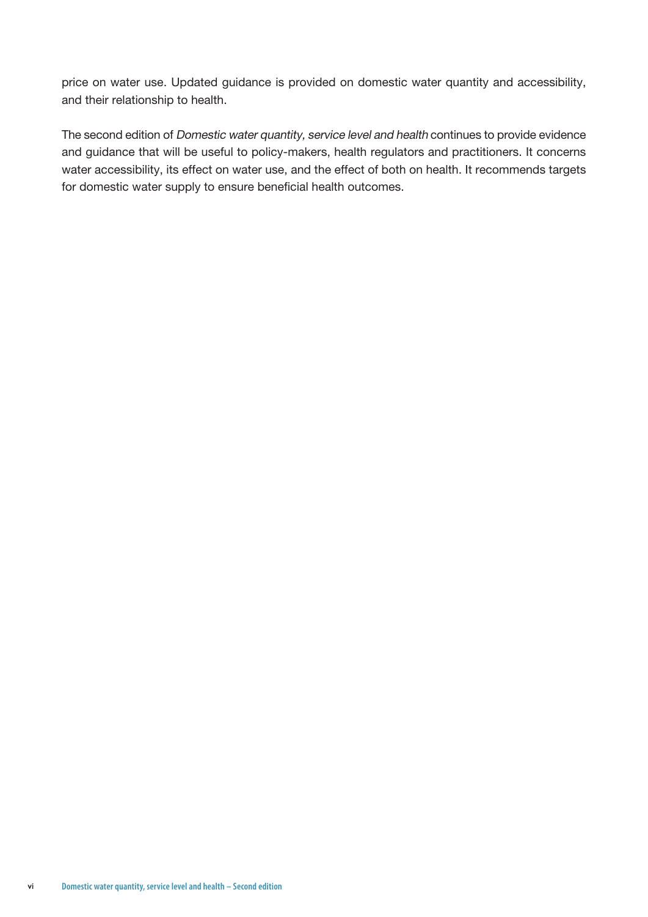price on water use. Updated guidance is provided on domestic water quantity and accessibility, and their relationship to health.

The second edition of *Domestic water quantity, service level and health* continues to provide evidence and guidance that will be useful to policy-makers, health regulators and practitioners. It concerns water accessibility, its effect on water use, and the effect of both on health. It recommends targets for domestic water supply to ensure beneficial health outcomes.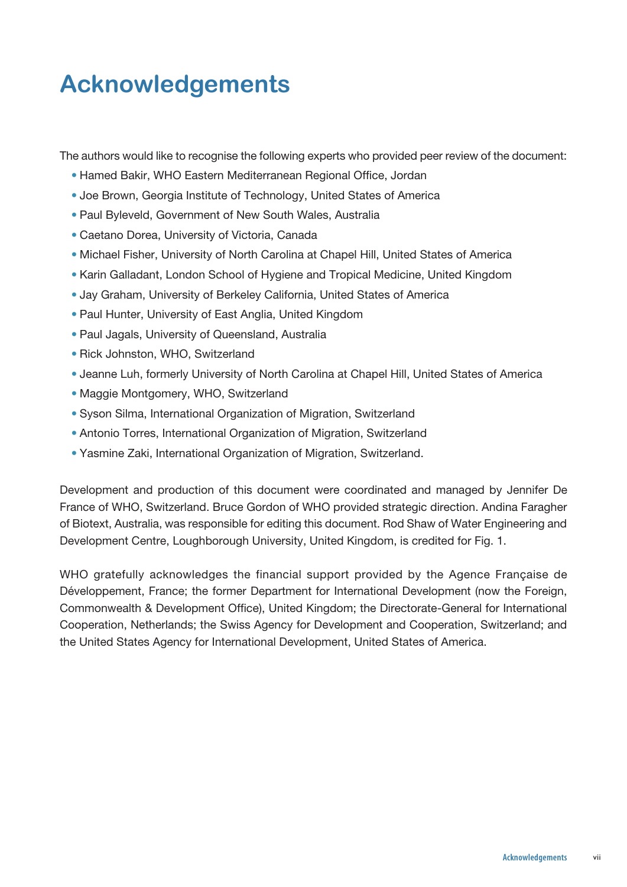# Acknowledgements

The authors would like to recognise the following experts who provided peer review of the document:

- Hamed Bakir, WHO Eastern Mediterranean Regional Office, Jordan
- Joe Brown, Georgia Institute of Technology, United States of America
- Paul Byleveld, Government of New South Wales, Australia
- Caetano Dorea, University of Victoria, Canada
- Michael Fisher, University of North Carolina at Chapel Hill, United States of America
- Karin Galladant, London School of Hygiene and Tropical Medicine, United Kingdom
- Jay Graham, University of Berkeley California, United States of America
- Paul Hunter, University of East Anglia, United Kingdom
- Paul Jagals, University of Queensland, Australia
- Rick Johnston, WHO, Switzerland
- Jeanne Luh, formerly University of North Carolina at Chapel Hill, United States of America
- Maggie Montgomery, WHO, Switzerland
- Syson Silma, International Organization of Migration, Switzerland
- Antonio Torres, International Organization of Migration, Switzerland
- Yasmine Zaki, International Organization of Migration, Switzerland.

Development and production of this document were coordinated and managed by Jennifer De France of WHO, Switzerland. Bruce Gordon of WHO provided strategic direction. Andina Faragher of Biotext, Australia, was responsible for editing this document. Rod Shaw of Water Engineering and Development Centre, Loughborough University, United Kingdom, is credited for Fig. 1.

WHO gratefully acknowledges the financial support provided by the Agence Française de Développement, France; the former Department for International Development (now the Foreign, Commonwealth & Development Office), United Kingdom; the Directorate-General for International Cooperation, Netherlands; the Swiss Agency for Development and Cooperation, Switzerland; and the United States Agency for International Development, United States of America.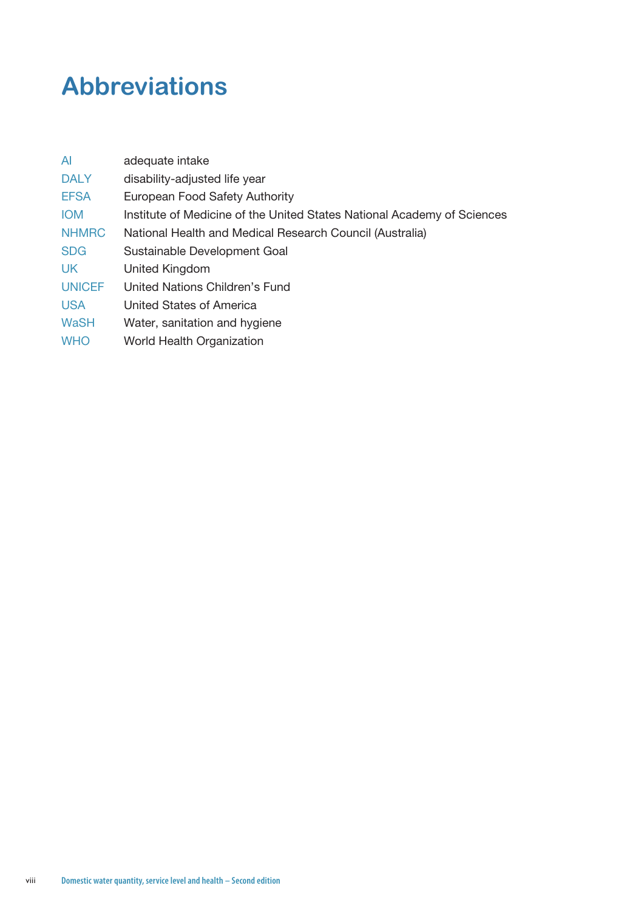# Abbreviations

| | |
|---|---|
| AI | adequate intake |
| DALY | disability-adjusted life year |
| EFSA | European Food Safety Authority |
| IOM | Institute of Medicine of the United States National Academy of Sciences |
| NHMRC | National Health and Medical Research Council (Australia) |
| SDG | Sustainable Development Goal |
| UK | United Kingdom |
| UNICEF | United Nations Children's Fund |
| USA | United States of America |
| WaSH | Water, sanitation and hygiene |
| WHO | World Health Organization |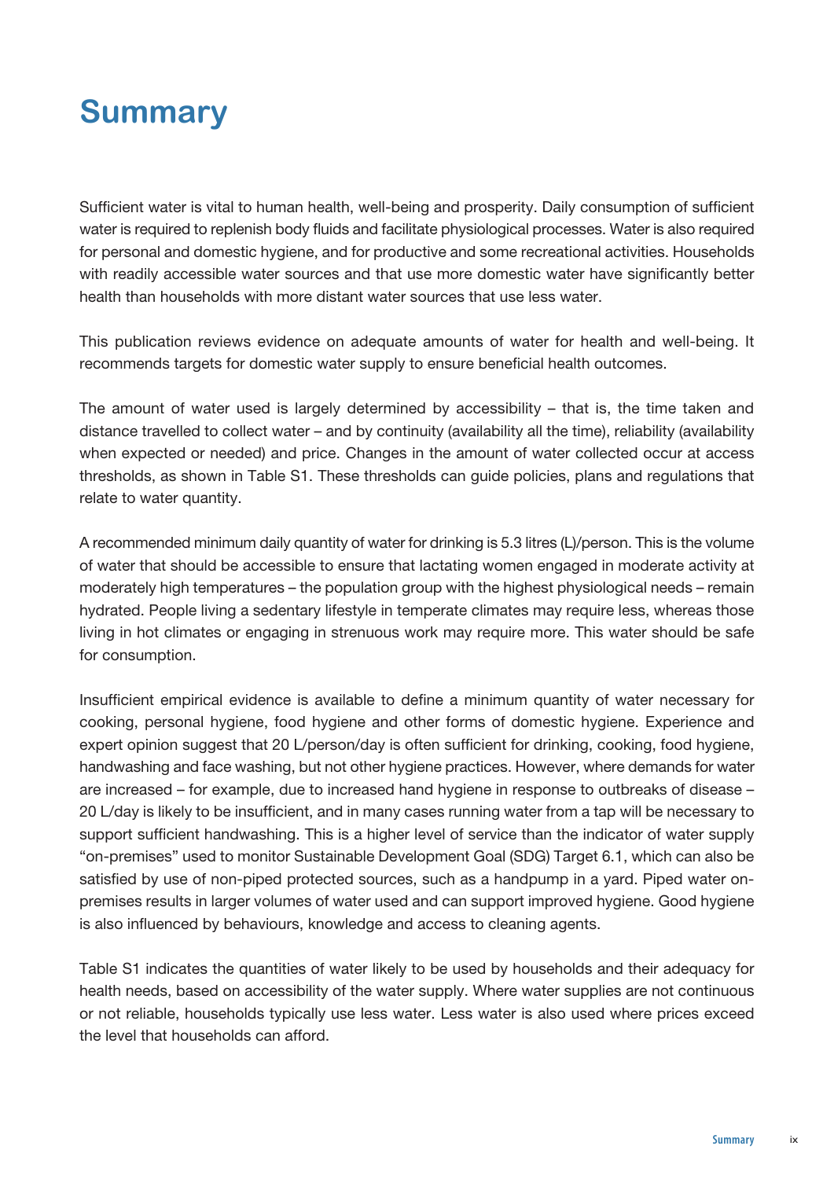# Summary

Sufficient water is vital to human health, well-being and prosperity. Daily consumption of sufficient water is required to replenish body fluids and facilitate physiological processes. Water is also required for personal and domestic hygiene, and for productive and some recreational activities. Households with readily accessible water sources and that use more domestic water have significantly better health than households with more distant water sources that use less water.

This publication reviews evidence on adequate amounts of water for health and well-being. It recommends targets for domestic water supply to ensure beneficial health outcomes.

The amount of water used is largely determined by accessibility – that is, the time taken and distance travelled to collect water – and by continuity (availability all the time), reliability (availability when expected or needed) and price. Changes in the amount of water collected occur at access thresholds, as shown in Table S1. These thresholds can guide policies, plans and regulations that relate to water quantity.

A recommended minimum daily quantity of water for drinking is 5.3 litres (L)/person. This is the volume of water that should be accessible to ensure that lactating women engaged in moderate activity at moderately high temperatures – the population group with the highest physiological needs – remain hydrated. People living a sedentary lifestyle in temperate climates may require less, whereas those living in hot climates or engaging in strenuous work may require more. This water should be safe for consumption.

Insufficient empirical evidence is available to define a minimum quantity of water necessary for cooking, personal hygiene, food hygiene and other forms of domestic hygiene. Experience and expert opinion suggest that 20 L/person/day is often sufficient for drinking, cooking, food hygiene, handwashing and face washing, but not other hygiene practices. However, where demands for water are increased – for example, due to increased hand hygiene in response to outbreaks of disease – 20 L/day is likely to be insufficient, and in many cases running water from a tap will be necessary to support sufficient handwashing. This is a higher level of service than the indicator of water supply "on-premises" used to monitor Sustainable Development Goal (SDG) Target 6.1, which can also be satisfied by use of non-piped protected sources, such as a handpump in a yard. Piped water on-premises results in larger volumes of water used and can support improved hygiene. Good hygiene is also influenced by behaviours, knowledge and access to cleaning agents.

Table S1 indicates the quantities of water likely to be used by households and their adequacy for health needs, based on accessibility of the water supply. Where water supplies are not continuous or not reliable, households typically use less water. Less water is also used where prices exceed the level that households can afford.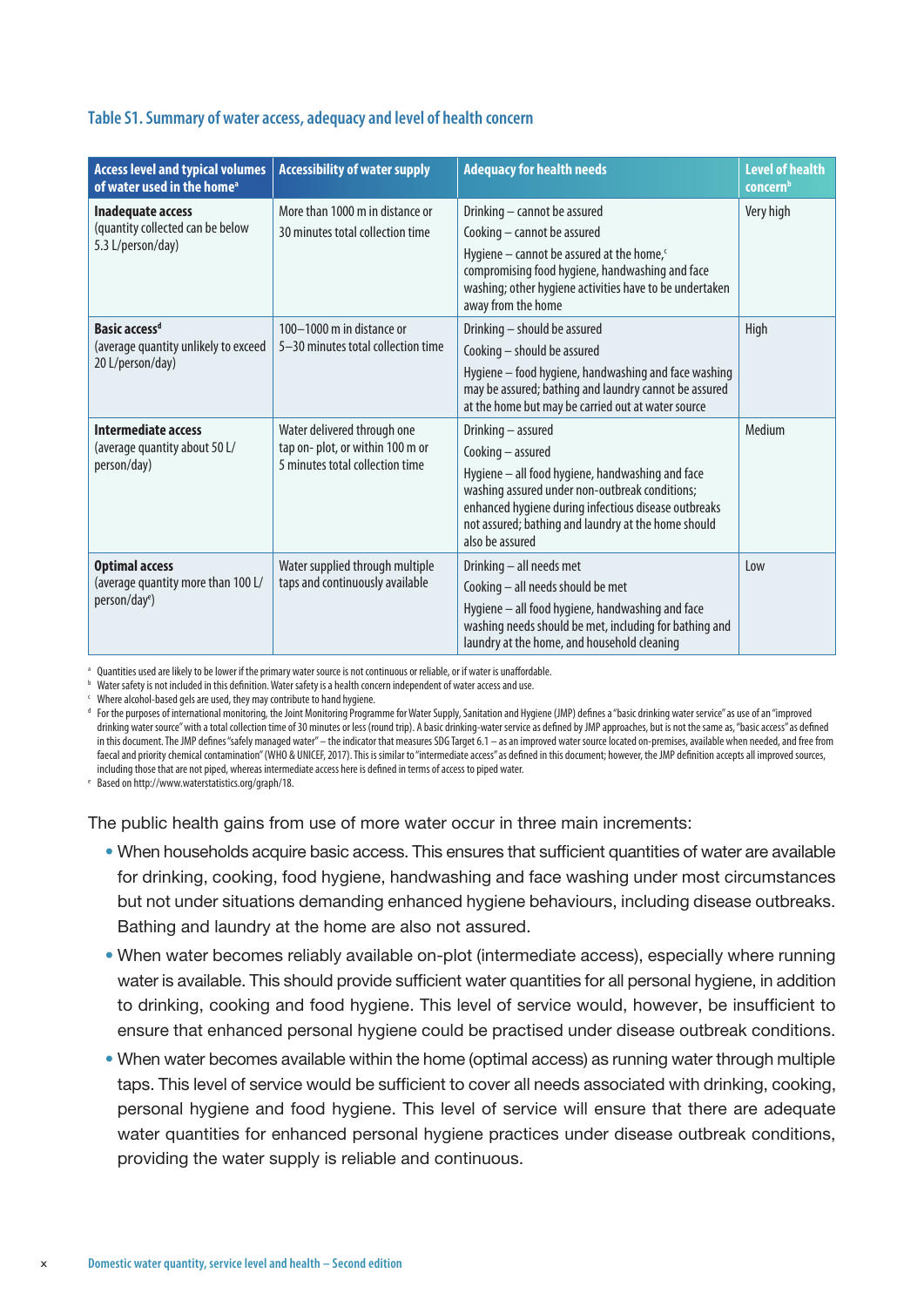### Table S1. Summary of water access, adequacy and level of health concern

| Access level and typical volumes of water used in the home[a] | Accessibility of water supply | Adequacy for health needs | Level of health concern[b] |
|---|---|---|---|
| **Inadequate access** (quantity collected can be below 5.3 L/person/day) | More than 1000 m in distance or 30 minutes total collection time | Drinking – cannot be assured<br>Cooking – cannot be assured<br>Hygiene – cannot be assured at the home,[c] compromising food hygiene, handwashing and face washing; other hygiene activities have to be undertaken away from the home | Very high |
| **Basic access**[d] (average quantity unlikely to exceed 20 L/person/day) | 100–1000 m in distance or 5–30 minutes total collection time | Drinking – should be assured<br>Cooking – should be assured<br>Hygiene – food hygiene, handwashing and face washing may be assured; bathing and laundry cannot be assured at the home but may be carried out at water source | High |
| **Intermediate access** (average quantity about 50 L/person/day) | Water delivered through one tap on- plot, or within 100 m or 5 minutes total collection time | Drinking – assured<br>Cooking – assured<br>Hygiene – all food hygiene, handwashing and face washing assured under non-outbreak conditions; enhanced hygiene during infectious disease outbreaks not assured; bathing and laundry at the home should also be assured | Medium |
| **Optimal access** (average quantity more than 100 L/person/day[e]) | Water supplied through multiple taps and continuously available | Drinking – all needs met<br>Cooking – all needs should be met<br>Hygiene – all food hygiene, handwashing and face washing needs should be met, including for bathing and laundry at the home, and household cleaning | Low |

[a] Quantities used are likely to be lower if the primary water source is not continuous or reliable, or if water is unaffordable.
[b] Water safety is not included in this definition. Water safety is a health concern independent of water access and use.
[c] Where alcohol-based gels are used, they may contribute to hand hygiene.
[d] For the purposes of international monitoring, the Joint Monitoring Programme for Water Supply, Sanitation and Hygiene (JMP) defines a "basic drinking water service" as use of an "improved drinking water source" with a total collection time of 30 minutes or less (round trip). A basic drinking-water service as defined by JMP approaches, but is not the same as, "basic access" as defined in this document. The JMP defines "safely managed water" – the indicator that measures SDG Target 6.1 – as an improved water source located on-premises, available when needed, and free from faecal and priority chemical contamination" (WHO & UNICEF, 2017). This is similar to "intermediate access" as defined in this document; however, the JMP definition accepts all improved sources, including those that are not piped, whereas intermediate access here is defined in terms of access to piped water.
[e] Based on http://www.waterstatistics.org/graph/18.

The public health gains from use of more water occur in three main increments:

- When households acquire basic access. This ensures that sufficient quantities of water are available for drinking, cooking, food hygiene, handwashing and face washing under most circumstances but not under situations demanding enhanced hygiene behaviours, including disease outbreaks. Bathing and laundry at the home are also not assured.
- When water becomes reliably available on-plot (intermediate access), especially where running water is available. This should provide sufficient water quantities for all personal hygiene, in addition to drinking, cooking and food hygiene. This level of service would, however, be insufficient to ensure that enhanced personal hygiene could be practised under disease outbreak conditions.
- When water becomes available within the home (optimal access) as running water through multiple taps. This level of service would be sufficient to cover all needs associated with drinking, cooking, personal hygiene and food hygiene. This level of service will ensure that there are adequate water quantities for enhanced personal hygiene practices under disease outbreak conditions, providing the water supply is reliable and continuous.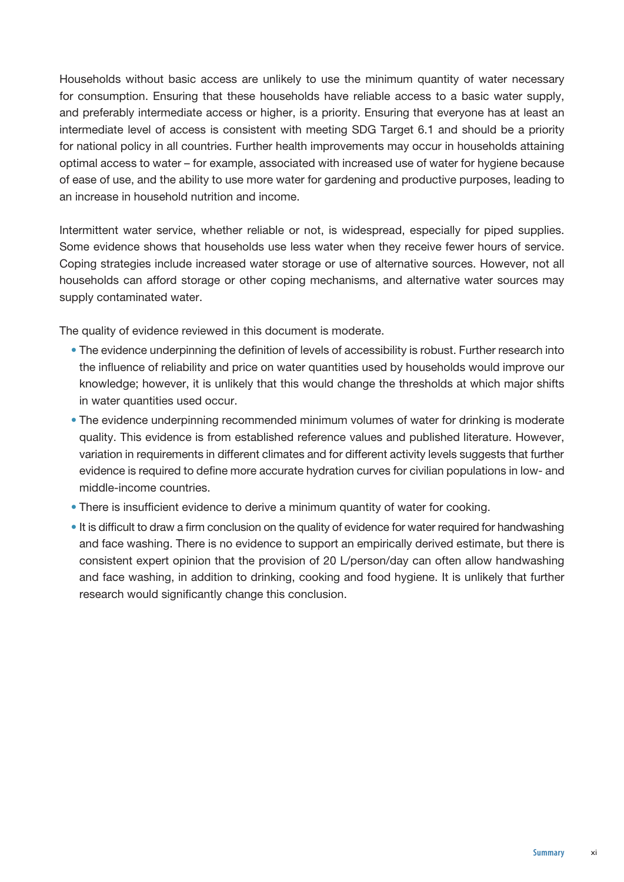Households without basic access are unlikely to use the minimum quantity of water necessary for consumption. Ensuring that these households have reliable access to a basic water supply, and preferably intermediate access or higher, is a priority. Ensuring that everyone has at least an intermediate level of access is consistent with meeting SDG Target 6.1 and should be a priority for national policy in all countries. Further health improvements may occur in households attaining optimal access to water – for example, associated with increased use of water for hygiene because of ease of use, and the ability to use more water for gardening and productive purposes, leading to an increase in household nutrition and income.

Intermittent water service, whether reliable or not, is widespread, especially for piped supplies. Some evidence shows that households use less water when they receive fewer hours of service. Coping strategies include increased water storage or use of alternative sources. However, not all households can afford storage or other coping mechanisms, and alternative water sources may supply contaminated water.

The quality of evidence reviewed in this document is moderate.

- The evidence underpinning the definition of levels of accessibility is robust. Further research into the influence of reliability and price on water quantities used by households would improve our knowledge; however, it is unlikely that this would change the thresholds at which major shifts in water quantities used occur.
- The evidence underpinning recommended minimum volumes of water for drinking is moderate quality. This evidence is from established reference values and published literature. However, variation in requirements in different climates and for different activity levels suggests that further evidence is required to define more accurate hydration curves for civilian populations in low- and middle-income countries.
- There is insufficient evidence to derive a minimum quantity of water for cooking.
- It is difficult to draw a firm conclusion on the quality of evidence for water required for handwashing and face washing. There is no evidence to support an empirically derived estimate, but there is consistent expert opinion that the provision of 20 L/person/day can often allow handwashing and face washing, in addition to drinking, cooking and food hygiene. It is unlikely that further research would significantly change this conclusion.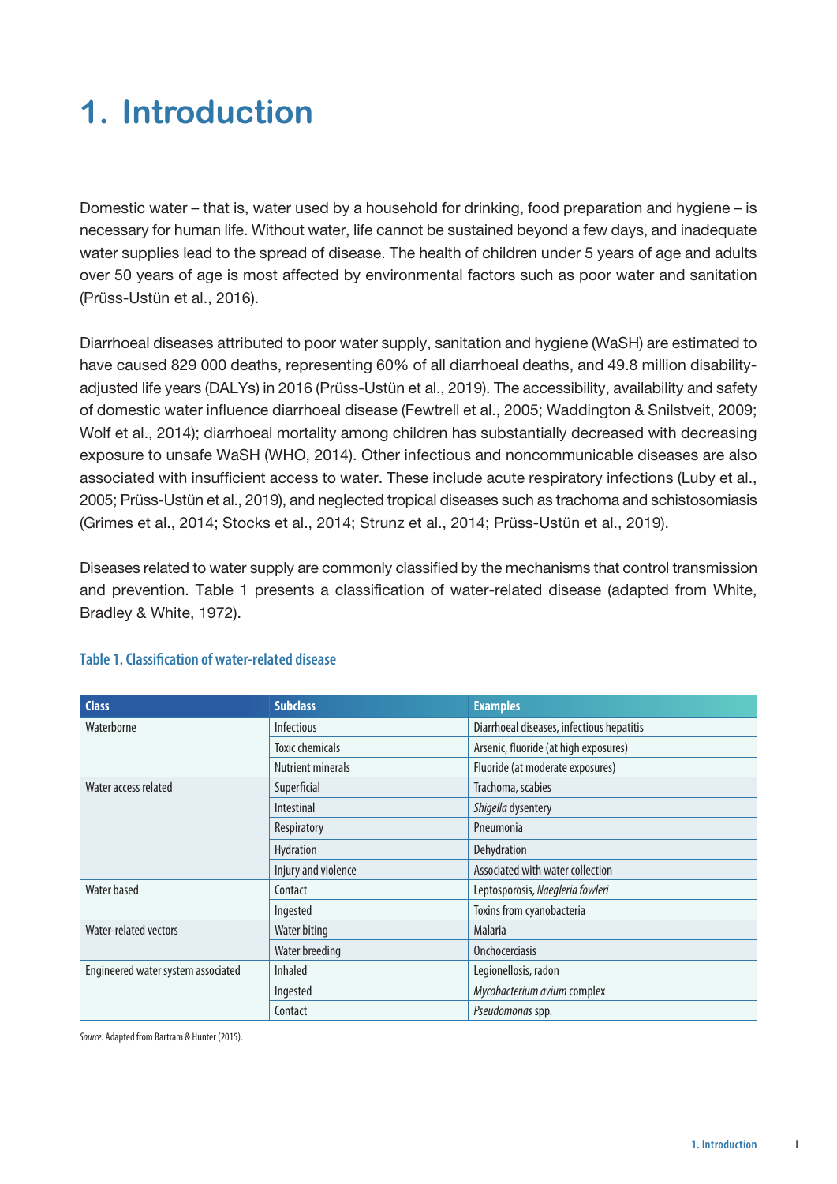# 1. Introduction

Domestic water – that is, water used by a household for drinking, food preparation and hygiene – is necessary for human life. Without water, life cannot be sustained beyond a few days, and inadequate water supplies lead to the spread of disease. The health of children under 5 years of age and adults over 50 years of age is most affected by environmental factors such as poor water and sanitation (Prüss-Ustün et al., 2016).

Diarrhoeal diseases attributed to poor water supply, sanitation and hygiene (WaSH) are estimated to have caused 829 000 deaths, representing 60% of all diarrhoeal deaths, and 49.8 million disability-adjusted life years (DALYs) in 2016 (Prüss-Ustün et al., 2019). The accessibility, availability and safety of domestic water influence diarrhoeal disease (Fewtrell et al., 2005; Waddington & Snilstveit, 2009; Wolf et al., 2014); diarrhoeal mortality among children has substantially decreased with decreasing exposure to unsafe WaSH (WHO, 2014). Other infectious and noncommunicable diseases are also associated with insufficient access to water. These include acute respiratory infections (Luby et al., 2005; Prüss-Ustün et al., 2019), and neglected tropical diseases such as trachoma and schistosomiasis (Grimes et al., 2014; Stocks et al., 2014; Strunz et al., 2014; Prüss-Ustün et al., 2019).

Diseases related to water supply are commonly classified by the mechanisms that control transmission and prevention. Table 1 presents a classification of water-related disease (adapted from White, Bradley & White, 1972).

**Table 1. Classification of water-related disease**

| Class | Subclass | Examples |
|---|---|---|
| Waterborne | Infectious | Diarrhoeal diseases, infectious hepatitis |
| | Toxic chemicals | Arsenic, fluoride (at high exposures) |
| | Nutrient minerals | Fluoride (at moderate exposures) |
| Water access related | Superficial | Trachoma, scabies |
| | Intestinal | *Shigella* dysentery |
| | Respiratory | Pneumonia |
| | Hydration | Dehydration |
| | Injury and violence | Associated with water collection |
| Water based | Contact | Leptosporosis, *Naegleria fowleri* |
| | Ingested | Toxins from cyanobacteria |
| Water-related vectors | Water biting | Malaria |
| | Water breeding | Onchocerciasis |
| Engineered water system associated | Inhaled | Legionellosis, radon |
| | Ingested | *Mycobacterium avium* complex |
| | Contact | *Pseudomonas* spp. |

*Source:* Adapted from Bartram & Hunter (2015).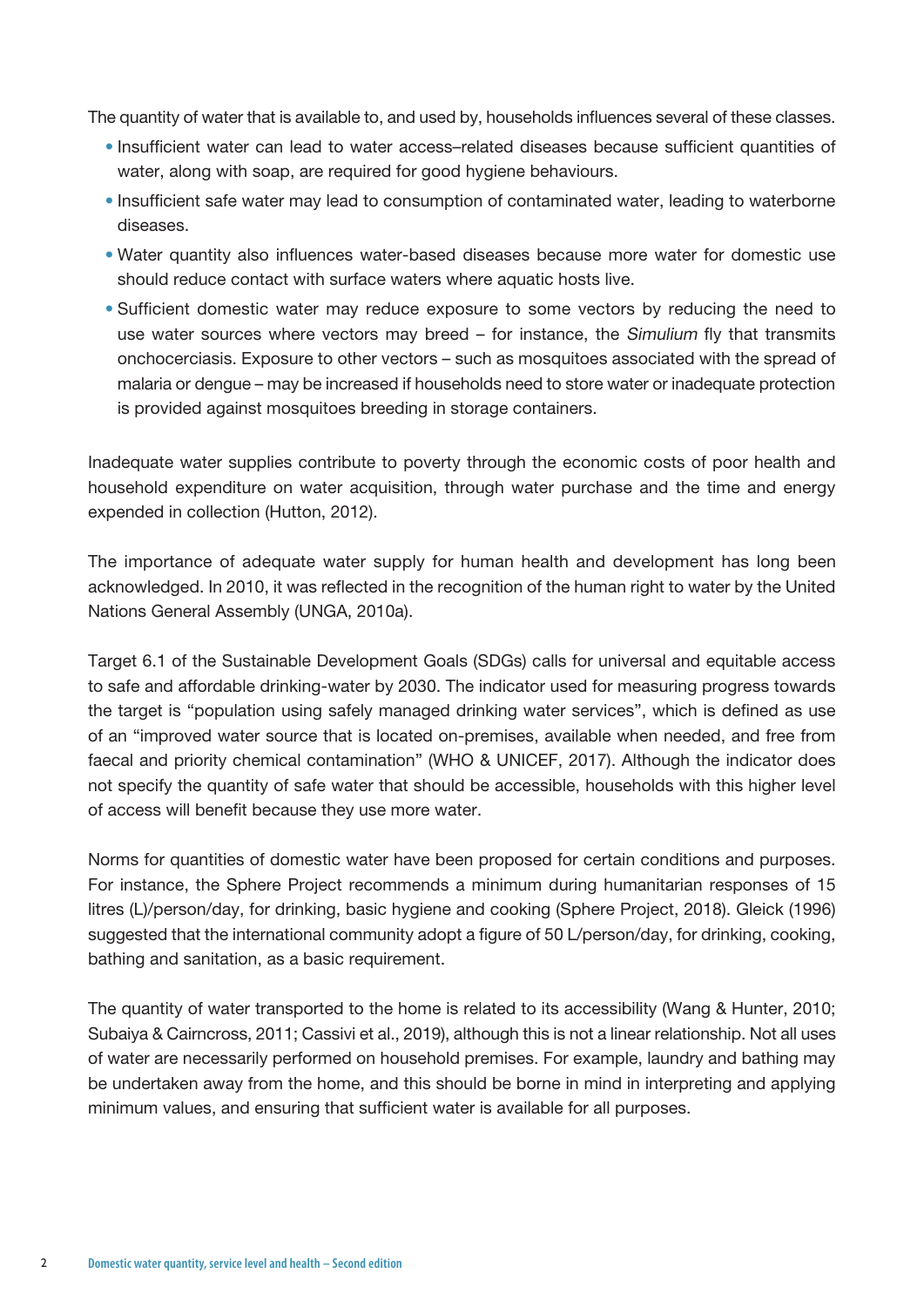The quantity of water that is available to, and used by, households influences several of these classes.

- Insufficient water can lead to water access–related diseases because sufficient quantities of water, along with soap, are required for good hygiene behaviours.
- Insufficient safe water may lead to consumption of contaminated water, leading to waterborne diseases.
- Water quantity also influences water-based diseases because more water for domestic use should reduce contact with surface waters where aquatic hosts live.
- Sufficient domestic water may reduce exposure to some vectors by reducing the need to use water sources where vectors may breed – for instance, the *Simulium* fly that transmits onchocerciasis. Exposure to other vectors – such as mosquitoes associated with the spread of malaria or dengue – may be increased if households need to store water or inadequate protection is provided against mosquitoes breeding in storage containers.

Inadequate water supplies contribute to poverty through the economic costs of poor health and household expenditure on water acquisition, through water purchase and the time and energy expended in collection (Hutton, 2012).

The importance of adequate water supply for human health and development has long been acknowledged. In 2010, it was reflected in the recognition of the human right to water by the United Nations General Assembly (UNGA, 2010a).

Target 6.1 of the Sustainable Development Goals (SDGs) calls for universal and equitable access to safe and affordable drinking-water by 2030. The indicator used for measuring progress towards the target is "population using safely managed drinking water services", which is defined as use of an "improved water source that is located on-premises, available when needed, and free from faecal and priority chemical contamination" (WHO & UNICEF, 2017). Although the indicator does not specify the quantity of safe water that should be accessible, households with this higher level of access will benefit because they use more water.

Norms for quantities of domestic water have been proposed for certain conditions and purposes. For instance, the Sphere Project recommends a minimum during humanitarian responses of 15 litres (L)/person/day, for drinking, basic hygiene and cooking (Sphere Project, 2018). Gleick (1996) suggested that the international community adopt a figure of 50 L/person/day, for drinking, cooking, bathing and sanitation, as a basic requirement.

The quantity of water transported to the home is related to its accessibility (Wang & Hunter, 2010; Subaiya & Cairncross, 2011; Cassivi et al., 2019), although this is not a linear relationship. Not all uses of water are necessarily performed on household premises. For example, laundry and bathing may be undertaken away from the home, and this should be borne in mind in interpreting and applying minimum values, and ensuring that sufficient water is available for all purposes.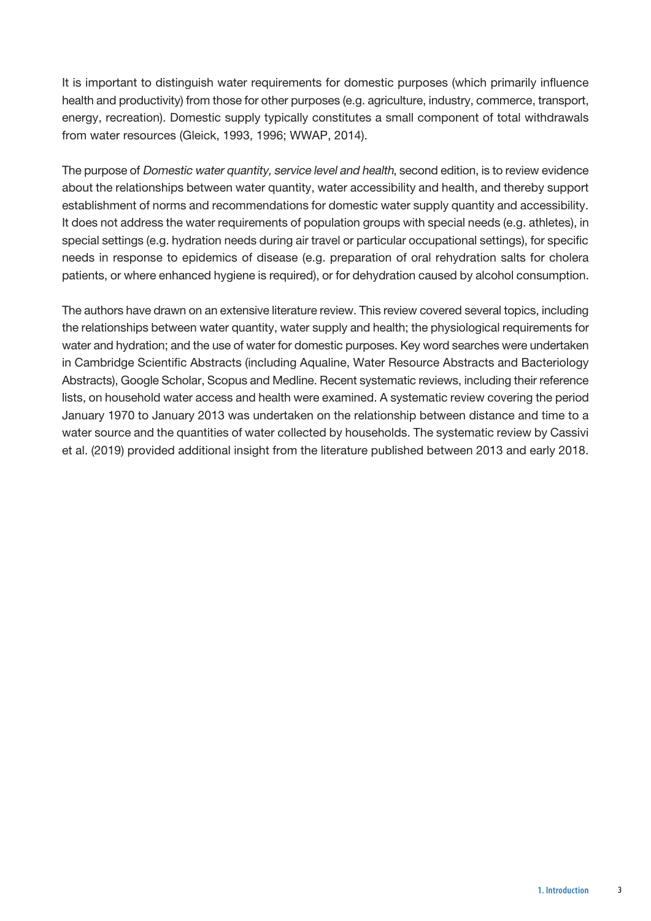It is important to distinguish water requirements for domestic purposes (which primarily influence health and productivity) from those for other purposes (e.g. agriculture, industry, commerce, transport, energy, recreation). Domestic supply typically constitutes a small component of total withdrawals from water resources (Gleick, 1993, 1996; WWAP, 2014).

The purpose of *Domestic water quantity, service level and health*, second edition, is to review evidence about the relationships between water quantity, water accessibility and health, and thereby support establishment of norms and recommendations for domestic water supply quantity and accessibility. It does not address the water requirements of population groups with special needs (e.g. athletes), in special settings (e.g. hydration needs during air travel or particular occupational settings), for specific needs in response to epidemics of disease (e.g. preparation of oral rehydration salts for cholera patients, or where enhanced hygiene is required), or for dehydration caused by alcohol consumption.

The authors have drawn on an extensive literature review. This review covered several topics, including the relationships between water quantity, water supply and health; the physiological requirements for water and hydration; and the use of water for domestic purposes. Key word searches were undertaken in Cambridge Scientific Abstracts (including Aqualine, Water Resource Abstracts and Bacteriology Abstracts), Google Scholar, Scopus and Medline. Recent systematic reviews, including their reference lists, on household water access and health were examined. A systematic review covering the period January 1970 to January 2013 was undertaken on the relationship between distance and time to a water source and the quantities of water collected by households. The systematic review by Cassivi et al. (2019) provided additional insight from the literature published between 2013 and early 2018.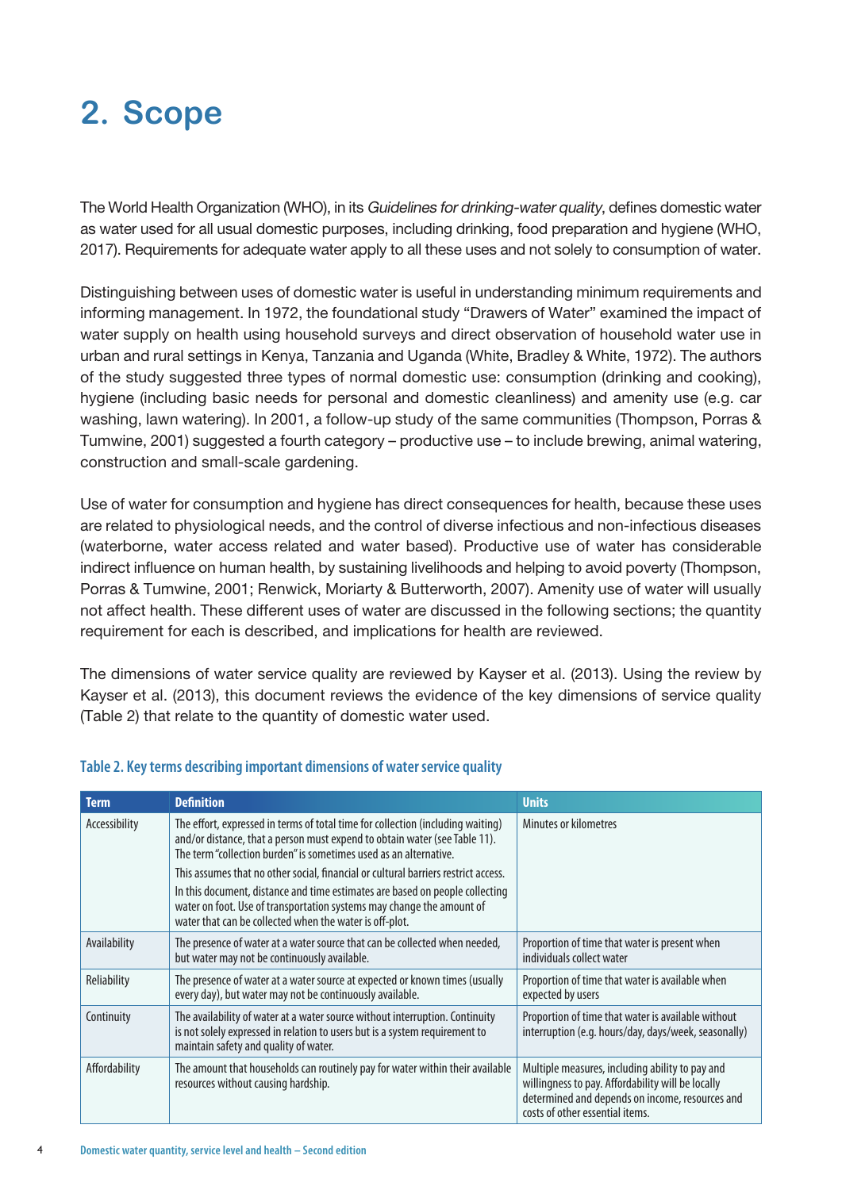# 2. Scope

The World Health Organization (WHO), in its *Guidelines for drinking-water quality*, defines domestic water as water used for all usual domestic purposes, including drinking, food preparation and hygiene (WHO, 2017). Requirements for adequate water apply to all these uses and not solely to consumption of water.

Distinguishing between uses of domestic water is useful in understanding minimum requirements and informing management. In 1972, the foundational study "Drawers of Water" examined the impact of water supply on health using household surveys and direct observation of household water use in urban and rural settings in Kenya, Tanzania and Uganda (White, Bradley & White, 1972). The authors of the study suggested three types of normal domestic use: consumption (drinking and cooking), hygiene (including basic needs for personal and domestic cleanliness) and amenity use (e.g. car washing, lawn watering). In 2001, a follow-up study of the same communities (Thompson, Porras & Tumwine, 2001) suggested a fourth category – productive use – to include brewing, animal watering, construction and small-scale gardening.

Use of water for consumption and hygiene has direct consequences for health, because these uses are related to physiological needs, and the control of diverse infectious and non-infectious diseases (waterborne, water access related and water based). Productive use of water has considerable indirect influence on human health, by sustaining livelihoods and helping to avoid poverty (Thompson, Porras & Tumwine, 2001; Renwick, Moriarty & Butterworth, 2007). Amenity use of water will usually not affect health. These different uses of water are discussed in the following sections; the quantity requirement for each is described, and implications for health are reviewed.

The dimensions of water service quality are reviewed by Kayser et al. (2013). Using the review by Kayser et al. (2013), this document reviews the evidence of the key dimensions of service quality (Table 2) that relate to the quantity of domestic water used.

**Table 2. Key terms describing important dimensions of water service quality**

| Term | Definition | Units |
|---|---|---|
| Accessibility | The effort, expressed in terms of total time for collection (including waiting) and/or distance, that a person must expend to obtain water (see Table 11). The term "collection burden" is sometimes used as an alternative.<br>This assumes that no other social, financial or cultural barriers restrict access.<br>In this document, distance and time estimates are based on people collecting water on foot. Use of transportation systems may change the amount of water that can be collected when the water is off-plot. | Minutes or kilometres |
| Availability | The presence of water at a water source that can be collected when needed, but water may not be continuously available. | Proportion of time that water is present when individuals collect water |
| Reliability | The presence of water at a water source at expected or known times (usually every day), but water may not be continuously available. | Proportion of time that water is available when expected by users |
| Continuity | The availability of water at a water source without interruption. Continuity is not solely expressed in relation to users but is a system requirement to maintain safety and quality of water. | Proportion of time that water is available without interruption (e.g. hours/day, days/week, seasonally) |
| Affordability | The amount that households can routinely pay for water within their available resources without causing hardship. | Multiple measures, including ability to pay and willingness to pay. Affordability will be locally determined and depends on income, resources and costs of other essential items. |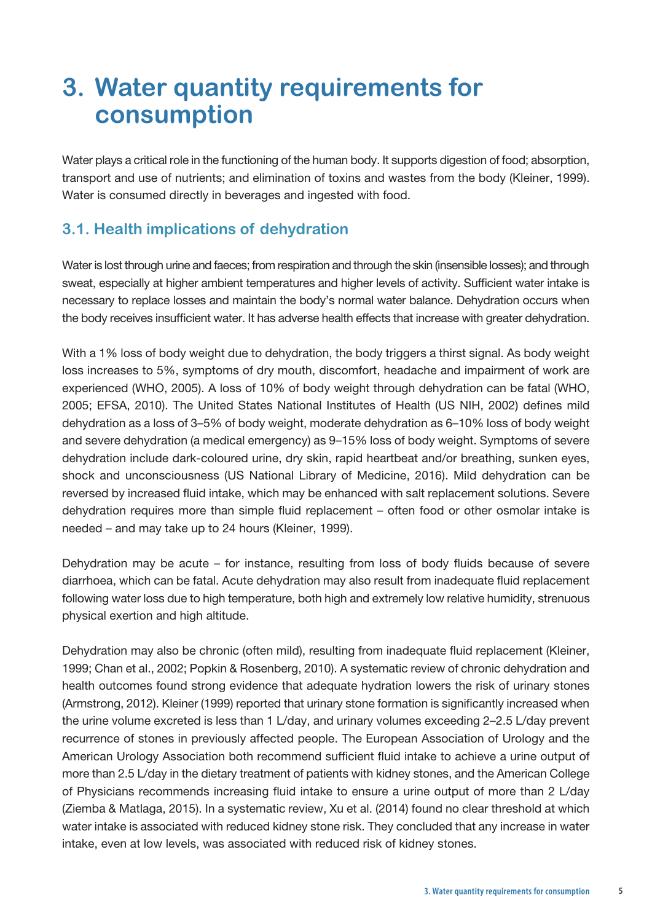# 3. Water quantity requirements for consumption

Water plays a critical role in the functioning of the human body. It supports digestion of food; absorption, transport and use of nutrients; and elimination of toxins and wastes from the body (Kleiner, 1999). Water is consumed directly in beverages and ingested with food.

## 3.1. Health implications of dehydration

Water is lost through urine and faeces; from respiration and through the skin (insensible losses); and through sweat, especially at higher ambient temperatures and higher levels of activity. Sufficient water intake is necessary to replace losses and maintain the body's normal water balance. Dehydration occurs when the body receives insufficient water. It has adverse health effects that increase with greater dehydration.

With a 1% loss of body weight due to dehydration, the body triggers a thirst signal. As body weight loss increases to 5%, symptoms of dry mouth, discomfort, headache and impairment of work are experienced (WHO, 2005). A loss of 10% of body weight through dehydration can be fatal (WHO, 2005; EFSA, 2010). The United States National Institutes of Health (US NIH, 2002) defines mild dehydration as a loss of 3–5% of body weight, moderate dehydration as 6–10% loss of body weight and severe dehydration (a medical emergency) as 9–15% loss of body weight. Symptoms of severe dehydration include dark-coloured urine, dry skin, rapid heartbeat and/or breathing, sunken eyes, shock and unconsciousness (US National Library of Medicine, 2016). Mild dehydration can be reversed by increased fluid intake, which may be enhanced with salt replacement solutions. Severe dehydration requires more than simple fluid replacement – often food or other osmolar intake is needed – and may take up to 24 hours (Kleiner, 1999).

Dehydration may be acute – for instance, resulting from loss of body fluids because of severe diarrhoea, which can be fatal. Acute dehydration may also result from inadequate fluid replacement following water loss due to high temperature, both high and extremely low relative humidity, strenuous physical exertion and high altitude.

Dehydration may also be chronic (often mild), resulting from inadequate fluid replacement (Kleiner, 1999; Chan et al., 2002; Popkin & Rosenberg, 2010). A systematic review of chronic dehydration and health outcomes found strong evidence that adequate hydration lowers the risk of urinary stones (Armstrong, 2012). Kleiner (1999) reported that urinary stone formation is significantly increased when the urine volume excreted is less than 1 L/day, and urinary volumes exceeding 2–2.5 L/day prevent recurrence of stones in previously affected people. The European Association of Urology and the American Urology Association both recommend sufficient fluid intake to achieve a urine output of more than 2.5 L/day in the dietary treatment of patients with kidney stones, and the American College of Physicians recommends increasing fluid intake to ensure a urine output of more than 2 L/day (Ziemba & Matlaga, 2015). In a systematic review, Xu et al. (2014) found no clear threshold at which water intake is associated with reduced kidney stone risk. They concluded that any increase in water intake, even at low levels, was associated with reduced risk of kidney stones.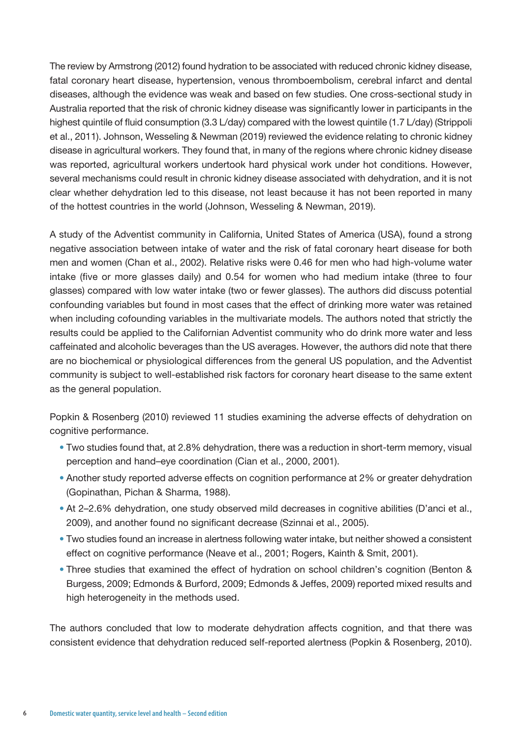The review by Armstrong (2012) found hydration to be associated with reduced chronic kidney disease, fatal coronary heart disease, hypertension, venous thromboembolism, cerebral infarct and dental diseases, although the evidence was weak and based on few studies. One cross-sectional study in Australia reported that the risk of chronic kidney disease was significantly lower in participants in the highest quintile of fluid consumption (3.3 L/day) compared with the lowest quintile (1.7 L/day) (Strippoli et al., 2011). Johnson, Wesseling & Newman (2019) reviewed the evidence relating to chronic kidney disease in agricultural workers. They found that, in many of the regions where chronic kidney disease was reported, agricultural workers undertook hard physical work under hot conditions. However, several mechanisms could result in chronic kidney disease associated with dehydration, and it is not clear whether dehydration led to this disease, not least because it has not been reported in many of the hottest countries in the world (Johnson, Wesseling & Newman, 2019).

A study of the Adventist community in California, United States of America (USA), found a strong negative association between intake of water and the risk of fatal coronary heart disease for both men and women (Chan et al., 2002). Relative risks were 0.46 for men who had high-volume water intake (five or more glasses daily) and 0.54 for women who had medium intake (three to four glasses) compared with low water intake (two or fewer glasses). The authors did discuss potential confounding variables but found in most cases that the effect of drinking more water was retained when including cofounding variables in the multivariate models. The authors noted that strictly the results could be applied to the Californian Adventist community who do drink more water and less caffeinated and alcoholic beverages than the US averages. However, the authors did note that there are no biochemical or physiological differences from the general US population, and the Adventist community is subject to well-established risk factors for coronary heart disease to the same extent as the general population.

Popkin & Rosenberg (2010) reviewed 11 studies examining the adverse effects of dehydration on cognitive performance.

- Two studies found that, at 2.8% dehydration, there was a reduction in short-term memory, visual perception and hand–eye coordination (Cian et al., 2000, 2001).
- Another study reported adverse effects on cognition performance at 2% or greater dehydration (Gopinathan, Pichan & Sharma, 1988).
- At 2–2.6% dehydration, one study observed mild decreases in cognitive abilities (D'anci et al., 2009), and another found no significant decrease (Szinnai et al., 2005).
- Two studies found an increase in alertness following water intake, but neither showed a consistent effect on cognitive performance (Neave et al., 2001; Rogers, Kainth & Smit, 2001).
- Three studies that examined the effect of hydration on school children's cognition (Benton & Burgess, 2009; Edmonds & Burford, 2009; Edmonds & Jeffes, 2009) reported mixed results and high heterogeneity in the methods used.

The authors concluded that low to moderate dehydration affects cognition, and that there was consistent evidence that dehydration reduced self-reported alertness (Popkin & Rosenberg, 2010).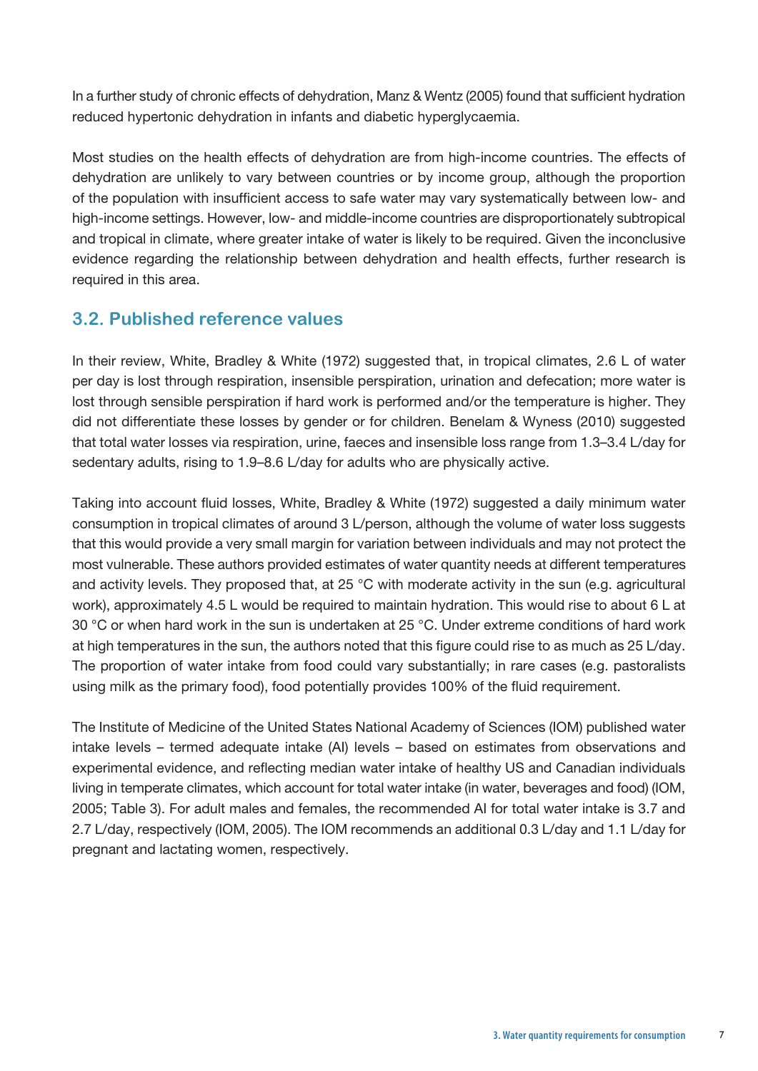In a further study of chronic effects of dehydration, Manz & Wentz (2005) found that sufficient hydration reduced hypertonic dehydration in infants and diabetic hyperglycaemia.

Most studies on the health effects of dehydration are from high-income countries. The effects of dehydration are unlikely to vary between countries or by income group, although the proportion of the population with insufficient access to safe water may vary systematically between low- and high-income settings. However, low- and middle-income countries are disproportionately subtropical and tropical in climate, where greater intake of water is likely to be required. Given the inconclusive evidence regarding the relationship between dehydration and health effects, further research is required in this area.

## 3.2. Published reference values

In their review, White, Bradley & White (1972) suggested that, in tropical climates, 2.6 L of water per day is lost through respiration, insensible perspiration, urination and defecation; more water is lost through sensible perspiration if hard work is performed and/or the temperature is higher. They did not differentiate these losses by gender or for children. Benelam & Wyness (2010) suggested that total water losses via respiration, urine, faeces and insensible loss range from 1.3–3.4 L/day for sedentary adults, rising to 1.9–8.6 L/day for adults who are physically active.

Taking into account fluid losses, White, Bradley & White (1972) suggested a daily minimum water consumption in tropical climates of around 3 L/person, although the volume of water loss suggests that this would provide a very small margin for variation between individuals and may not protect the most vulnerable. These authors provided estimates of water quantity needs at different temperatures and activity levels. They proposed that, at 25 °C with moderate activity in the sun (e.g. agricultural work), approximately 4.5 L would be required to maintain hydration. This would rise to about 6 L at 30 °C or when hard work in the sun is undertaken at 25 °C. Under extreme conditions of hard work at high temperatures in the sun, the authors noted that this figure could rise to as much as 25 L/day. The proportion of water intake from food could vary substantially; in rare cases (e.g. pastoralists using milk as the primary food), food potentially provides 100% of the fluid requirement.

The Institute of Medicine of the United States National Academy of Sciences (IOM) published water intake levels – termed adequate intake (AI) levels – based on estimates from observations and experimental evidence, and reflecting median water intake of healthy US and Canadian individuals living in temperate climates, which account for total water intake (in water, beverages and food) (IOM, 2005; Table 3). For adult males and females, the recommended AI for total water intake is 3.7 and 2.7 L/day, respectively (IOM, 2005). The IOM recommends an additional 0.3 L/day and 1.1 L/day for pregnant and lactating women, respectively.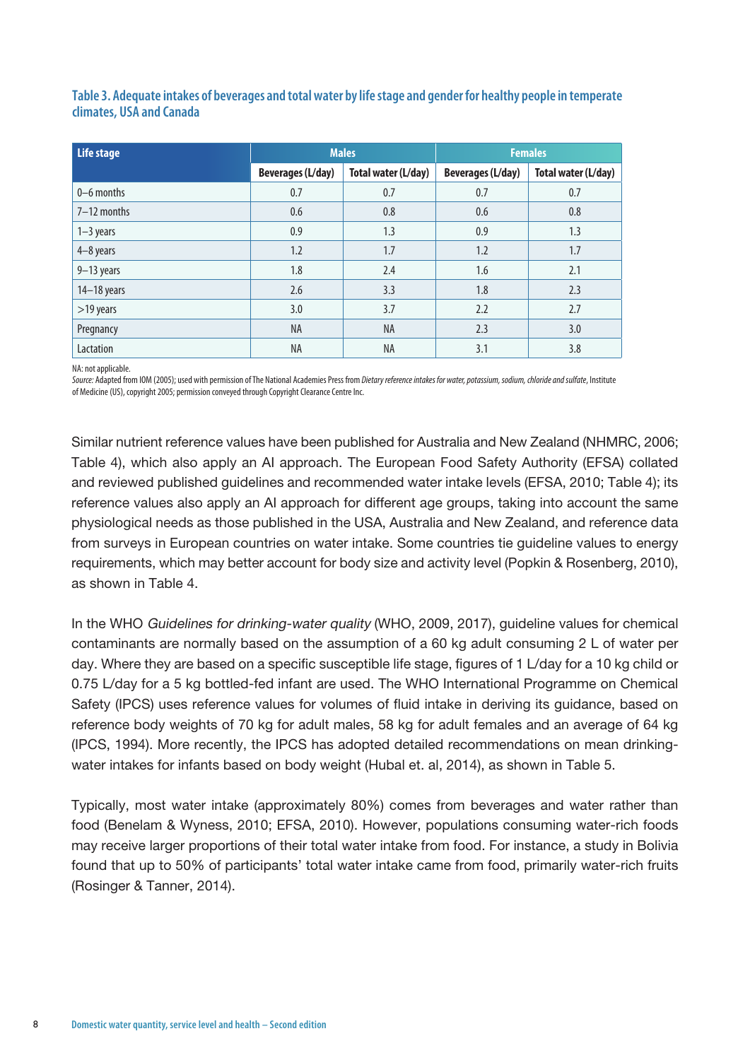**Table 3. Adequate intakes of beverages and total water by life stage and gender for healthy people in temperate climates, USA and Canada**

| Life stage | Males | | Females | |
|---|---|---|---|---|
| | Beverages (L/day) | Total water (L/day) | Beverages (L/day) | Total water (L/day) |
| 0–6 months | 0.7 | 0.7 | 0.7 | 0.7 |
| 7–12 months | 0.6 | 0.8 | 0.6 | 0.8 |
| 1–3 years | 0.9 | 1.3 | 0.9 | 1.3 |
| 4–8 years | 1.2 | 1.7 | 1.2 | 1.7 |
| 9–13 years | 1.8 | 2.4 | 1.6 | 2.1 |
| 14–18 years | 2.6 | 3.3 | 1.8 | 2.3 |
| >19 years | 3.0 | 3.7 | 2.2 | 2.7 |
| Pregnancy | NA | NA | 2.3 | 3.0 |
| Lactation | NA | NA | 3.1 | 3.8 |

NA: not applicable.

*Source:* Adapted from IOM (2005); used with permission of The National Academies Press from *Dietary reference intakes for water, potassium, sodium, chloride and sulfate*, Institute of Medicine (US), copyright 2005; permission conveyed through Copyright Clearance Centre Inc.

Similar nutrient reference values have been published for Australia and New Zealand (NHMRC, 2006; Table 4), which also apply an AI approach. The European Food Safety Authority (EFSA) collated and reviewed published guidelines and recommended water intake levels (EFSA, 2010; Table 4); its reference values also apply an AI approach for different age groups, taking into account the same physiological needs as those published in the USA, Australia and New Zealand, and reference data from surveys in European countries on water intake. Some countries tie guideline values to energy requirements, which may better account for body size and activity level (Popkin & Rosenberg, 2010), as shown in Table 4.

In the WHO *Guidelines for drinking-water quality* (WHO, 2009, 2017), guideline values for chemical contaminants are normally based on the assumption of a 60 kg adult consuming 2 L of water per day. Where they are based on a specific susceptible life stage, figures of 1 L/day for a 10 kg child or 0.75 L/day for a 5 kg bottled-fed infant are used. The WHO International Programme on Chemical Safety (IPCS) uses reference values for volumes of fluid intake in deriving its guidance, based on reference body weights of 70 kg for adult males, 58 kg for adult females and an average of 64 kg (IPCS, 1994). More recently, the IPCS has adopted detailed recommendations on mean drinking-water intakes for infants based on body weight (Hubal et. al, 2014), as shown in Table 5.

Typically, most water intake (approximately 80%) comes from beverages and water rather than food (Benelam & Wyness, 2010; EFSA, 2010). However, populations consuming water-rich foods may receive larger proportions of their total water intake from food. For instance, a study in Bolivia found that up to 50% of participants' total water intake came from food, primarily water-rich fruits (Rosinger & Tanner, 2014).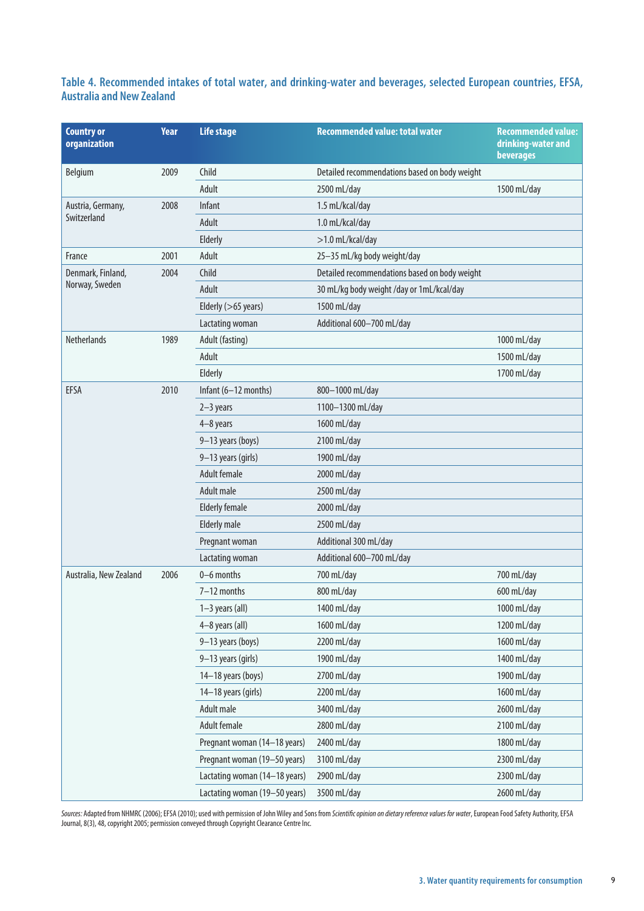**Table 4. Recommended intakes of total water, and drinking-water and beverages, selected European countries, EFSA, Australia and New Zealand**

| Country or organization | Year | Life stage | Recommended value: total water | Recommended value: drinking-water and beverages |
|---|---|---|---|---|
| Belgium | 2009 | Child | Detailed recommendations based on body weight | |
| | | Adult | 2500 mL/day | 1500 mL/day |
| Austria, Germany, Switzerland | 2008 | Infant | 1.5 mL/kcal/day | |
| | | Adult | 1.0 mL/kcal/day | |
| | | Elderly | >1.0 mL/kcal/day | |
| France | 2001 | Adult | 25–35 mL/kg body weight/day | |
| Denmark, Finland, Norway, Sweden | 2004 | Child | Detailed recommendations based on body weight | |
| | | Adult | 30 mL/kg body weight /day or 1mL/kcal/day | |
| | | Elderly (>65 years) | 1500 mL/day | |
| | | Lactating woman | Additional 600–700 mL/day | |
| Netherlands | 1989 | Adult (fasting) | | 1000 mL/day |
| | | Adult | | 1500 mL/day |
| | | Elderly | | 1700 mL/day |
| EFSA | 2010 | Infant (6–12 months) | 800–1000 mL/day | |
| | | 2–3 years | 1100–1300 mL/day | |
| | | 4–8 years | 1600 mL/day | |
| | | 9–13 years (boys) | 2100 mL/day | |
| | | 9–13 years (girls) | 1900 mL/day | |
| | | Adult female | 2000 mL/day | |
| | | Adult male | 2500 mL/day | |
| | | Elderly female | 2000 mL/day | |
| | | Elderly male | 2500 mL/day | |
| | | Pregnant woman | Additional 300 mL/day | |
| | | Lactating woman | Additional 600–700 mL/day | |
| Australia, New Zealand | 2006 | 0–6 months | 700 mL/day | 700 mL/day |
| | | 7–12 months | 800 mL/day | 600 mL/day |
| | | 1–3 years (all) | 1400 mL/day | 1000 mL/day |
| | | 4–8 years (all) | 1600 mL/day | 1200 mL/day |
| | | 9–13 years (boys) | 2200 mL/day | 1600 mL/day |
| | | 9–13 years (girls) | 1900 mL/day | 1400 mL/day |
| | | 14–18 years (boys) | 2700 mL/day | 1900 mL/day |
| | | 14–18 years (girls) | 2200 mL/day | 1600 mL/day |
| | | Adult male | 3400 mL/day | 2600 mL/day |
| | | Adult female | 2800 mL/day | 2100 mL/day |
| | | Pregnant woman (14–18 years) | 2400 mL/day | 1800 mL/day |
| | | Pregnant woman (19–50 years) | 3100 mL/day | 2300 mL/day |
| | | Lactating woman (14–18 years) | 2900 mL/day | 2300 mL/day |
| | | Lactating woman (19–50 years) | 3500 mL/day | 2600 mL/day |

*Sources:* Adapted from NHMRC (2006); EFSA (2010); used with permission of John Wiley and Sons from *Scientific opinion on dietary reference values for water*, European Food Safety Authority, EFSA Journal, 8(3), 48, copyright 2005; permission conveyed through Copyright Clearance Centre Inc.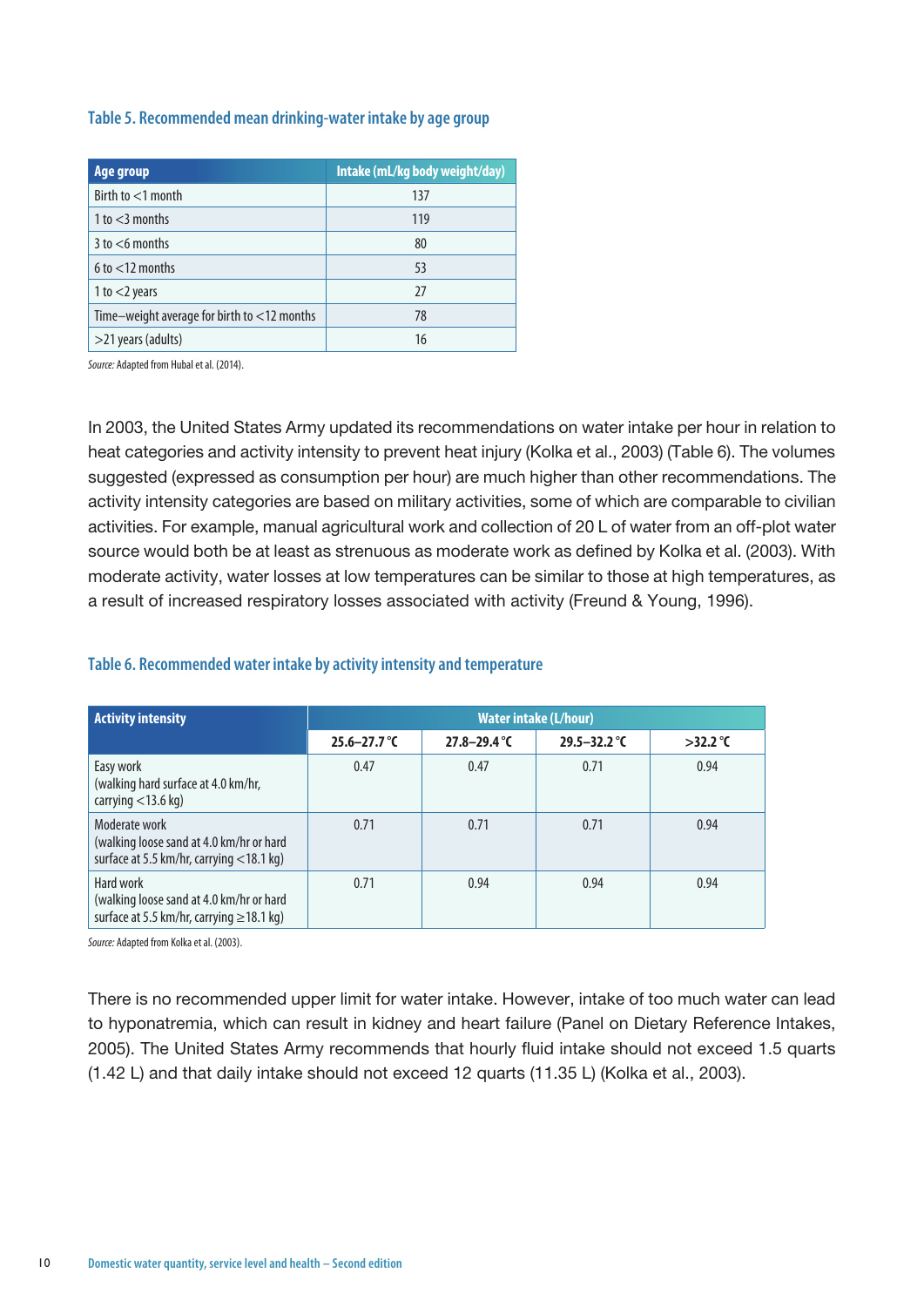### Table 5. Recommended mean drinking-water intake by age group

| Age group | Intake (mL/kg body weight/day) |
|---|---|
| Birth to <1 month | 137 |
| 1 to <3 months | 119 |
| 3 to <6 months | 80 |
| 6 to <12 months | 53 |
| 1 to <2 years | 27 |
| Time–weight average for birth to <12 months | 78 |
| >21 years (adults) | 16 |

*Source:* Adapted from Hubal et al. (2014).

In 2003, the United States Army updated its recommendations on water intake per hour in relation to heat categories and activity intensity to prevent heat injury (Kolka et al., 2003) (Table 6). The volumes suggested (expressed as consumption per hour) are much higher than other recommendations. The activity intensity categories are based on military activities, some of which are comparable to civilian activities. For example, manual agricultural work and collection of 20 L of water from an off-plot water source would both be at least as strenuous as moderate work as defined by Kolka et al. (2003). With moderate activity, water losses at low temperatures can be similar to those at high temperatures, as a result of increased respiratory losses associated with activity (Freund & Young, 1996).

### Table 6. Recommended water intake by activity intensity and temperature

| Activity intensity | Water intake (L/hour) | | | |
|---|---|---|---|---|
| | 25.6–27.7 °C | 27.8–29.4 °C | 29.5–32.2 °C | >32.2 °C |
| Easy work (walking hard surface at 4.0 km/hr, carrying <13.6 kg) | 0.47 | 0.47 | 0.71 | 0.94 |
| Moderate work (walking loose sand at 4.0 km/hr or hard surface at 5.5 km/hr, carrying <18.1 kg) | 0.71 | 0.71 | 0.71 | 0.94 |
| Hard work (walking loose sand at 4.0 km/hr or hard surface at 5.5 km/hr, carrying ≥18.1 kg) | 0.71 | 0.94 | 0.94 | 0.94 |

*Source:* Adapted from Kolka et al. (2003).

There is no recommended upper limit for water intake. However, intake of too much water can lead to hyponatremia, which can result in kidney and heart failure (Panel on Dietary Reference Intakes, 2005). The United States Army recommends that hourly fluid intake should not exceed 1.5 quarts (1.42 L) and that daily intake should not exceed 12 quarts (11.35 L) (Kolka et al., 2003).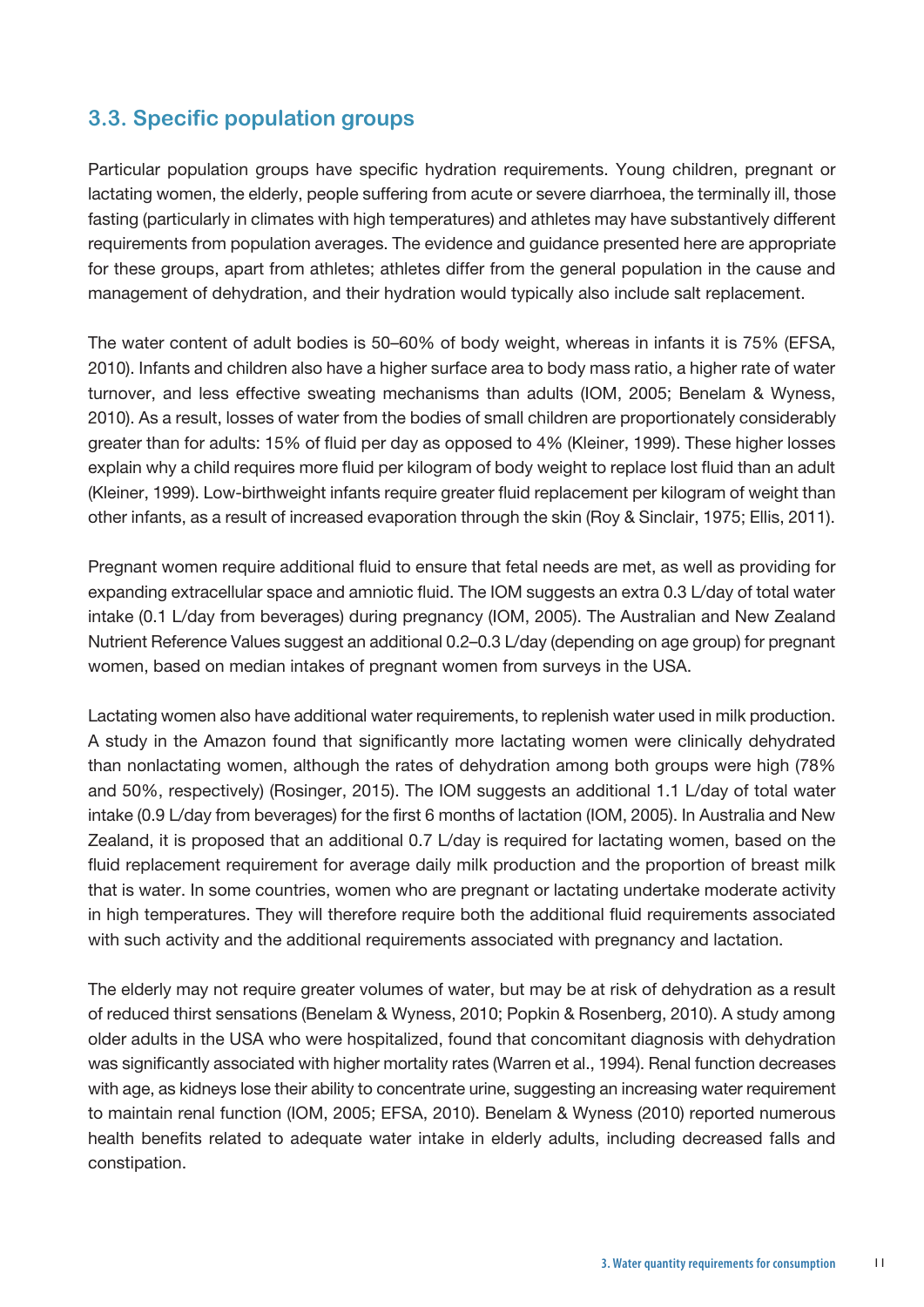## 3.3. Specific population groups

Particular population groups have specific hydration requirements. Young children, pregnant or lactating women, the elderly, people suffering from acute or severe diarrhoea, the terminally ill, those fasting (particularly in climates with high temperatures) and athletes may have substantively different requirements from population averages. The evidence and guidance presented here are appropriate for these groups, apart from athletes; athletes differ from the general population in the cause and management of dehydration, and their hydration would typically also include salt replacement.

The water content of adult bodies is 50–60% of body weight, whereas in infants it is 75% (EFSA, 2010). Infants and children also have a higher surface area to body mass ratio, a higher rate of water turnover, and less effective sweating mechanisms than adults (IOM, 2005; Benelam & Wyness, 2010). As a result, losses of water from the bodies of small children are proportionately considerably greater than for adults: 15% of fluid per day as opposed to 4% (Kleiner, 1999). These higher losses explain why a child requires more fluid per kilogram of body weight to replace lost fluid than an adult (Kleiner, 1999). Low-birthweight infants require greater fluid replacement per kilogram of weight than other infants, as a result of increased evaporation through the skin (Roy & Sinclair, 1975; Ellis, 2011).

Pregnant women require additional fluid to ensure that fetal needs are met, as well as providing for expanding extracellular space and amniotic fluid. The IOM suggests an extra 0.3 L/day of total water intake (0.1 L/day from beverages) during pregnancy (IOM, 2005). The Australian and New Zealand Nutrient Reference Values suggest an additional 0.2–0.3 L/day (depending on age group) for pregnant women, based on median intakes of pregnant women from surveys in the USA.

Lactating women also have additional water requirements, to replenish water used in milk production. A study in the Amazon found that significantly more lactating women were clinically dehydrated than nonlactating women, although the rates of dehydration among both groups were high (78% and 50%, respectively) (Rosinger, 2015). The IOM suggests an additional 1.1 L/day of total water intake (0.9 L/day from beverages) for the first 6 months of lactation (IOM, 2005). In Australia and New Zealand, it is proposed that an additional 0.7 L/day is required for lactating women, based on the fluid replacement requirement for average daily milk production and the proportion of breast milk that is water. In some countries, women who are pregnant or lactating undertake moderate activity in high temperatures. They will therefore require both the additional fluid requirements associated with such activity and the additional requirements associated with pregnancy and lactation.

The elderly may not require greater volumes of water, but may be at risk of dehydration as a result of reduced thirst sensations (Benelam & Wyness, 2010; Popkin & Rosenberg, 2010). A study among older adults in the USA who were hospitalized, found that concomitant diagnosis with dehydration was significantly associated with higher mortality rates (Warren et al., 1994). Renal function decreases with age, as kidneys lose their ability to concentrate urine, suggesting an increasing water requirement to maintain renal function (IOM, 2005; EFSA, 2010). Benelam & Wyness (2010) reported numerous health benefits related to adequate water intake in elderly adults, including decreased falls and constipation.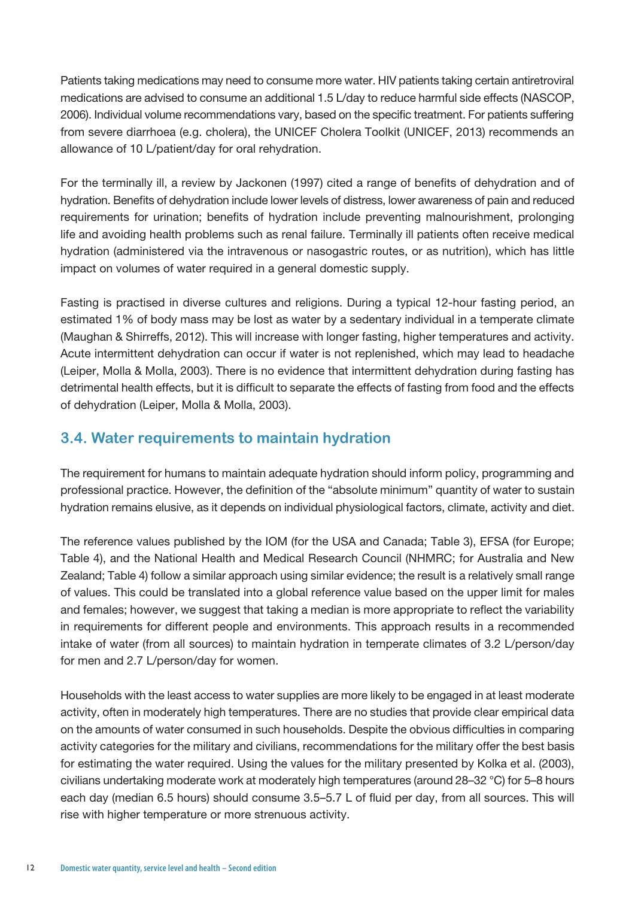Patients taking medications may need to consume more water. HIV patients taking certain antiretroviral medications are advised to consume an additional 1.5 L/day to reduce harmful side effects (NASCOP, 2006). Individual volume recommendations vary, based on the specific treatment. For patients suffering from severe diarrhoea (e.g. cholera), the UNICEF Cholera Toolkit (UNICEF, 2013) recommends an allowance of 10 L/patient/day for oral rehydration.

For the terminally ill, a review by Jackonen (1997) cited a range of benefits of dehydration and of hydration. Benefits of dehydration include lower levels of distress, lower awareness of pain and reduced requirements for urination; benefits of hydration include preventing malnourishment, prolonging life and avoiding health problems such as renal failure. Terminally ill patients often receive medical hydration (administered via the intravenous or nasogastric routes, or as nutrition), which has little impact on volumes of water required in a general domestic supply.

Fasting is practised in diverse cultures and religions. During a typical 12-hour fasting period, an estimated 1% of body mass may be lost as water by a sedentary individual in a temperate climate (Maughan & Shirreffs, 2012). This will increase with longer fasting, higher temperatures and activity. Acute intermittent dehydration can occur if water is not replenished, which may lead to headache (Leiper, Molla & Molla, 2003). There is no evidence that intermittent dehydration during fasting has detrimental health effects, but it is difficult to separate the effects of fasting from food and the effects of dehydration (Leiper, Molla & Molla, 2003).

## 3.4. Water requirements to maintain hydration

The requirement for humans to maintain adequate hydration should inform policy, programming and professional practice. However, the definition of the "absolute minimum" quantity of water to sustain hydration remains elusive, as it depends on individual physiological factors, climate, activity and diet.

The reference values published by the IOM (for the USA and Canada; Table 3), EFSA (for Europe; Table 4), and the National Health and Medical Research Council (NHMRC; for Australia and New Zealand; Table 4) follow a similar approach using similar evidence; the result is a relatively small range of values. This could be translated into a global reference value based on the upper limit for males and females; however, we suggest that taking a median is more appropriate to reflect the variability in requirements for different people and environments. This approach results in a recommended intake of water (from all sources) to maintain hydration in temperate climates of 3.2 L/person/day for men and 2.7 L/person/day for women.

Households with the least access to water supplies are more likely to be engaged in at least moderate activity, often in moderately high temperatures. There are no studies that provide clear empirical data on the amounts of water consumed in such households. Despite the obvious difficulties in comparing activity categories for the military and civilians, recommendations for the military offer the best basis for estimating the water required. Using the values for the military presented by Kolka et al. (2003), civilians undertaking moderate work at moderately high temperatures (around 28–32 °C) for 5–8 hours each day (median 6.5 hours) should consume 3.5–5.7 L of fluid per day, from all sources. This will rise with higher temperature or more strenuous activity.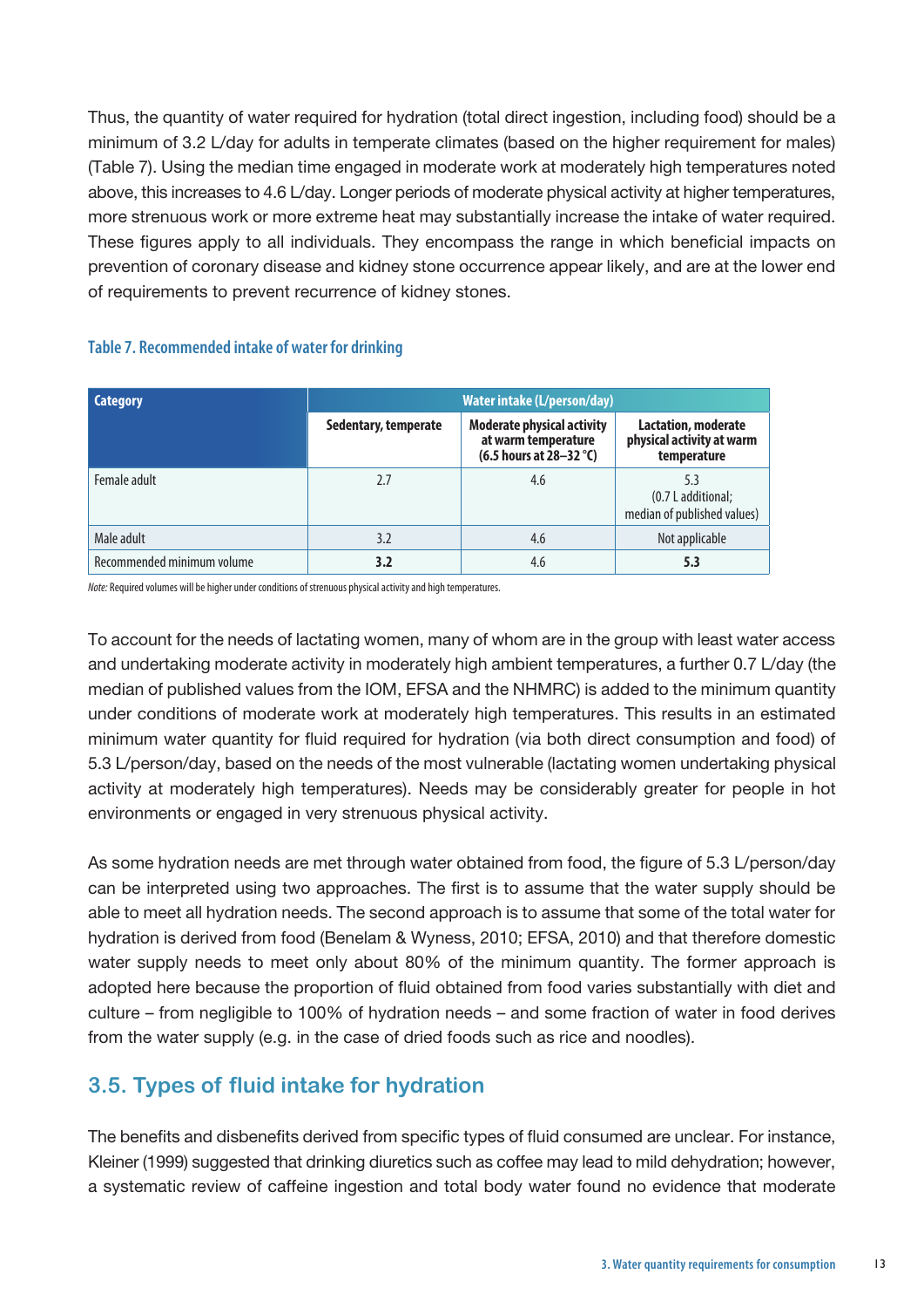Thus, the quantity of water required for hydration (total direct ingestion, including food) should be a minimum of 3.2 L/day for adults in temperate climates (based on the higher requirement for males) (Table 7). Using the median time engaged in moderate work at moderately high temperatures noted above, this increases to 4.6 L/day. Longer periods of moderate physical activity at higher temperatures, more strenuous work or more extreme heat may substantially increase the intake of water required. These figures apply to all individuals. They encompass the range in which beneficial impacts on prevention of coronary disease and kidney stone occurrence appear likely, and are at the lower end of requirements to prevent recurrence of kidney stones.

**Table 7. Recommended intake of water for drinking**

| Category | Water intake (L/person/day) | | |
|---|---|---|---|
| | Sedentary, temperate | Moderate physical activity at warm temperature (6.5 hours at 28–32 °C) | Lactation, moderate physical activity at warm temperature |
| Female adult | 2.7 | 4.6 | 5.3 (0.7 L additional; median of published values) |
| Male adult | 3.2 | 4.6 | Not applicable |
| Recommended minimum volume | **3.2** | 4.6 | **5.3** |

*Note:* Required volumes will be higher under conditions of strenuous physical activity and high temperatures.

To account for the needs of lactating women, many of whom are in the group with least water access and undertaking moderate activity in moderately high ambient temperatures, a further 0.7 L/day (the median of published values from the IOM, EFSA and the NHMRC) is added to the minimum quantity under conditions of moderate work at moderately high temperatures. This results in an estimated minimum water quantity for fluid required for hydration (via both direct consumption and food) of 5.3 L/person/day, based on the needs of the most vulnerable (lactating women undertaking physical activity at moderately high temperatures). Needs may be considerably greater for people in hot environments or engaged in very strenuous physical activity.

As some hydration needs are met through water obtained from food, the figure of 5.3 L/person/day can be interpreted using two approaches. The first is to assume that the water supply should be able to meet all hydration needs. The second approach is to assume that some of the total water for hydration is derived from food (Benelam & Wyness, 2010; EFSA, 2010) and that therefore domestic water supply needs to meet only about 80% of the minimum quantity. The former approach is adopted here because the proportion of fluid obtained from food varies substantially with diet and culture – from negligible to 100% of hydration needs – and some fraction of water in food derives from the water supply (e.g. in the case of dried foods such as rice and noodles).

## 3.5. Types of fluid intake for hydration

The benefits and disbenefits derived from specific types of fluid consumed are unclear. For instance, Kleiner (1999) suggested that drinking diuretics such as coffee may lead to mild dehydration; however, a systematic review of caffeine ingestion and total body water found no evidence that moderate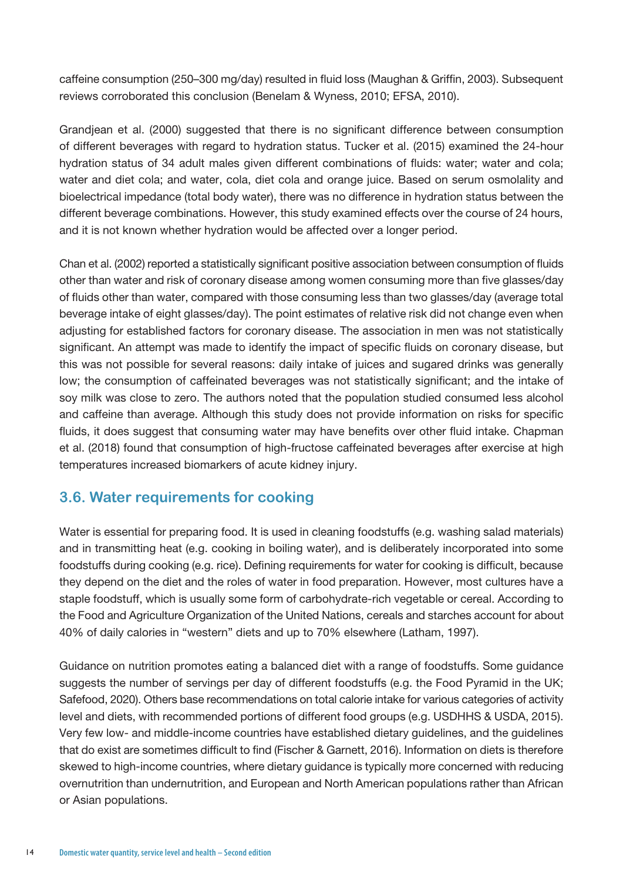caffeine consumption (250–300 mg/day) resulted in fluid loss (Maughan & Griffin, 2003). Subsequent reviews corroborated this conclusion (Benelam & Wyness, 2010; EFSA, 2010).

Grandjean et al. (2000) suggested that there is no significant difference between consumption of different beverages with regard to hydration status. Tucker et al. (2015) examined the 24-hour hydration status of 34 adult males given different combinations of fluids: water; water and cola; water and diet cola; and water, cola, diet cola and orange juice. Based on serum osmolality and bioelectrical impedance (total body water), there was no difference in hydration status between the different beverage combinations. However, this study examined effects over the course of 24 hours, and it is not known whether hydration would be affected over a longer period.

Chan et al. (2002) reported a statistically significant positive association between consumption of fluids other than water and risk of coronary disease among women consuming more than five glasses/day of fluids other than water, compared with those consuming less than two glasses/day (average total beverage intake of eight glasses/day). The point estimates of relative risk did not change even when adjusting for established factors for coronary disease. The association in men was not statistically significant. An attempt was made to identify the impact of specific fluids on coronary disease, but this was not possible for several reasons: daily intake of juices and sugared drinks was generally low; the consumption of caffeinated beverages was not statistically significant; and the intake of soy milk was close to zero. The authors noted that the population studied consumed less alcohol and caffeine than average. Although this study does not provide information on risks for specific fluids, it does suggest that consuming water may have benefits over other fluid intake. Chapman et al. (2018) found that consumption of high-fructose caffeinated beverages after exercise at high temperatures increased biomarkers of acute kidney injury.

## 3.6. Water requirements for cooking

Water is essential for preparing food. It is used in cleaning foodstuffs (e.g. washing salad materials) and in transmitting heat (e.g. cooking in boiling water), and is deliberately incorporated into some foodstuffs during cooking (e.g. rice). Defining requirements for water for cooking is difficult, because they depend on the diet and the roles of water in food preparation. However, most cultures have a staple foodstuff, which is usually some form of carbohydrate-rich vegetable or cereal. According to the Food and Agriculture Organization of the United Nations, cereals and starches account for about 40% of daily calories in "western" diets and up to 70% elsewhere (Latham, 1997).

Guidance on nutrition promotes eating a balanced diet with a range of foodstuffs. Some guidance suggests the number of servings per day of different foodstuffs (e.g. the Food Pyramid in the UK; Safefood, 2020). Others base recommendations on total calorie intake for various categories of activity level and diets, with recommended portions of different food groups (e.g. USDHHS & USDA, 2015). Very few low- and middle-income countries have established dietary guidelines, and the guidelines that do exist are sometimes difficult to find (Fischer & Garnett, 2016). Information on diets is therefore skewed to high-income countries, where dietary guidance is typically more concerned with reducing overnutrition than undernutrition, and European and North American populations rather than African or Asian populations.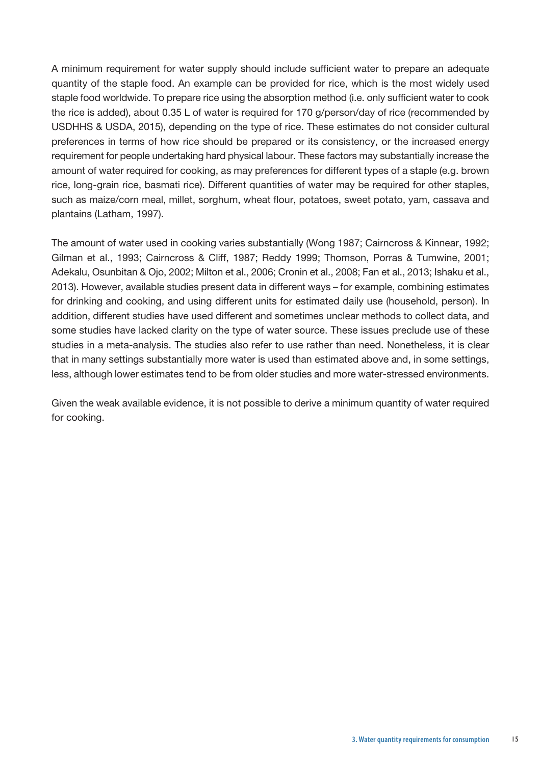A minimum requirement for water supply should include sufficient water to prepare an adequate quantity of the staple food. An example can be provided for rice, which is the most widely used staple food worldwide. To prepare rice using the absorption method (i.e. only sufficient water to cook the rice is added), about 0.35 L of water is required for 170 g/person/day of rice (recommended by USDHHS & USDA, 2015), depending on the type of rice. These estimates do not consider cultural preferences in terms of how rice should be prepared or its consistency, or the increased energy requirement for people undertaking hard physical labour. These factors may substantially increase the amount of water required for cooking, as may preferences for different types of a staple (e.g. brown rice, long-grain rice, basmati rice). Different quantities of water may be required for other staples, such as maize/corn meal, millet, sorghum, wheat flour, potatoes, sweet potato, yam, cassava and plantains (Latham, 1997).

The amount of water used in cooking varies substantially (Wong 1987; Cairncross & Kinnear, 1992; Gilman et al., 1993; Cairncross & Cliff, 1987; Reddy 1999; Thomson, Porras & Tumwine, 2001; Adekalu, Osunbitan & Ojo, 2002; Milton et al., 2006; Cronin et al., 2008; Fan et al., 2013; Ishaku et al., 2013). However, available studies present data in different ways – for example, combining estimates for drinking and cooking, and using different units for estimated daily use (household, person). In addition, different studies have used different and sometimes unclear methods to collect data, and some studies have lacked clarity on the type of water source. These issues preclude use of these studies in a meta-analysis. The studies also refer to use rather than need. Nonetheless, it is clear that in many settings substantially more water is used than estimated above and, in some settings, less, although lower estimates tend to be from older studies and more water-stressed environments.

Given the weak available evidence, it is not possible to derive a minimum quantity of water required for cooking.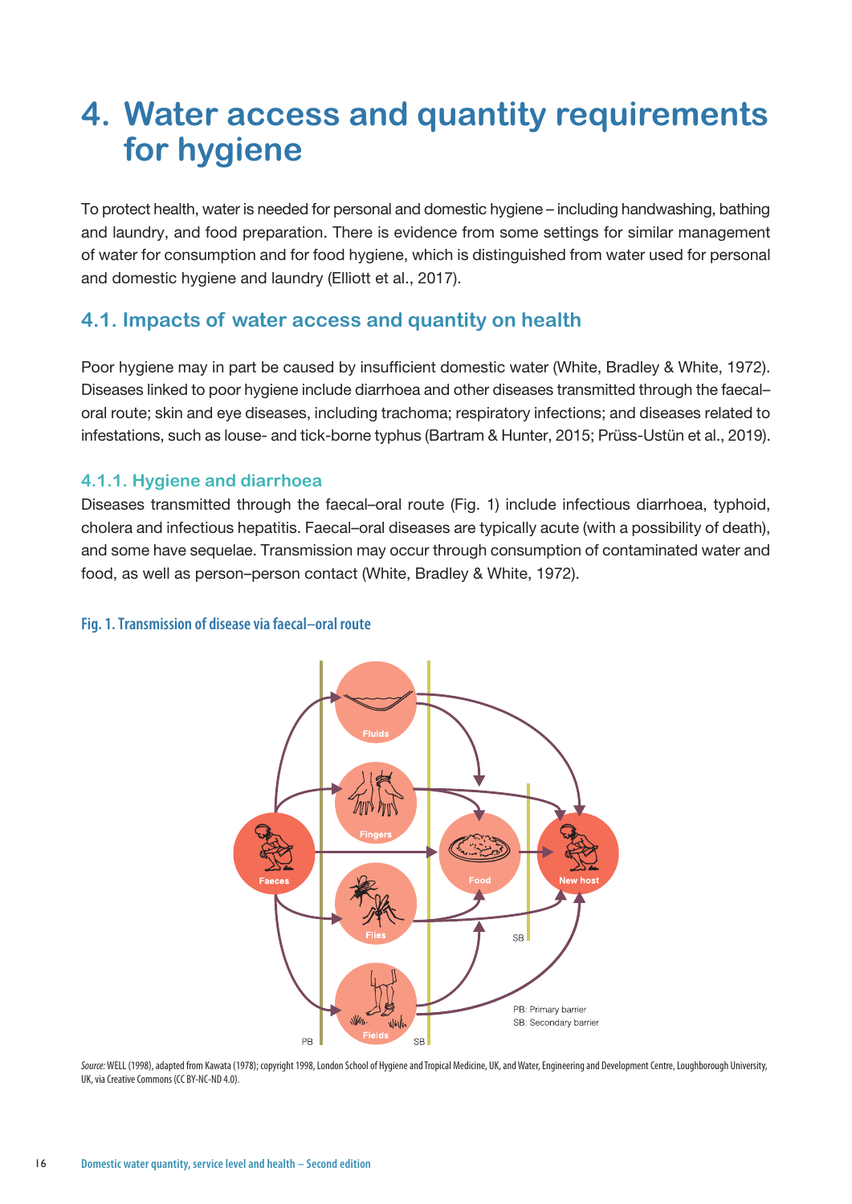# 4. Water access and quantity requirements for hygiene

To protect health, water is needed for personal and domestic hygiene – including handwashing, bathing and laundry, and food preparation. There is evidence from some settings for similar management of water for consumption and for food hygiene, which is distinguished from water used for personal and domestic hygiene and laundry (Elliott et al., 2017).

## 4.1. Impacts of water access and quantity on health

Poor hygiene may in part be caused by insufficient domestic water (White, Bradley & White, 1972). Diseases linked to poor hygiene include diarrhoea and other diseases transmitted through the faecal–oral route; skin and eye diseases, including trachoma; respiratory infections; and diseases related to infestations, such as louse- and tick-borne typhus (Bartram & Hunter, 2015; Prüss-Ustün et al., 2019).

### 4.1.1. Hygiene and diarrhoea

Diseases transmitted through the faecal–oral route (Fig. 1) include infectious diarrhoea, typhoid, cholera and infectious hepatitis. Faecal–oral diseases are typically acute (with a possibility of death), and some have sequelae. Transmission may occur through consumption of contaminated water and food, as well as person–person contact (White, Bradley & White, 1972).

**Fig. 1. Transmission of disease via faecal–oral route**

*Source:* WELL (1998), adapted from Kawata (1978); copyright 1998, London School of Hygiene and Tropical Medicine, UK, and Water, Engineering and Development Centre, Loughborough University, UK, via Creative Commons (CC BY-NC-ND 4.0).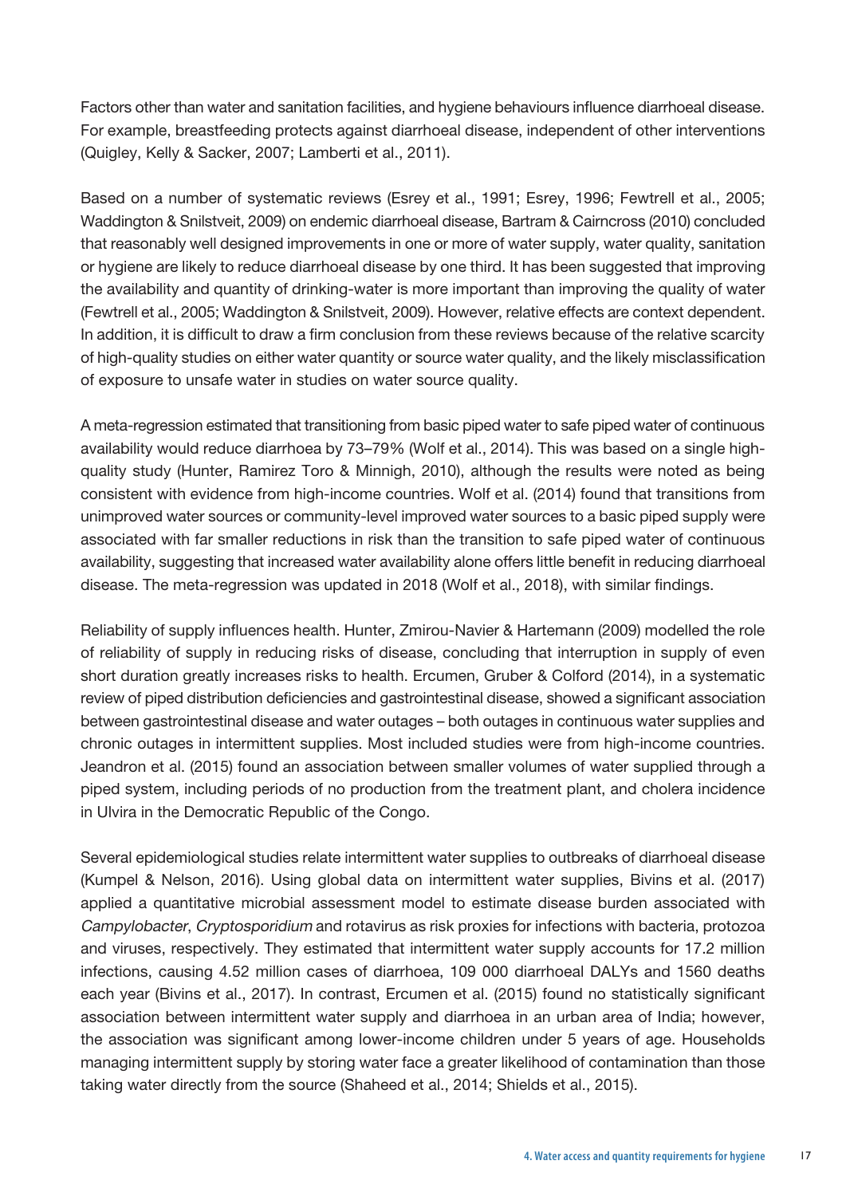Factors other than water and sanitation facilities, and hygiene behaviours influence diarrhoeal disease. For example, breastfeeding protects against diarrhoeal disease, independent of other interventions (Quigley, Kelly & Sacker, 2007; Lamberti et al., 2011).

Based on a number of systematic reviews (Esrey et al., 1991; Esrey, 1996; Fewtrell et al., 2005; Waddington & Snilstveit, 2009) on endemic diarrhoeal disease, Bartram & Cairncross (2010) concluded that reasonably well designed improvements in one or more of water supply, water quality, sanitation or hygiene are likely to reduce diarrhoeal disease by one third. It has been suggested that improving the availability and quantity of drinking-water is more important than improving the quality of water (Fewtrell et al., 2005; Waddington & Snilstveit, 2009). However, relative effects are context dependent. In addition, it is difficult to draw a firm conclusion from these reviews because of the relative scarcity of high-quality studies on either water quantity or source water quality, and the likely misclassification of exposure to unsafe water in studies on water source quality.

A meta-regression estimated that transitioning from basic piped water to safe piped water of continuous availability would reduce diarrhoea by 73–79% (Wolf et al., 2014). This was based on a single high-quality study (Hunter, Ramirez Toro & Minnigh, 2010), although the results were noted as being consistent with evidence from high-income countries. Wolf et al. (2014) found that transitions from unimproved water sources or community-level improved water sources to a basic piped supply were associated with far smaller reductions in risk than the transition to safe piped water of continuous availability, suggesting that increased water availability alone offers little benefit in reducing diarrhoeal disease. The meta-regression was updated in 2018 (Wolf et al., 2018), with similar findings.

Reliability of supply influences health. Hunter, Zmirou-Navier & Hartemann (2009) modelled the role of reliability of supply in reducing risks of disease, concluding that interruption in supply of even short duration greatly increases risks to health. Ercumen, Gruber & Colford (2014), in a systematic review of piped distribution deficiencies and gastrointestinal disease, showed a significant association between gastrointestinal disease and water outages – both outages in continuous water supplies and chronic outages in intermittent supplies. Most included studies were from high-income countries. Jeandron et al. (2015) found an association between smaller volumes of water supplied through a piped system, including periods of no production from the treatment plant, and cholera incidence in Ulvira in the Democratic Republic of the Congo.

Several epidemiological studies relate intermittent water supplies to outbreaks of diarrhoeal disease (Kumpel & Nelson, 2016). Using global data on intermittent water supplies, Bivins et al. (2017) applied a quantitative microbial assessment model to estimate disease burden associated with *Campylobacter*, *Cryptosporidium* and rotavirus as risk proxies for infections with bacteria, protozoa and viruses, respectively. They estimated that intermittent water supply accounts for 17.2 million infections, causing 4.52 million cases of diarrhoea, 109 000 diarrhoeal DALYs and 1560 deaths each year (Bivins et al., 2017). In contrast, Ercumen et al. (2015) found no statistically significant association between intermittent water supply and diarrhoea in an urban area of India; however, the association was significant among lower-income children under 5 years of age. Households managing intermittent supply by storing water face a greater likelihood of contamination than those taking water directly from the source (Shaheed et al., 2014; Shields et al., 2015).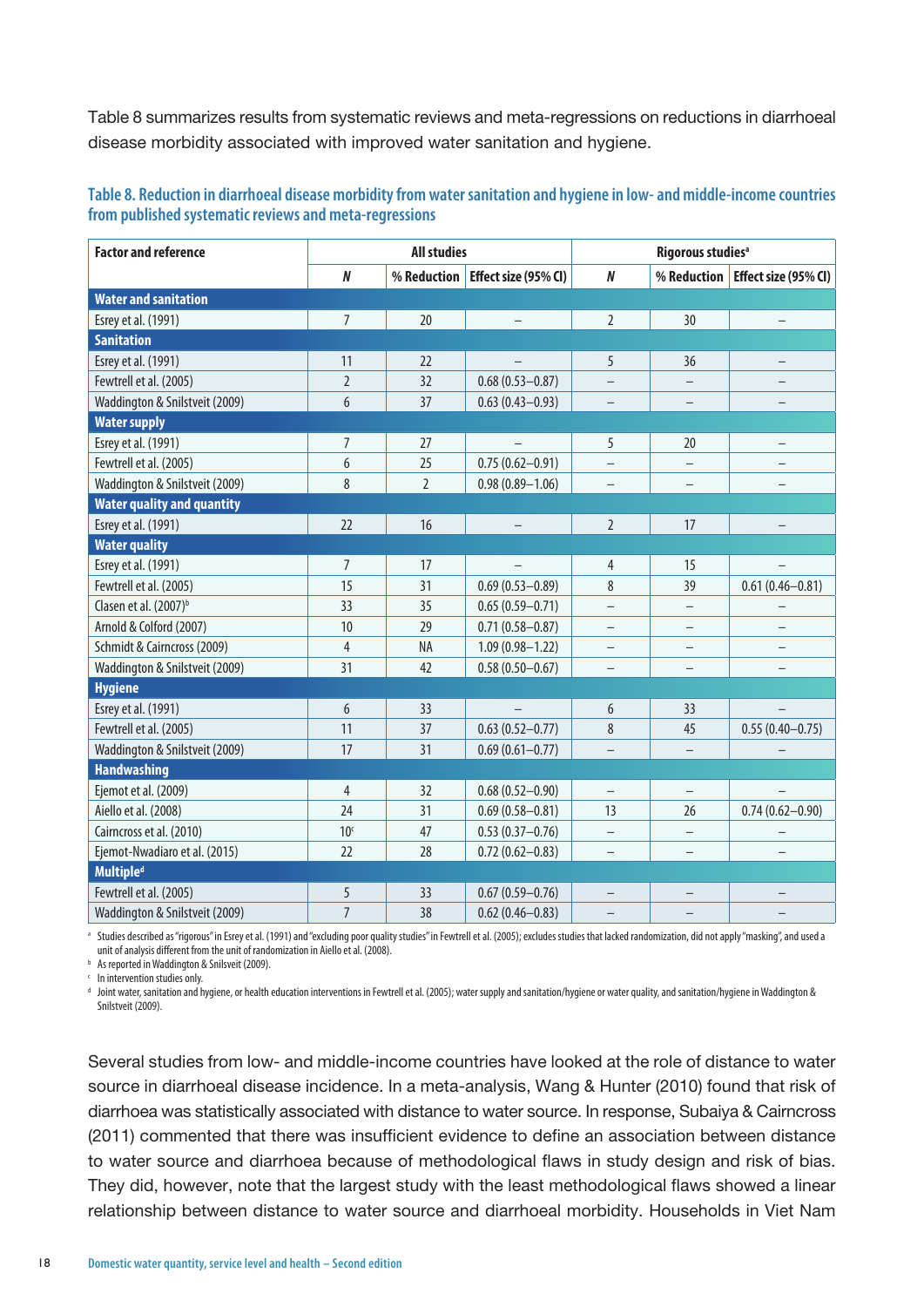Table 8 summarizes results from systematic reviews and meta-regressions on reductions in diarrhoeal disease morbidity associated with improved water sanitation and hygiene.

**Table 8. Reduction in diarrhoeal disease morbidity from water sanitation and hygiene in low- and middle-income countries from published systematic reviews and meta-regressions**

| Factor and reference | All studies | | | Rigorous studies[a] | | |
|---|---|---|---|---|---|---|
| | *N* | % Reduction | Effect size (95% CI) | *N* | % Reduction | Effect size (95% CI) |
| **Water and sanitation** | | | | | | |
| Esrey et al. (1991) | 7 | 20 | – | 2 | 30 | – |
| **Sanitation** | | | | | | |
| Esrey et al. (1991) | 11 | 22 | – | 5 | 36 | – |
| Fewtrell et al. (2005) | 2 | 32 | 0.68 (0.53–0.87) | – | – | – |
| Waddington & Snilstveit (2009) | 6 | 37 | 0.63 (0.43–0.93) | – | – | – |
| **Water supply** | | | | | | |
| Esrey et al. (1991) | 7 | 27 | – | 5 | 20 | – |
| Fewtrell et al. (2005) | 6 | 25 | 0.75 (0.62–0.91) | – | – | – |
| Waddington & Snilstveit (2009) | 8 | 2 | 0.98 (0.89–1.06) | – | – | – |
| **Water quality and quantity** | | | | | | |
| Esrey et al. (1991) | 22 | 16 | – | 2 | 17 | – |
| **Water quality** | | | | | | |
| Esrey et al. (1991) | 7 | 17 | – | 4 | 15 | – |
| Fewtrell et al. (2005) | 15 | 31 | 0.69 (0.53–0.89) | 8 | 39 | 0.61 (0.46–0.81) |
| Clasen et al. (2007)[b] | 33 | 35 | 0.65 (0.59–0.71) | – | – | – |
| Arnold & Colford (2007) | 10 | 29 | 0.71 (0.58–0.87) | – | – | – |
| Schmidt & Cairncross (2009) | 4 | NA | 1.09 (0.98–1.22) | – | – | – |
| Waddington & Snilstveit (2009) | 31 | 42 | 0.58 (0.50–0.67) | – | – | – |
| **Hygiene** | | | | | | |
| Esrey et al. (1991) | 6 | 33 | – | 6 | 33 | – |
| Fewtrell et al. (2005) | 11 | 37 | 0.63 (0.52–0.77) | 8 | 45 | 0.55 (0.40–0.75) |
| Waddington & Snilstveit (2009) | 17 | 31 | 0.69 (0.61–0.77) | – | – | – |
| **Handwashing** | | | | | | |
| Ejemot et al. (2009) | 4 | 32 | 0.68 (0.52–0.90) | – | – | – |
| Aiello et al. (2008) | 24 | 31 | 0.69 (0.58–0.81) | 13 | 26 | 0.74 (0.62–0.90) |
| Cairncross et al. (2010) | 10[c] | 47 | 0.53 (0.37–0.76) | – | – | – |
| Ejemot-Nwadiaro et al. (2015) | 22 | 28 | 0.72 (0.62–0.83) | – | – | – |
| **Multiple[d]** | | | | | | |
| Fewtrell et al. (2005) | 5 | 33 | 0.67 (0.59–0.76) | – | – | – |
| Waddington & Snilstveit (2009) | 7 | 38 | 0.62 (0.46–0.83) | – | – | – |

[a] Studies described as "rigorous" in Esrey et al. (1991) and "excluding poor quality studies" in Fewtrell et al. (2005); excludes studies that lacked randomization, did not apply "masking", and used a unit of analysis different from the unit of randomization in Aiello et al. (2008).

[b] As reported in Waddington & Snilsveit (2009).

[c] In intervention studies only.

[d] Joint water, sanitation and hygiene, or health education interventions in Fewtrell et al. (2005); water supply and sanitation/hygiene or water quality, and sanitation/hygiene in Waddington & Snilstveit (2009).

Several studies from low- and middle-income countries have looked at the role of distance to water source in diarrhoeal disease incidence. In a meta-analysis, Wang & Hunter (2010) found that risk of diarrhoea was statistically associated with distance to water source. In response, Subaiya & Cairncross (2011) commented that there was insufficient evidence to define an association between distance to water source and diarrhoea because of methodological flaws in study design and risk of bias. They did, however, note that the largest study with the least methodological flaws showed a linear relationship between distance to water source and diarrhoeal morbidity. Households in Viet Nam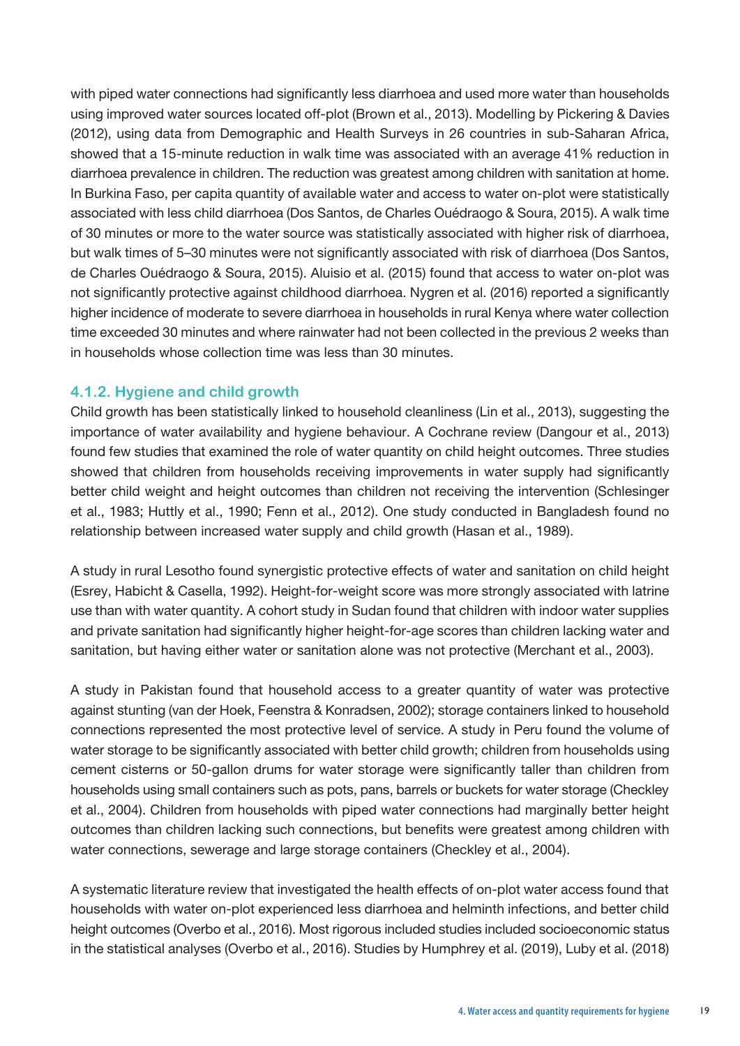with piped water connections had significantly less diarrhoea and used more water than households using improved water sources located off-plot (Brown et al., 2013). Modelling by Pickering & Davies (2012), using data from Demographic and Health Surveys in 26 countries in sub-Saharan Africa, showed that a 15-minute reduction in walk time was associated with an average 41% reduction in diarrhoea prevalence in children. The reduction was greatest among children with sanitation at home. In Burkina Faso, per capita quantity of available water and access to water on-plot were statistically associated with less child diarrhoea (Dos Santos, de Charles Ouédraogo & Soura, 2015). A walk time of 30 minutes or more to the water source was statistically associated with higher risk of diarrhoea, but walk times of 5–30 minutes were not significantly associated with risk of diarrhoea (Dos Santos, de Charles Ouédraogo & Soura, 2015). Aluisio et al. (2015) found that access to water on-plot was not significantly protective against childhood diarrhoea. Nygren et al. (2016) reported a significantly higher incidence of moderate to severe diarrhoea in households in rural Kenya where water collection time exceeded 30 minutes and where rainwater had not been collected in the previous 2 weeks than in households whose collection time was less than 30 minutes.

### 4.1.2. Hygiene and child growth

Child growth has been statistically linked to household cleanliness (Lin et al., 2013), suggesting the importance of water availability and hygiene behaviour. A Cochrane review (Dangour et al., 2013) found few studies that examined the role of water quantity on child height outcomes. Three studies showed that children from households receiving improvements in water supply had significantly better child weight and height outcomes than children not receiving the intervention (Schlesinger et al., 1983; Huttly et al., 1990; Fenn et al., 2012). One study conducted in Bangladesh found no relationship between increased water supply and child growth (Hasan et al., 1989).

A study in rural Lesotho found synergistic protective effects of water and sanitation on child height (Esrey, Habicht & Casella, 1992). Height-for-weight score was more strongly associated with latrine use than with water quantity. A cohort study in Sudan found that children with indoor water supplies and private sanitation had significantly higher height-for-age scores than children lacking water and sanitation, but having either water or sanitation alone was not protective (Merchant et al., 2003).

A study in Pakistan found that household access to a greater quantity of water was protective against stunting (van der Hoek, Feenstra & Konradsen, 2002); storage containers linked to household connections represented the most protective level of service. A study in Peru found the volume of water storage to be significantly associated with better child growth; children from households using cement cisterns or 50-gallon drums for water storage were significantly taller than children from households using small containers such as pots, pans, barrels or buckets for water storage (Checkley et al., 2004). Children from households with piped water connections had marginally better height outcomes than children lacking such connections, but benefits were greatest among children with water connections, sewerage and large storage containers (Checkley et al., 2004).

A systematic literature review that investigated the health effects of on-plot water access found that households with water on-plot experienced less diarrhoea and helminth infections, and better child height outcomes (Overbo et al., 2016). Most rigorous included studies included socioeconomic status in the statistical analyses (Overbo et al., 2016). Studies by Humphrey et al. (2019), Luby et al. (2018)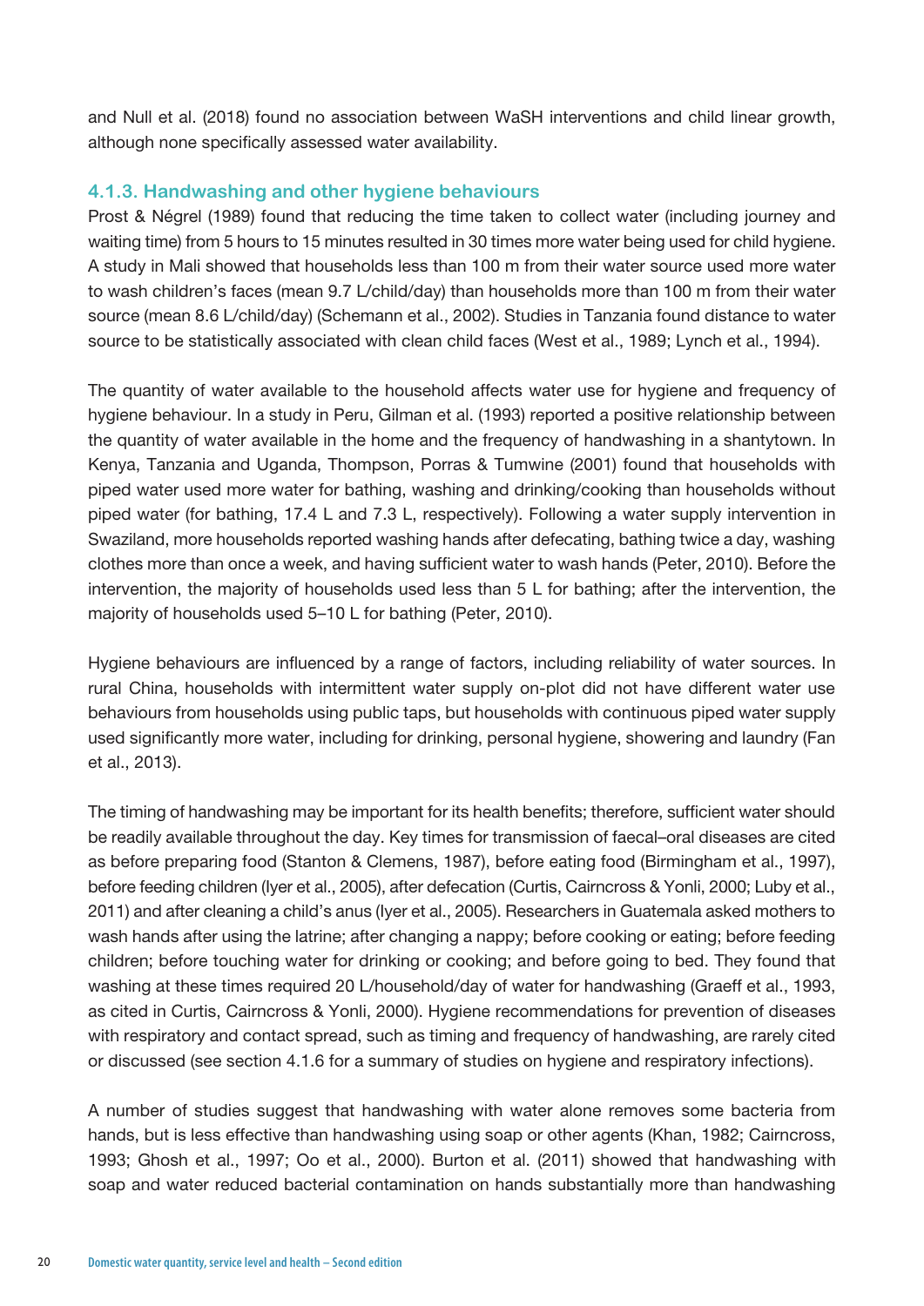and Null et al. (2018) found no association between WaSH interventions and child linear growth, although none specifically assessed water availability.

### 4.1.3. Handwashing and other hygiene behaviours

Prost & Négrel (1989) found that reducing the time taken to collect water (including journey and waiting time) from 5 hours to 15 minutes resulted in 30 times more water being used for child hygiene. A study in Mali showed that households less than 100 m from their water source used more water to wash children's faces (mean 9.7 L/child/day) than households more than 100 m from their water source (mean 8.6 L/child/day) (Schemann et al., 2002). Studies in Tanzania found distance to water source to be statistically associated with clean child faces (West et al., 1989; Lynch et al., 1994).

The quantity of water available to the household affects water use for hygiene and frequency of hygiene behaviour. In a study in Peru, Gilman et al. (1993) reported a positive relationship between the quantity of water available in the home and the frequency of handwashing in a shantytown. In Kenya, Tanzania and Uganda, Thompson, Porras & Tumwine (2001) found that households with piped water used more water for bathing, washing and drinking/cooking than households without piped water (for bathing, 17.4 L and 7.3 L, respectively). Following a water supply intervention in Swaziland, more households reported washing hands after defecating, bathing twice a day, washing clothes more than once a week, and having sufficient water to wash hands (Peter, 2010). Before the intervention, the majority of households used less than 5 L for bathing; after the intervention, the majority of households used 5–10 L for bathing (Peter, 2010).

Hygiene behaviours are influenced by a range of factors, including reliability of water sources. In rural China, households with intermittent water supply on-plot did not have different water use behaviours from households using public taps, but households with continuous piped water supply used significantly more water, including for drinking, personal hygiene, showering and laundry (Fan et al., 2013).

The timing of handwashing may be important for its health benefits; therefore, sufficient water should be readily available throughout the day. Key times for transmission of faecal–oral diseases are cited as before preparing food (Stanton & Clemens, 1987), before eating food (Birmingham et al., 1997), before feeding children (Iyer et al., 2005), after defecation (Curtis, Cairncross & Yonli, 2000; Luby et al., 2011) and after cleaning a child's anus (Iyer et al., 2005). Researchers in Guatemala asked mothers to wash hands after using the latrine; after changing a nappy; before cooking or eating; before feeding children; before touching water for drinking or cooking; and before going to bed. They found that washing at these times required 20 L/household/day of water for handwashing (Graeff et al., 1993, as cited in Curtis, Cairncross & Yonli, 2000). Hygiene recommendations for prevention of diseases with respiratory and contact spread, such as timing and frequency of handwashing, are rarely cited or discussed (see section 4.1.6 for a summary of studies on hygiene and respiratory infections).

A number of studies suggest that handwashing with water alone removes some bacteria from hands, but is less effective than handwashing using soap or other agents (Khan, 1982; Cairncross, 1993; Ghosh et al., 1997; Oo et al., 2000). Burton et al. (2011) showed that handwashing with soap and water reduced bacterial contamination on hands substantially more than handwashing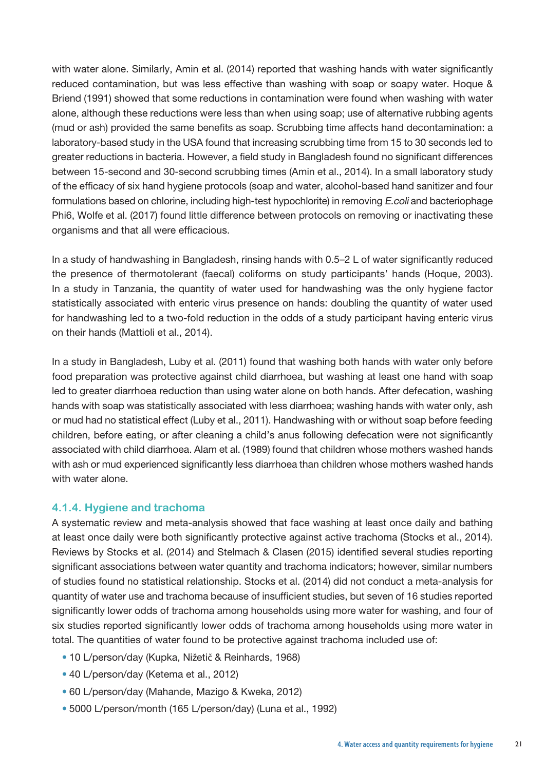with water alone. Similarly, Amin et al. (2014) reported that washing hands with water significantly reduced contamination, but was less effective than washing with soap or soapy water. Hoque & Briend (1991) showed that some reductions in contamination were found when washing with water alone, although these reductions were less than when using soap; use of alternative rubbing agents (mud or ash) provided the same benefits as soap. Scrubbing time affects hand decontamination: a laboratory-based study in the USA found that increasing scrubbing time from 15 to 30 seconds led to greater reductions in bacteria. However, a field study in Bangladesh found no significant differences between 15-second and 30-second scrubbing times (Amin et al., 2014). In a small laboratory study of the efficacy of six hand hygiene protocols (soap and water, alcohol-based hand sanitizer and four formulations based on chlorine, including high-test hypochlorite) in removing *E.coli* and bacteriophage Phi6, Wolfe et al. (2017) found little difference between protocols on removing or inactivating these organisms and that all were efficacious.

In a study of handwashing in Bangladesh, rinsing hands with 0.5–2 L of water significantly reduced the presence of thermotolerant (faecal) coliforms on study participants' hands (Hoque, 2003). In a study in Tanzania, the quantity of water used for handwashing was the only hygiene factor statistically associated with enteric virus presence on hands: doubling the quantity of water used for handwashing led to a two-fold reduction in the odds of a study participant having enteric virus on their hands (Mattioli et al., 2014).

In a study in Bangladesh, Luby et al. (2011) found that washing both hands with water only before food preparation was protective against child diarrhoea, but washing at least one hand with soap led to greater diarrhoea reduction than using water alone on both hands. After defecation, washing hands with soap was statistically associated with less diarrhoea; washing hands with water only, ash or mud had no statistical effect (Luby et al., 2011). Handwashing with or without soap before feeding children, before eating, or after cleaning a child's anus following defecation were not significantly associated with child diarrhoea. Alam et al. (1989) found that children whose mothers washed hands with ash or mud experienced significantly less diarrhoea than children whose mothers washed hands with water alone.

### 4.1.4. Hygiene and trachoma

A systematic review and meta-analysis showed that face washing at least once daily and bathing at least once daily were both significantly protective against active trachoma (Stocks et al., 2014). Reviews by Stocks et al. (2014) and Stelmach & Clasen (2015) identified several studies reporting significant associations between water quantity and trachoma indicators; however, similar numbers of studies found no statistical relationship. Stocks et al. (2014) did not conduct a meta-analysis for quantity of water use and trachoma because of insufficient studies, but seven of 16 studies reported significantly lower odds of trachoma among households using more water for washing, and four of six studies reported significantly lower odds of trachoma among households using more water in total. The quantities of water found to be protective against trachoma included use of:

- 10 L/person/day (Kupka, Nižetič & Reinhards, 1968)
- 40 L/person/day (Ketema et al., 2012)
- 60 L/person/day (Mahande, Mazigo & Kweka, 2012)
- 5000 L/person/month (165 L/person/day) (Luna et al., 1992)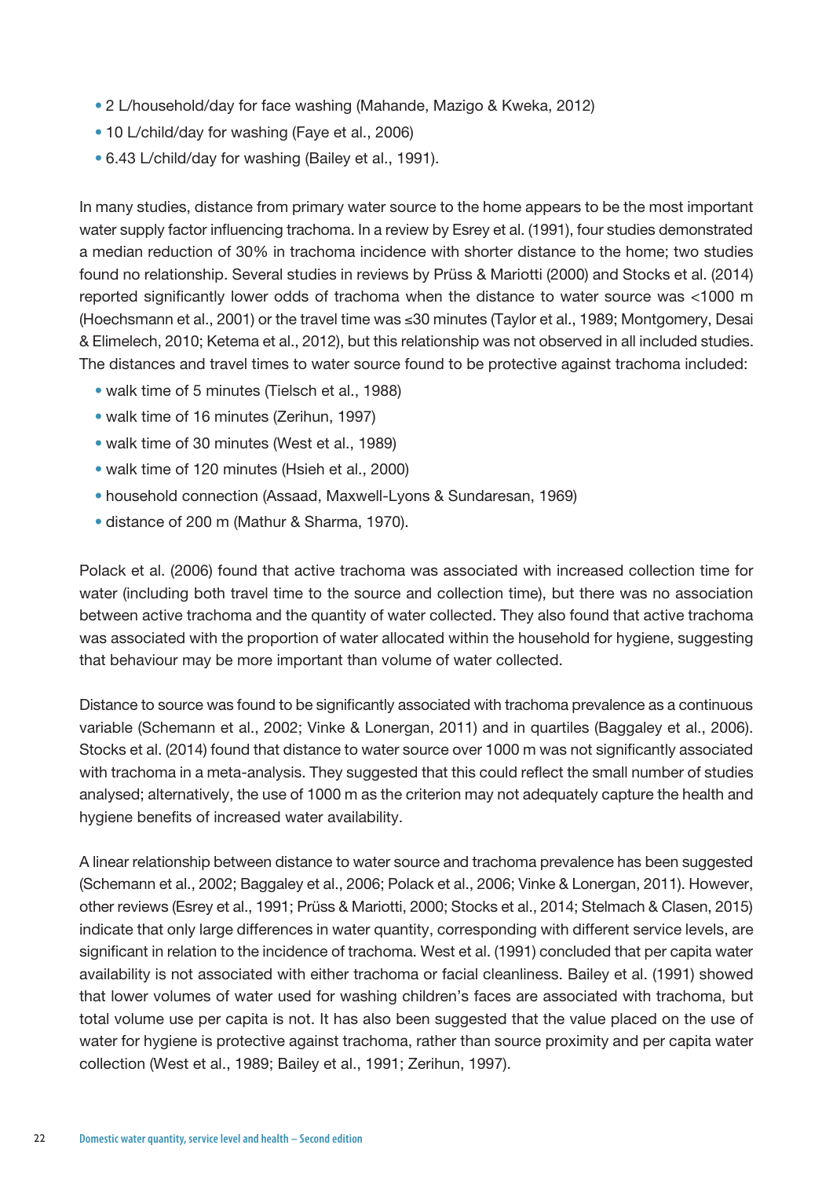- 2 L/household/day for face washing (Mahande, Mazigo & Kweka, 2012)
- 10 L/child/day for washing (Faye et al., 2006)
- 6.43 L/child/day for washing (Bailey et al., 1991).

In many studies, distance from primary water source to the home appears to be the most important water supply factor influencing trachoma. In a review by Esrey et al. (1991), four studies demonstrated a median reduction of 30% in trachoma incidence with shorter distance to the home; two studies found no relationship. Several studies in reviews by Prüss & Mariotti (2000) and Stocks et al. (2014) reported significantly lower odds of trachoma when the distance to water source was <1000 m (Hoechsmann et al., 2001) or the travel time was ≤30 minutes (Taylor et al., 1989; Montgomery, Desai & Elimelech, 2010; Ketema et al., 2012), but this relationship was not observed in all included studies. The distances and travel times to water source found to be protective against trachoma included:

- walk time of 5 minutes (Tielsch et al., 1988)
- walk time of 16 minutes (Zerihun, 1997)
- walk time of 30 minutes (West et al., 1989)
- walk time of 120 minutes (Hsieh et al., 2000)
- household connection (Assaad, Maxwell-Lyons & Sundaresan, 1969)
- distance of 200 m (Mathur & Sharma, 1970).

Polack et al. (2006) found that active trachoma was associated with increased collection time for water (including both travel time to the source and collection time), but there was no association between active trachoma and the quantity of water collected. They also found that active trachoma was associated with the proportion of water allocated within the household for hygiene, suggesting that behaviour may be more important than volume of water collected.

Distance to source was found to be significantly associated with trachoma prevalence as a continuous variable (Schemann et al., 2002; Vinke & Lonergan, 2011) and in quartiles (Baggaley et al., 2006). Stocks et al. (2014) found that distance to water source over 1000 m was not significantly associated with trachoma in a meta-analysis. They suggested that this could reflect the small number of studies analysed; alternatively, the use of 1000 m as the criterion may not adequately capture the health and hygiene benefits of increased water availability.

A linear relationship between distance to water source and trachoma prevalence has been suggested (Schemann et al., 2002; Baggaley et al., 2006; Polack et al., 2006; Vinke & Lonergan, 2011). However, other reviews (Esrey et al., 1991; Prüss & Mariotti, 2000; Stocks et al., 2014; Stelmach & Clasen, 2015) indicate that only large differences in water quantity, corresponding with different service levels, are significant in relation to the incidence of trachoma. West et al. (1991) concluded that per capita water availability is not associated with either trachoma or facial cleanliness. Bailey et al. (1991) showed that lower volumes of water used for washing children's faces are associated with trachoma, but total volume use per capita is not. It has also been suggested that the value placed on the use of water for hygiene is protective against trachoma, rather than source proximity and per capita water collection (West et al., 1989; Bailey et al., 1991; Zerihun, 1997).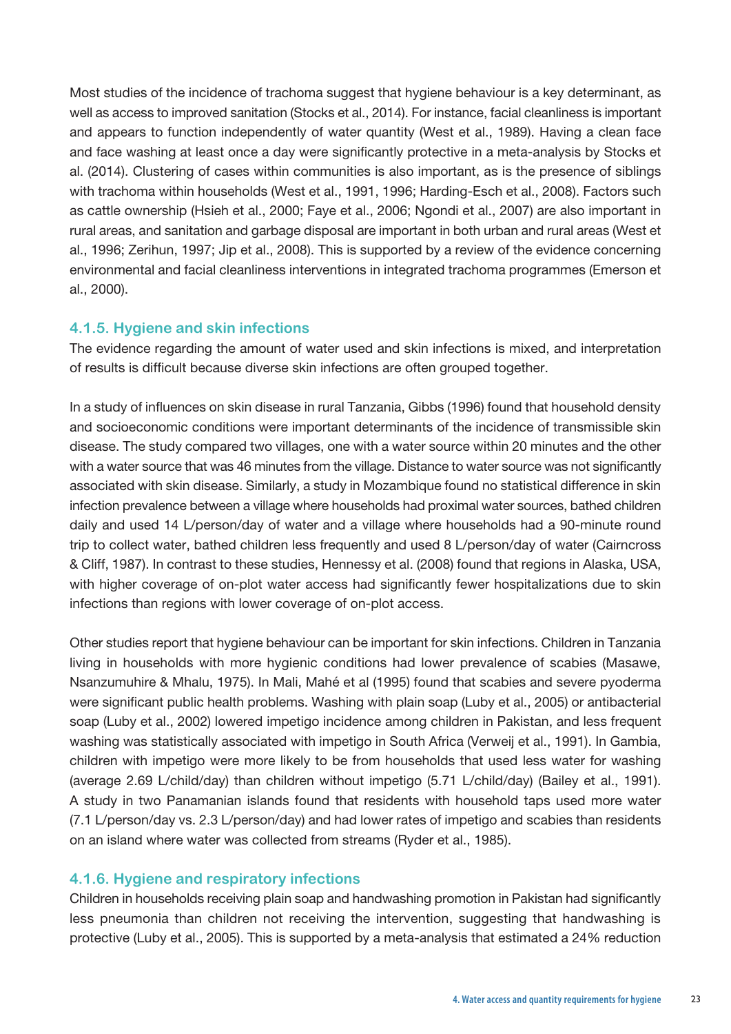Most studies of the incidence of trachoma suggest that hygiene behaviour is a key determinant, as well as access to improved sanitation (Stocks et al., 2014). For instance, facial cleanliness is important and appears to function independently of water quantity (West et al., 1989). Having a clean face and face washing at least once a day were significantly protective in a meta-analysis by Stocks et al. (2014). Clustering of cases within communities is also important, as is the presence of siblings with trachoma within households (West et al., 1991, 1996; Harding-Esch et al., 2008). Factors such as cattle ownership (Hsieh et al., 2000; Faye et al., 2006; Ngondi et al., 2007) are also important in rural areas, and sanitation and garbage disposal are important in both urban and rural areas (West et al., 1996; Zerihun, 1997; Jip et al., 2008). This is supported by a review of the evidence concerning environmental and facial cleanliness interventions in integrated trachoma programmes (Emerson et al., 2000).

### 4.1.5. Hygiene and skin infections

The evidence regarding the amount of water used and skin infections is mixed, and interpretation of results is difficult because diverse skin infections are often grouped together.

In a study of influences on skin disease in rural Tanzania, Gibbs (1996) found that household density and socioeconomic conditions were important determinants of the incidence of transmissible skin disease. The study compared two villages, one with a water source within 20 minutes and the other with a water source that was 46 minutes from the village. Distance to water source was not significantly associated with skin disease. Similarly, a study in Mozambique found no statistical difference in skin infection prevalence between a village where households had proximal water sources, bathed children daily and used 14 L/person/day of water and a village where households had a 90-minute round trip to collect water, bathed children less frequently and used 8 L/person/day of water (Cairncross & Cliff, 1987). In contrast to these studies, Hennessy et al. (2008) found that regions in Alaska, USA, with higher coverage of on-plot water access had significantly fewer hospitalizations due to skin infections than regions with lower coverage of on-plot access.

Other studies report that hygiene behaviour can be important for skin infections. Children in Tanzania living in households with more hygienic conditions had lower prevalence of scabies (Masawe, Nsanzumuhire & Mhalu, 1975). In Mali, Mahé et al (1995) found that scabies and severe pyoderma were significant public health problems. Washing with plain soap (Luby et al., 2005) or antibacterial soap (Luby et al., 2002) lowered impetigo incidence among children in Pakistan, and less frequent washing was statistically associated with impetigo in South Africa (Verweij et al., 1991). In Gambia, children with impetigo were more likely to be from households that used less water for washing (average 2.69 L/child/day) than children without impetigo (5.71 L/child/day) (Bailey et al., 1991). A study in two Panamanian islands found that residents with household taps used more water (7.1 L/person/day vs. 2.3 L/person/day) and had lower rates of impetigo and scabies than residents on an island where water was collected from streams (Ryder et al., 1985).

### 4.1.6. Hygiene and respiratory infections

Children in households receiving plain soap and handwashing promotion in Pakistan had significantly less pneumonia than children not receiving the intervention, suggesting that handwashing is protective (Luby et al., 2005). This is supported by a meta-analysis that estimated a 24% reduction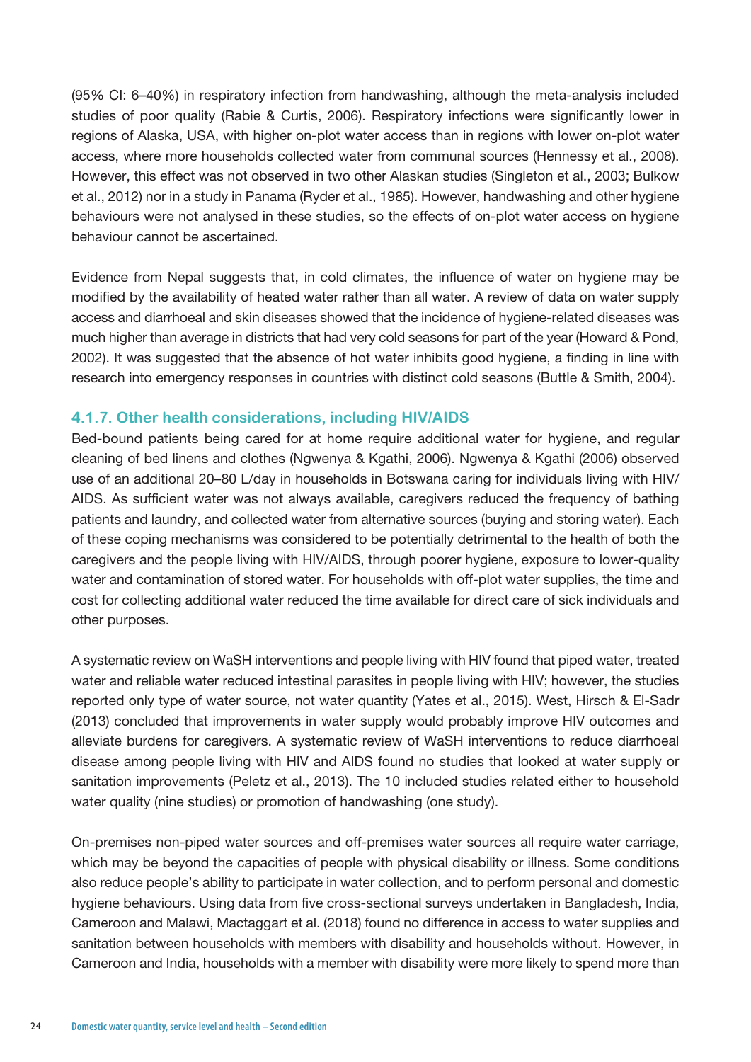(95% CI: 6–40%) in respiratory infection from handwashing, although the meta-analysis included studies of poor quality (Rabie & Curtis, 2006). Respiratory infections were significantly lower in regions of Alaska, USA, with higher on-plot water access than in regions with lower on-plot water access, where more households collected water from communal sources (Hennessy et al., 2008). However, this effect was not observed in two other Alaskan studies (Singleton et al., 2003; Bulkow et al., 2012) nor in a study in Panama (Ryder et al., 1985). However, handwashing and other hygiene behaviours were not analysed in these studies, so the effects of on-plot water access on hygiene behaviour cannot be ascertained.

Evidence from Nepal suggests that, in cold climates, the influence of water on hygiene may be modified by the availability of heated water rather than all water. A review of data on water supply access and diarrhoeal and skin diseases showed that the incidence of hygiene-related diseases was much higher than average in districts that had very cold seasons for part of the year (Howard & Pond, 2002). It was suggested that the absence of hot water inhibits good hygiene, a finding in line with research into emergency responses in countries with distinct cold seasons (Buttle & Smith, 2004).

### 4.1.7. Other health considerations, including HIV/AIDS

Bed-bound patients being cared for at home require additional water for hygiene, and regular cleaning of bed linens and clothes (Ngwenya & Kgathi, 2006). Ngwenya & Kgathi (2006) observed use of an additional 20–80 L/day in households in Botswana caring for individuals living with HIV/AIDS. As sufficient water was not always available, caregivers reduced the frequency of bathing patients and laundry, and collected water from alternative sources (buying and storing water). Each of these coping mechanisms was considered to be potentially detrimental to the health of both the caregivers and the people living with HIV/AIDS, through poorer hygiene, exposure to lower-quality water and contamination of stored water. For households with off-plot water supplies, the time and cost for collecting additional water reduced the time available for direct care of sick individuals and other purposes.

A systematic review on WaSH interventions and people living with HIV found that piped water, treated water and reliable water reduced intestinal parasites in people living with HIV; however, the studies reported only type of water source, not water quantity (Yates et al., 2015). West, Hirsch & El-Sadr (2013) concluded that improvements in water supply would probably improve HIV outcomes and alleviate burdens for caregivers. A systematic review of WaSH interventions to reduce diarrhoeal disease among people living with HIV and AIDS found no studies that looked at water supply or sanitation improvements (Peletz et al., 2013). The 10 included studies related either to household water quality (nine studies) or promotion of handwashing (one study).

On-premises non-piped water sources and off-premises water sources all require water carriage, which may be beyond the capacities of people with physical disability or illness. Some conditions also reduce people's ability to participate in water collection, and to perform personal and domestic hygiene behaviours. Using data from five cross-sectional surveys undertaken in Bangladesh, India, Cameroon and Malawi, Mactaggart et al. (2018) found no difference in access to water supplies and sanitation between households with members with disability and households without. However, in Cameroon and India, households with a member with disability were more likely to spend more than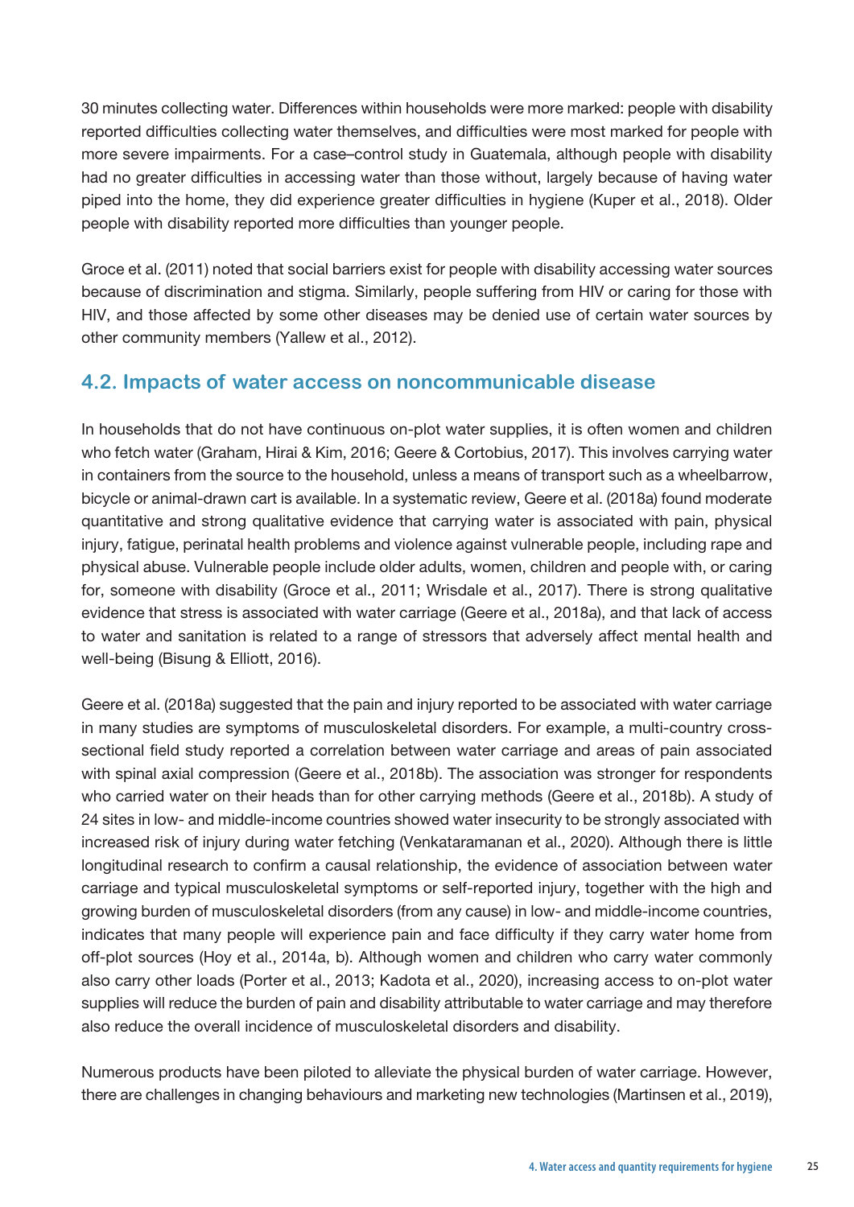30 minutes collecting water. Differences within households were more marked: people with disability reported difficulties collecting water themselves, and difficulties were most marked for people with more severe impairments. For a case–control study in Guatemala, although people with disability had no greater difficulties in accessing water than those without, largely because of having water piped into the home, they did experience greater difficulties in hygiene (Kuper et al., 2018). Older people with disability reported more difficulties than younger people.

Groce et al. (2011) noted that social barriers exist for people with disability accessing water sources because of discrimination and stigma. Similarly, people suffering from HIV or caring for those with HIV, and those affected by some other diseases may be denied use of certain water sources by other community members (Yallew et al., 2012).

## 4.2. Impacts of water access on noncommunicable disease

In households that do not have continuous on-plot water supplies, it is often women and children who fetch water (Graham, Hirai & Kim, 2016; Geere & Cortobius, 2017). This involves carrying water in containers from the source to the household, unless a means of transport such as a wheelbarrow, bicycle or animal-drawn cart is available. In a systematic review, Geere et al. (2018a) found moderate quantitative and strong qualitative evidence that carrying water is associated with pain, physical injury, fatigue, perinatal health problems and violence against vulnerable people, including rape and physical abuse. Vulnerable people include older adults, women, children and people with, or caring for, someone with disability (Groce et al., 2011; Wrisdale et al., 2017). There is strong qualitative evidence that stress is associated with water carriage (Geere et al., 2018a), and that lack of access to water and sanitation is related to a range of stressors that adversely affect mental health and well-being (Bisung & Elliott, 2016).

Geere et al. (2018a) suggested that the pain and injury reported to be associated with water carriage in many studies are symptoms of musculoskeletal disorders. For example, a multi-country cross-sectional field study reported a correlation between water carriage and areas of pain associated with spinal axial compression (Geere et al., 2018b). The association was stronger for respondents who carried water on their heads than for other carrying methods (Geere et al., 2018b). A study of 24 sites in low- and middle-income countries showed water insecurity to be strongly associated with increased risk of injury during water fetching (Venkataramanan et al., 2020). Although there is little longitudinal research to confirm a causal relationship, the evidence of association between water carriage and typical musculoskeletal symptoms or self-reported injury, together with the high and growing burden of musculoskeletal disorders (from any cause) in low- and middle-income countries, indicates that many people will experience pain and face difficulty if they carry water home from off-plot sources (Hoy et al., 2014a, b). Although women and children who carry water commonly also carry other loads (Porter et al., 2013; Kadota et al., 2020), increasing access to on-plot water supplies will reduce the burden of pain and disability attributable to water carriage and may therefore also reduce the overall incidence of musculoskeletal disorders and disability.

Numerous products have been piloted to alleviate the physical burden of water carriage. However, there are challenges in changing behaviours and marketing new technologies (Martinsen et al., 2019),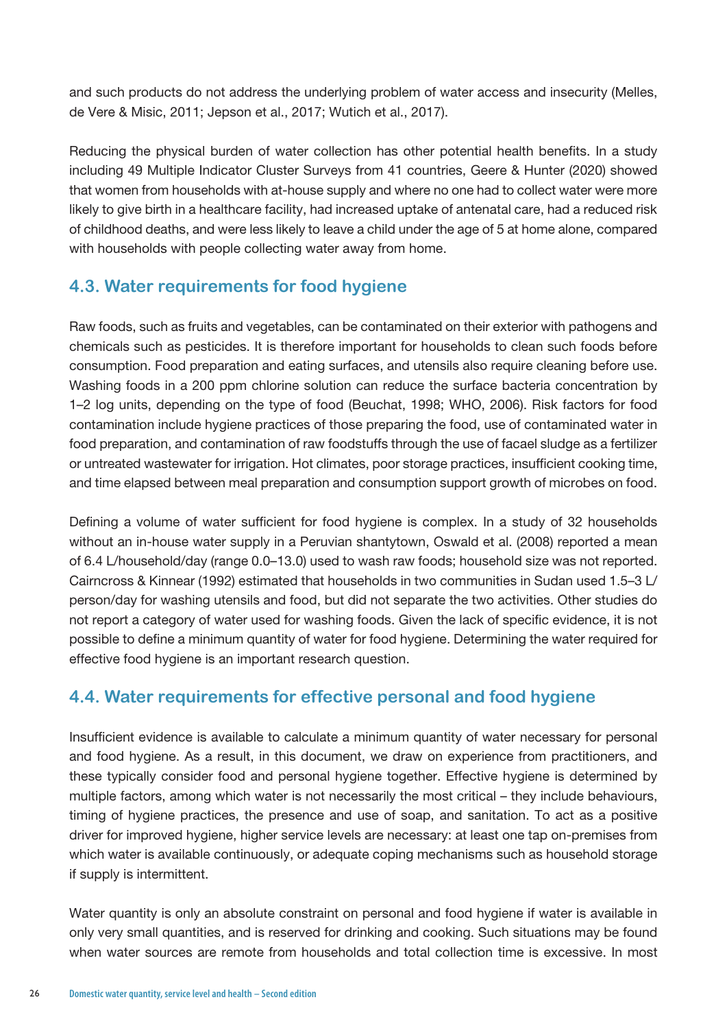and such products do not address the underlying problem of water access and insecurity (Melles, de Vere & Misic, 2011; Jepson et al., 2017; Wutich et al., 2017).

Reducing the physical burden of water collection has other potential health benefits. In a study including 49 Multiple Indicator Cluster Surveys from 41 countries, Geere & Hunter (2020) showed that women from households with at-house supply and where no one had to collect water were more likely to give birth in a healthcare facility, had increased uptake of antenatal care, had a reduced risk of childhood deaths, and were less likely to leave a child under the age of 5 at home alone, compared with households with people collecting water away from home.

## 4.3. Water requirements for food hygiene

Raw foods, such as fruits and vegetables, can be contaminated on their exterior with pathogens and chemicals such as pesticides. It is therefore important for households to clean such foods before consumption. Food preparation and eating surfaces, and utensils also require cleaning before use. Washing foods in a 200 ppm chlorine solution can reduce the surface bacteria concentration by 1–2 log units, depending on the type of food (Beuchat, 1998; WHO, 2006). Risk factors for food contamination include hygiene practices of those preparing the food, use of contaminated water in food preparation, and contamination of raw foodstuffs through the use of facael sludge as a fertilizer or untreated wastewater for irrigation. Hot climates, poor storage practices, insufficient cooking time, and time elapsed between meal preparation and consumption support growth of microbes on food.

Defining a volume of water sufficient for food hygiene is complex. In a study of 32 households without an in-house water supply in a Peruvian shantytown, Oswald et al. (2008) reported a mean of 6.4 L/household/day (range 0.0–13.0) used to wash raw foods; household size was not reported. Cairncross & Kinnear (1992) estimated that households in two communities in Sudan used 1.5–3 L/person/day for washing utensils and food, but did not separate the two activities. Other studies do not report a category of water used for washing foods. Given the lack of specific evidence, it is not possible to define a minimum quantity of water for food hygiene. Determining the water required for effective food hygiene is an important research question.

## 4.4. Water requirements for effective personal and food hygiene

Insufficient evidence is available to calculate a minimum quantity of water necessary for personal and food hygiene. As a result, in this document, we draw on experience from practitioners, and these typically consider food and personal hygiene together. Effective hygiene is determined by multiple factors, among which water is not necessarily the most critical – they include behaviours, timing of hygiene practices, the presence and use of soap, and sanitation. To act as a positive driver for improved hygiene, higher service levels are necessary: at least one tap on-premises from which water is available continuously, or adequate coping mechanisms such as household storage if supply is intermittent.

Water quantity is only an absolute constraint on personal and food hygiene if water is available in only very small quantities, and is reserved for drinking and cooking. Such situations may be found when water sources are remote from households and total collection time is excessive. In most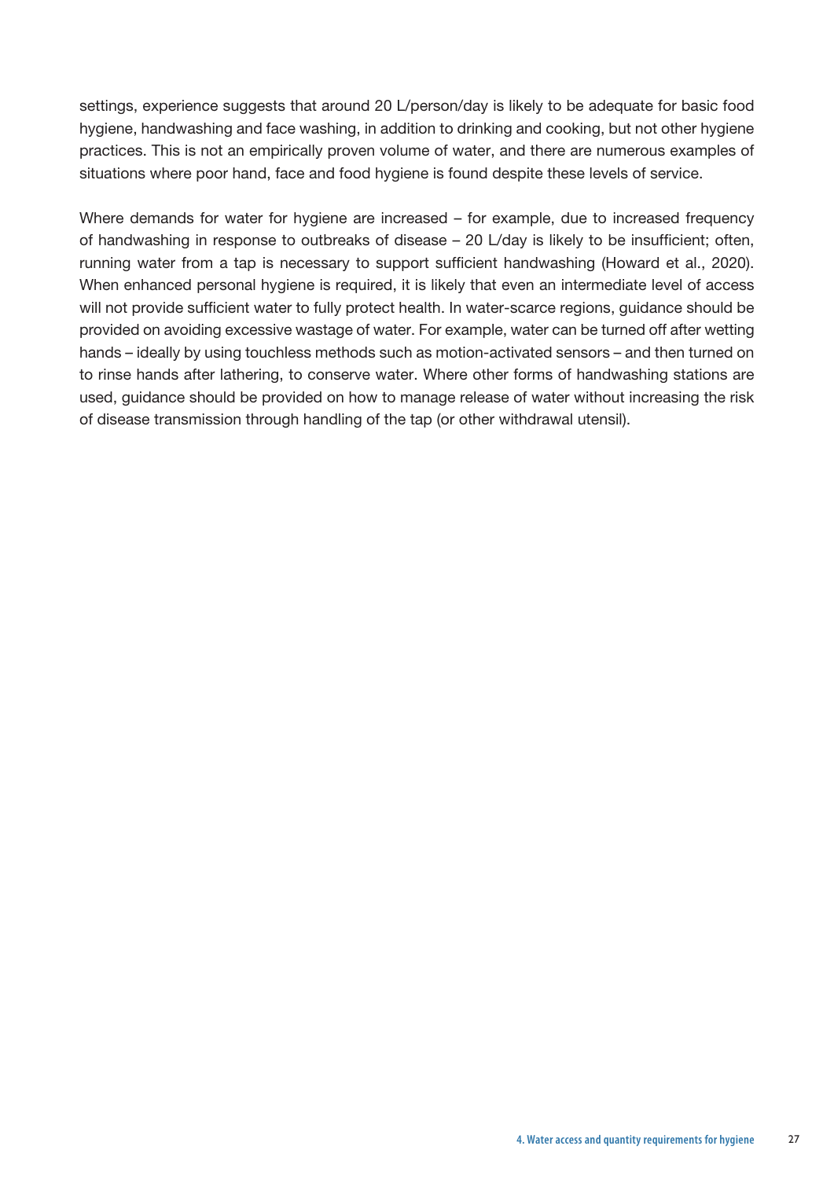settings, experience suggests that around 20 L/person/day is likely to be adequate for basic food hygiene, handwashing and face washing, in addition to drinking and cooking, but not other hygiene practices. This is not an empirically proven volume of water, and there are numerous examples of situations where poor hand, face and food hygiene is found despite these levels of service.

Where demands for water for hygiene are increased – for example, due to increased frequency of handwashing in response to outbreaks of disease – 20 L/day is likely to be insufficient; often, running water from a tap is necessary to support sufficient handwashing (Howard et al., 2020). When enhanced personal hygiene is required, it is likely that even an intermediate level of access will not provide sufficient water to fully protect health. In water-scarce regions, guidance should be provided on avoiding excessive wastage of water. For example, water can be turned off after wetting hands – ideally by using touchless methods such as motion-activated sensors – and then turned on to rinse hands after lathering, to conserve water. Where other forms of handwashing stations are used, guidance should be provided on how to manage release of water without increasing the risk of disease transmission through handling of the tap (or other withdrawal utensil).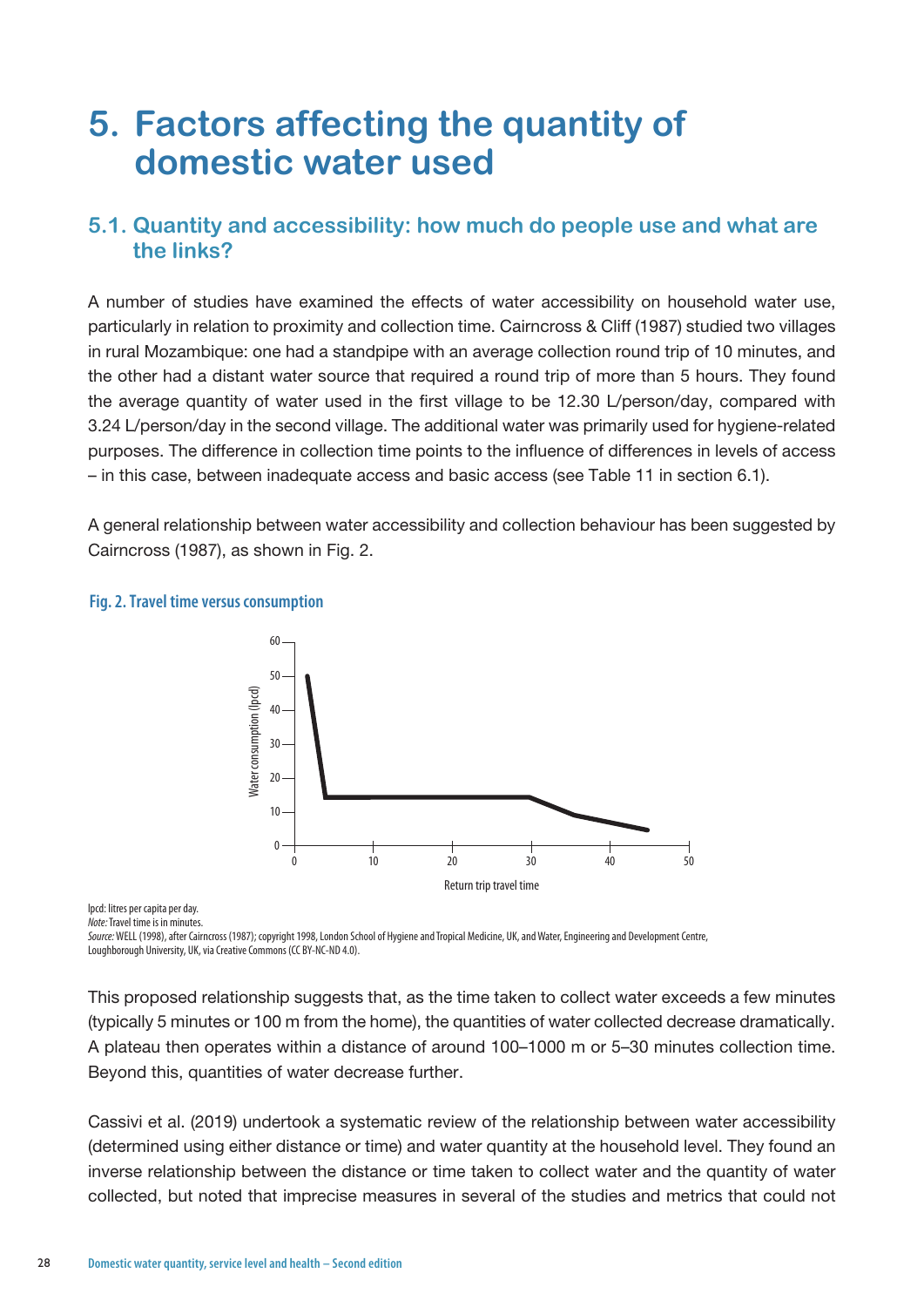# 5. Factors affecting the quantity of domestic water used

## 5.1. Quantity and accessibility: how much do people use and what are the links?

A number of studies have examined the effects of water accessibility on household water use, particularly in relation to proximity and collection time. Cairncross & Cliff (1987) studied two villages in rural Mozambique: one had a standpipe with an average collection round trip of 10 minutes, and the other had a distant water source that required a round trip of more than 5 hours. They found the average quantity of water used in the first village to be 12.30 L/person/day, compared with 3.24 L/person/day in the second village. The additional water was primarily used for hygiene-related purposes. The difference in collection time points to the influence of differences in levels of access – in this case, between inadequate access and basic access (see Table 11 in section 6.1).

A general relationship between water accessibility and collection behaviour has been suggested by Cairncross (1987), as shown in Fig. 2.

**Fig. 2. Travel time versus consumption**

lpcd: litres per capita per day.
*Note:* Travel time is in minutes.
*Source:* WELL (1998), after Cairncross (1987); copyright 1998, London School of Hygiene and Tropical Medicine, UK, and Water, Engineering and Development Centre, Loughborough University, UK, via Creative Commons (CC BY-NC-ND 4.0).

This proposed relationship suggests that, as the time taken to collect water exceeds a few minutes (typically 5 minutes or 100 m from the home), the quantities of water collected decrease dramatically. A plateau then operates within a distance of around 100–1000 m or 5–30 minutes collection time. Beyond this, quantities of water decrease further.

Cassivi et al. (2019) undertook a systematic review of the relationship between water accessibility (determined using either distance or time) and water quantity at the household level. They found an inverse relationship between the distance or time taken to collect water and the quantity of water collected, but noted that imprecise measures in several of the studies and metrics that could not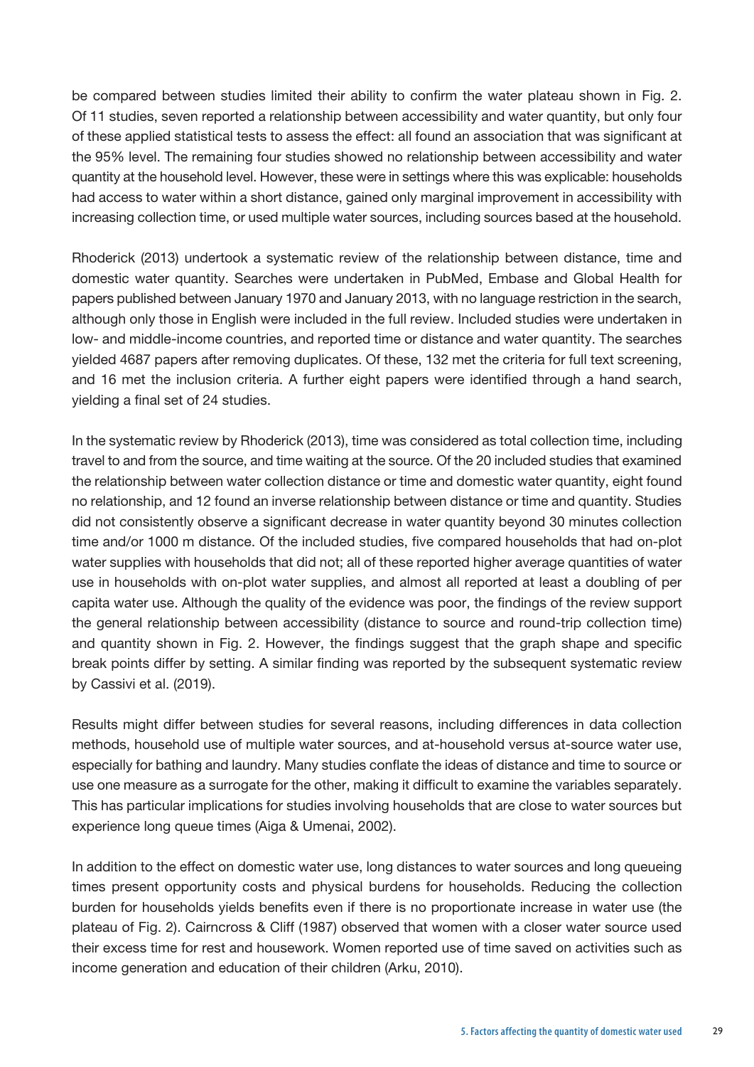be compared between studies limited their ability to confirm the water plateau shown in Fig. 2. Of 11 studies, seven reported a relationship between accessibility and water quantity, but only four of these applied statistical tests to assess the effect: all found an association that was significant at the 95% level. The remaining four studies showed no relationship between accessibility and water quantity at the household level. However, these were in settings where this was explicable: households had access to water within a short distance, gained only marginal improvement in accessibility with increasing collection time, or used multiple water sources, including sources based at the household.

Rhoderick (2013) undertook a systematic review of the relationship between distance, time and domestic water quantity. Searches were undertaken in PubMed, Embase and Global Health for papers published between January 1970 and January 2013, with no language restriction in the search, although only those in English were included in the full review. Included studies were undertaken in low- and middle-income countries, and reported time or distance and water quantity. The searches yielded 4687 papers after removing duplicates. Of these, 132 met the criteria for full text screening, and 16 met the inclusion criteria. A further eight papers were identified through a hand search, yielding a final set of 24 studies.

In the systematic review by Rhoderick (2013), time was considered as total collection time, including travel to and from the source, and time waiting at the source. Of the 20 included studies that examined the relationship between water collection distance or time and domestic water quantity, eight found no relationship, and 12 found an inverse relationship between distance or time and quantity. Studies did not consistently observe a significant decrease in water quantity beyond 30 minutes collection time and/or 1000 m distance. Of the included studies, five compared households that had on-plot water supplies with households that did not; all of these reported higher average quantities of water use in households with on-plot water supplies, and almost all reported at least a doubling of per capita water use. Although the quality of the evidence was poor, the findings of the review support the general relationship between accessibility (distance to source and round-trip collection time) and quantity shown in Fig. 2. However, the findings suggest that the graph shape and specific break points differ by setting. A similar finding was reported by the subsequent systematic review by Cassivi et al. (2019).

Results might differ between studies for several reasons, including differences in data collection methods, household use of multiple water sources, and at-household versus at-source water use, especially for bathing and laundry. Many studies conflate the ideas of distance and time to source or use one measure as a surrogate for the other, making it difficult to examine the variables separately. This has particular implications for studies involving households that are close to water sources but experience long queue times (Aiga & Umenai, 2002).

In addition to the effect on domestic water use, long distances to water sources and long queueing times present opportunity costs and physical burdens for households. Reducing the collection burden for households yields benefits even if there is no proportionate increase in water use (the plateau of Fig. 2). Cairncross & Cliff (1987) observed that women with a closer water source used their excess time for rest and housework. Women reported use of time saved on activities such as income generation and education of their children (Arku, 2010).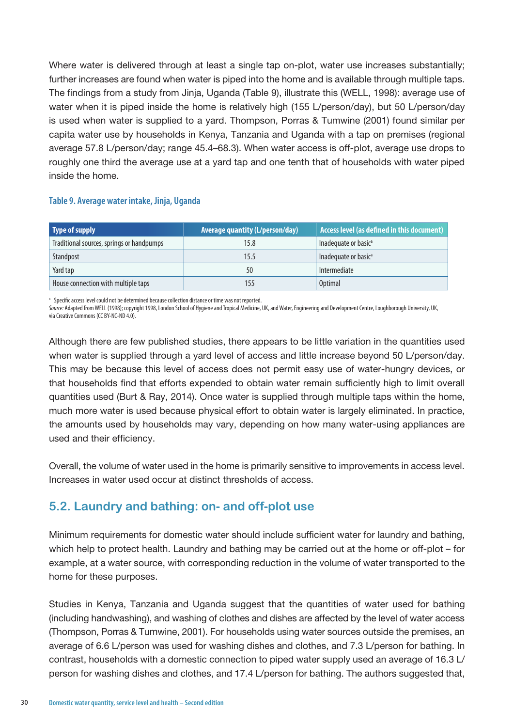Where water is delivered through at least a single tap on-plot, water use increases substantially; further increases are found when water is piped into the home and is available through multiple taps. The findings from a study from Jinja, Uganda (Table 9), illustrate this (WELL, 1998): average use of water when it is piped inside the home is relatively high (155 L/person/day), but 50 L/person/day is used when water is supplied to a yard. Thompson, Porras & Tumwine (2001) found similar per capita water use by households in Kenya, Tanzania and Uganda with a tap on premises (regional average 57.8 L/person/day; range 45.4–68.3). When water access is off-plot, average use drops to roughly one third the average use at a yard tap and one tenth that of households with water piped inside the home.

**Table 9. Average water intake, Jinja, Uganda**

| Type of supply | Average quantity (L/person/day) | Access level (as defined in this document) |
|---|---|---|
| Traditional sources, springs or handpumps | 15.8 | Inadequate or basic[a] |
| Standpost | 15.5 | Inadequate or basic[a] |
| Yard tap | 50 | Intermediate |
| House connection with multiple taps | 155 | Optimal |

[a] Specific access level could not be determined because collection distance or time was not reported.
*Source:* Adapted from WELL (1998); copyright 1998, London School of Hygiene and Tropical Medicine, UK, and Water, Engineering and Development Centre, Loughborough University, UK, via Creative Commons (CC BY-NC-ND 4.0).

Although there are few published studies, there appears to be little variation in the quantities used when water is supplied through a yard level of access and little increase beyond 50 L/person/day. This may be because this level of access does not permit easy use of water-hungry devices, or that households find that efforts expended to obtain water remain sufficiently high to limit overall quantities used (Burt & Ray, 2014). Once water is supplied through multiple taps within the home, much more water is used because physical effort to obtain water is largely eliminated. In practice, the amounts used by households may vary, depending on how many water-using appliances are used and their efficiency.

Overall, the volume of water used in the home is primarily sensitive to improvements in access level. Increases in water used occur at distinct thresholds of access.

## 5.2. Laundry and bathing: on- and off-plot use

Minimum requirements for domestic water should include sufficient water for laundry and bathing, which help to protect health. Laundry and bathing may be carried out at the home or off-plot – for example, at a water source, with corresponding reduction in the volume of water transported to the home for these purposes.

Studies in Kenya, Tanzania and Uganda suggest that the quantities of water used for bathing (including handwashing), and washing of clothes and dishes are affected by the level of water access (Thompson, Porras & Tumwine, 2001). For households using water sources outside the premises, an average of 6.6 L/person was used for washing dishes and clothes, and 7.3 L/person for bathing. In contrast, households with a domestic connection to piped water supply used an average of 16.3 L/person for washing dishes and clothes, and 17.4 L/person for bathing. The authors suggested that,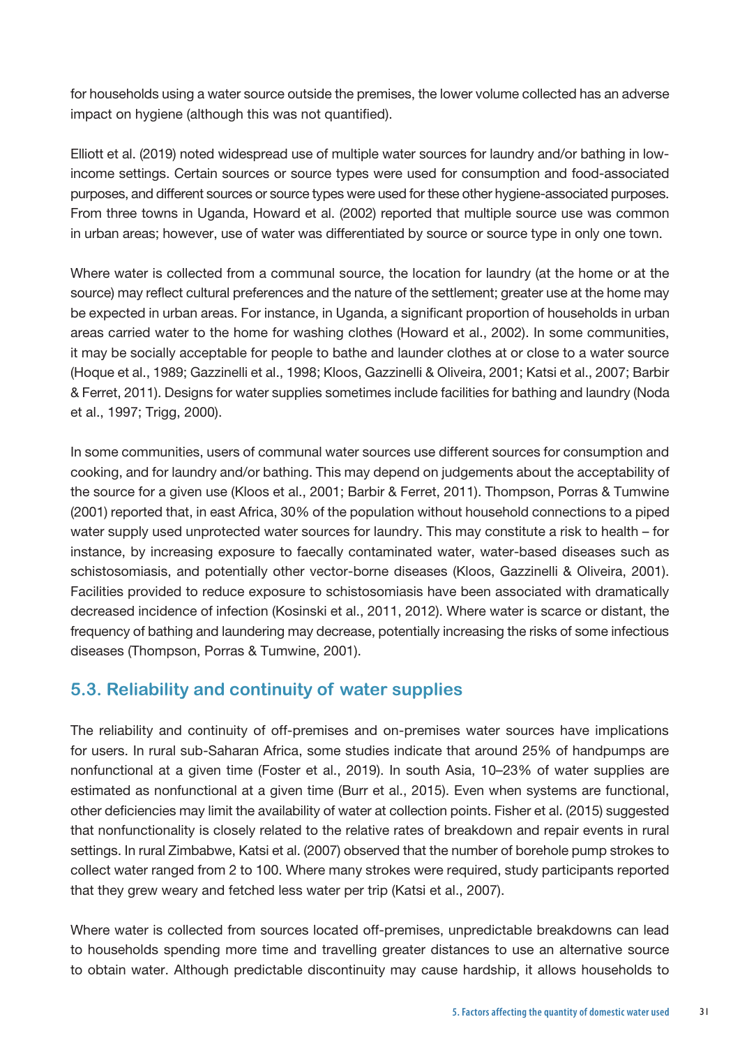for households using a water source outside the premises, the lower volume collected has an adverse impact on hygiene (although this was not quantified).

Elliott et al. (2019) noted widespread use of multiple water sources for laundry and/or bathing in low-income settings. Certain sources or source types were used for consumption and food-associated purposes, and different sources or source types were used for these other hygiene-associated purposes. From three towns in Uganda, Howard et al. (2002) reported that multiple source use was common in urban areas; however, use of water was differentiated by source or source type in only one town.

Where water is collected from a communal source, the location for laundry (at the home or at the source) may reflect cultural preferences and the nature of the settlement; greater use at the home may be expected in urban areas. For instance, in Uganda, a significant proportion of households in urban areas carried water to the home for washing clothes (Howard et al., 2002). In some communities, it may be socially acceptable for people to bathe and launder clothes at or close to a water source (Hoque et al., 1989; Gazzinelli et al., 1998; Kloos, Gazzinelli & Oliveira, 2001; Katsi et al., 2007; Barbir & Ferret, 2011). Designs for water supplies sometimes include facilities for bathing and laundry (Noda et al., 1997; Trigg, 2000).

In some communities, users of communal water sources use different sources for consumption and cooking, and for laundry and/or bathing. This may depend on judgements about the acceptability of the source for a given use (Kloos et al., 2001; Barbir & Ferret, 2011). Thompson, Porras & Tumwine (2001) reported that, in east Africa, 30% of the population without household connections to a piped water supply used unprotected water sources for laundry. This may constitute a risk to health – for instance, by increasing exposure to faecally contaminated water, water-based diseases such as schistosomiasis, and potentially other vector-borne diseases (Kloos, Gazzinelli & Oliveira, 2001). Facilities provided to reduce exposure to schistosomiasis have been associated with dramatically decreased incidence of infection (Kosinski et al., 2011, 2012). Where water is scarce or distant, the frequency of bathing and laundering may decrease, potentially increasing the risks of some infectious diseases (Thompson, Porras & Tumwine, 2001).

## 5.3. Reliability and continuity of water supplies

The reliability and continuity of off-premises and on-premises water sources have implications for users. In rural sub-Saharan Africa, some studies indicate that around 25% of handpumps are nonfunctional at a given time (Foster et al., 2019). In south Asia, 10–23% of water supplies are estimated as nonfunctional at a given time (Burr et al., 2015). Even when systems are functional, other deficiencies may limit the availability of water at collection points. Fisher et al. (2015) suggested that nonfunctionality is closely related to the relative rates of breakdown and repair events in rural settings. In rural Zimbabwe, Katsi et al. (2007) observed that the number of borehole pump strokes to collect water ranged from 2 to 100. Where many strokes were required, study participants reported that they grew weary and fetched less water per trip (Katsi et al., 2007).

Where water is collected from sources located off-premises, unpredictable breakdowns can lead to households spending more time and travelling greater distances to use an alternative source to obtain water. Although predictable discontinuity may cause hardship, it allows households to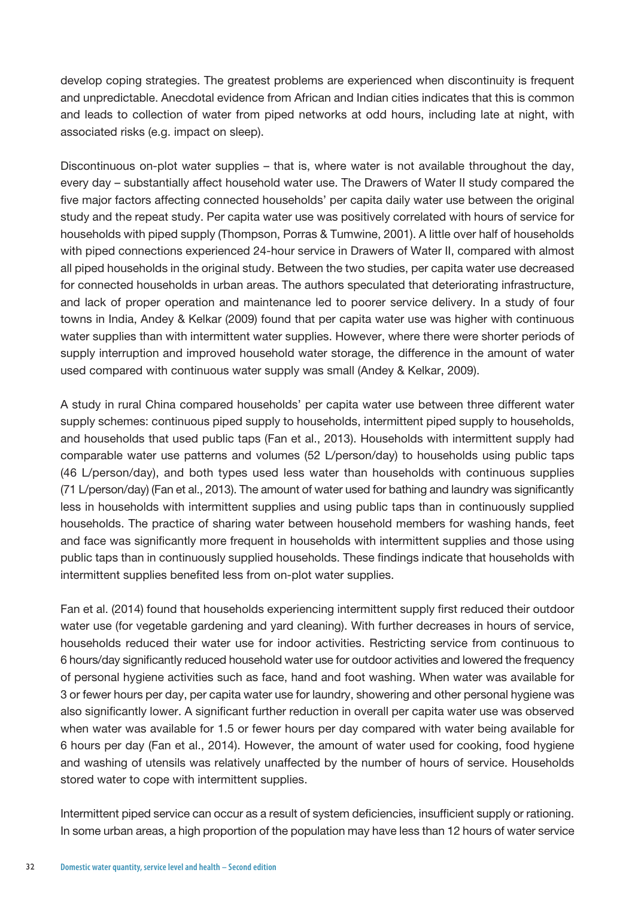develop coping strategies. The greatest problems are experienced when discontinuity is frequent and unpredictable. Anecdotal evidence from African and Indian cities indicates that this is common and leads to collection of water from piped networks at odd hours, including late at night, with associated risks (e.g. impact on sleep).

Discontinuous on-plot water supplies – that is, where water is not available throughout the day, every day – substantially affect household water use. The Drawers of Water II study compared the five major factors affecting connected households' per capita daily water use between the original study and the repeat study. Per capita water use was positively correlated with hours of service for households with piped supply (Thompson, Porras & Tumwine, 2001). A little over half of households with piped connections experienced 24-hour service in Drawers of Water II, compared with almost all piped households in the original study. Between the two studies, per capita water use decreased for connected households in urban areas. The authors speculated that deteriorating infrastructure, and lack of proper operation and maintenance led to poorer service delivery. In a study of four towns in India, Andey & Kelkar (2009) found that per capita water use was higher with continuous water supplies than with intermittent water supplies. However, where there were shorter periods of supply interruption and improved household water storage, the difference in the amount of water used compared with continuous water supply was small (Andey & Kelkar, 2009).

A study in rural China compared households' per capita water use between three different water supply schemes: continuous piped supply to households, intermittent piped supply to households, and households that used public taps (Fan et al., 2013). Households with intermittent supply had comparable water use patterns and volumes (52 L/person/day) to households using public taps (46 L/person/day), and both types used less water than households with continuous supplies (71 L/person/day) (Fan et al., 2013). The amount of water used for bathing and laundry was significantly less in households with intermittent supplies and using public taps than in continuously supplied households. The practice of sharing water between household members for washing hands, feet and face was significantly more frequent in households with intermittent supplies and those using public taps than in continuously supplied households. These findings indicate that households with intermittent supplies benefited less from on-plot water supplies.

Fan et al. (2014) found that households experiencing intermittent supply first reduced their outdoor water use (for vegetable gardening and yard cleaning). With further decreases in hours of service, households reduced their water use for indoor activities. Restricting service from continuous to 6 hours/day significantly reduced household water use for outdoor activities and lowered the frequency of personal hygiene activities such as face, hand and foot washing. When water was available for 3 or fewer hours per day, per capita water use for laundry, showering and other personal hygiene was also significantly lower. A significant further reduction in overall per capita water use was observed when water was available for 1.5 or fewer hours per day compared with water being available for 6 hours per day (Fan et al., 2014). However, the amount of water used for cooking, food hygiene and washing of utensils was relatively unaffected by the number of hours of service. Households stored water to cope with intermittent supplies.

Intermittent piped service can occur as a result of system deficiencies, insufficient supply or rationing. In some urban areas, a high proportion of the population may have less than 12 hours of water service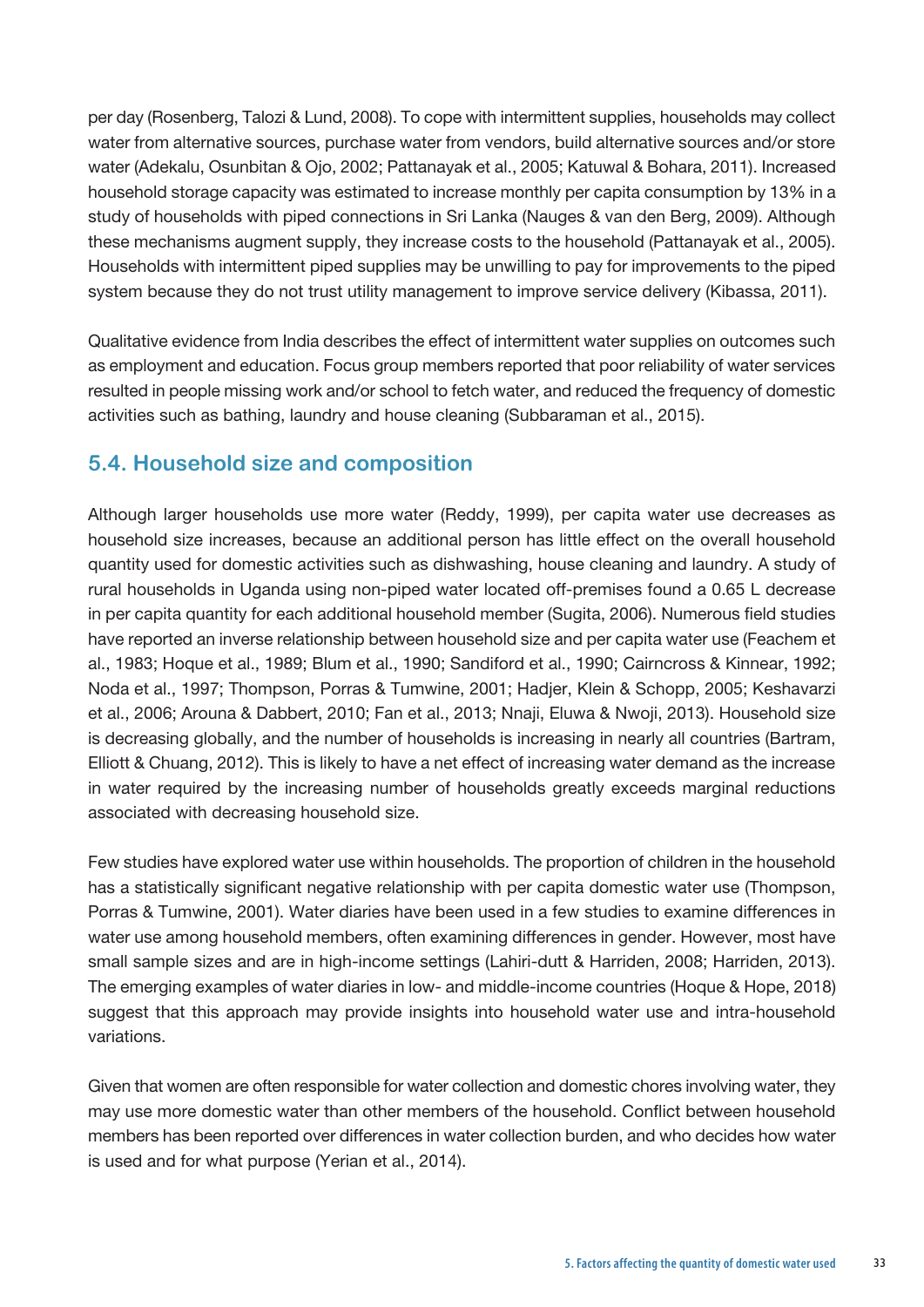per day (Rosenberg, Talozi & Lund, 2008). To cope with intermittent supplies, households may collect water from alternative sources, purchase water from vendors, build alternative sources and/or store water (Adekalu, Osunbitan & Ojo, 2002; Pattanayak et al., 2005; Katuwal & Bohara, 2011). Increased household storage capacity was estimated to increase monthly per capita consumption by 13% in a study of households with piped connections in Sri Lanka (Nauges & van den Berg, 2009). Although these mechanisms augment supply, they increase costs to the household (Pattanayak et al., 2005). Households with intermittent piped supplies may be unwilling to pay for improvements to the piped system because they do not trust utility management to improve service delivery (Kibassa, 2011).

Qualitative evidence from India describes the effect of intermittent water supplies on outcomes such as employment and education. Focus group members reported that poor reliability of water services resulted in people missing work and/or school to fetch water, and reduced the frequency of domestic activities such as bathing, laundry and house cleaning (Subbaraman et al., 2015).

## 5.4. Household size and composition

Although larger households use more water (Reddy, 1999), per capita water use decreases as household size increases, because an additional person has little effect on the overall household quantity used for domestic activities such as dishwashing, house cleaning and laundry. A study of rural households in Uganda using non-piped water located off-premises found a 0.65 L decrease in per capita quantity for each additional household member (Sugita, 2006). Numerous field studies have reported an inverse relationship between household size and per capita water use (Feachem et al., 1983; Hoque et al., 1989; Blum et al., 1990; Sandiford et al., 1990; Cairncross & Kinnear, 1992; Noda et al., 1997; Thompson, Porras & Tumwine, 2001; Hadjer, Klein & Schopp, 2005; Keshavarzi et al., 2006; Arouna & Dabbert, 2010; Fan et al., 2013; Nnaji, Eluwa & Nwoji, 2013). Household size is decreasing globally, and the number of households is increasing in nearly all countries (Bartram, Elliott & Chuang, 2012). This is likely to have a net effect of increasing water demand as the increase in water required by the increasing number of households greatly exceeds marginal reductions associated with decreasing household size.

Few studies have explored water use within households. The proportion of children in the household has a statistically significant negative relationship with per capita domestic water use (Thompson, Porras & Tumwine, 2001). Water diaries have been used in a few studies to examine differences in water use among household members, often examining differences in gender. However, most have small sample sizes and are in high-income settings (Lahiri-dutt & Harriden, 2008; Harriden, 2013). The emerging examples of water diaries in low- and middle-income countries (Hoque & Hope, 2018) suggest that this approach may provide insights into household water use and intra-household variations.

Given that women are often responsible for water collection and domestic chores involving water, they may use more domestic water than other members of the household. Conflict between household members has been reported over differences in water collection burden, and who decides how water is used and for what purpose (Yerian et al., 2014).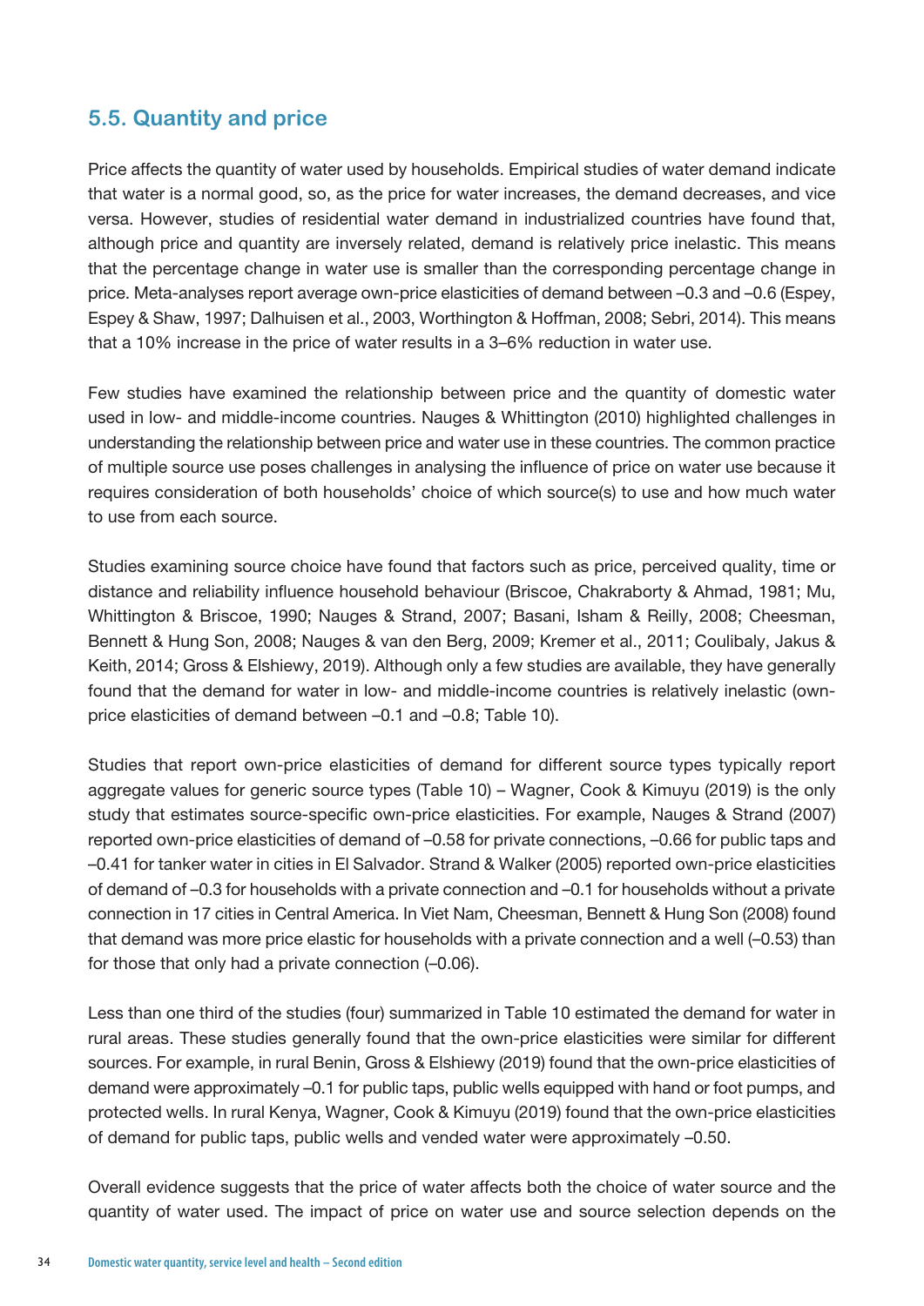## 5.5. Quantity and price

Price affects the quantity of water used by households. Empirical studies of water demand indicate that water is a normal good, so, as the price for water increases, the demand decreases, and vice versa. However, studies of residential water demand in industrialized countries have found that, although price and quantity are inversely related, demand is relatively price inelastic. This means that the percentage change in water use is smaller than the corresponding percentage change in price. Meta-analyses report average own-price elasticities of demand between –0.3 and –0.6 (Espey, Espey & Shaw, 1997; Dalhuisen et al., 2003, Worthington & Hoffman, 2008; Sebri, 2014). This means that a 10% increase in the price of water results in a 3–6% reduction in water use.

Few studies have examined the relationship between price and the quantity of domestic water used in low- and middle-income countries. Nauges & Whittington (2010) highlighted challenges in understanding the relationship between price and water use in these countries. The common practice of multiple source use poses challenges in analysing the influence of price on water use because it requires consideration of both households' choice of which source(s) to use and how much water to use from each source.

Studies examining source choice have found that factors such as price, perceived quality, time or distance and reliability influence household behaviour (Briscoe, Chakraborty & Ahmad, 1981; Mu, Whittington & Briscoe, 1990; Nauges & Strand, 2007; Basani, Isham & Reilly, 2008; Cheesman, Bennett & Hung Son, 2008; Nauges & van den Berg, 2009; Kremer et al., 2011; Coulibaly, Jakus & Keith, 2014; Gross & Elshiewy, 2019). Although only a few studies are available, they have generally found that the demand for water in low- and middle-income countries is relatively inelastic (own-price elasticities of demand between –0.1 and –0.8; Table 10).

Studies that report own-price elasticities of demand for different source types typically report aggregate values for generic source types (Table 10) – Wagner, Cook & Kimuyu (2019) is the only study that estimates source-specific own-price elasticities. For example, Nauges & Strand (2007) reported own-price elasticities of demand of –0.58 for private connections, –0.66 for public taps and –0.41 for tanker water in cities in El Salvador. Strand & Walker (2005) reported own-price elasticities of demand of –0.3 for households with a private connection and –0.1 for households without a private connection in 17 cities in Central America. In Viet Nam, Cheesman, Bennett & Hung Son (2008) found that demand was more price elastic for households with a private connection and a well (–0.53) than for those that only had a private connection (–0.06).

Less than one third of the studies (four) summarized in Table 10 estimated the demand for water in rural areas. These studies generally found that the own-price elasticities were similar for different sources. For example, in rural Benin, Gross & Elshiewy (2019) found that the own-price elasticities of demand were approximately –0.1 for public taps, public wells equipped with hand or foot pumps, and protected wells. In rural Kenya, Wagner, Cook & Kimuyu (2019) found that the own-price elasticities of demand for public taps, public wells and vended water were approximately –0.50.

Overall evidence suggests that the price of water affects both the choice of water source and the quantity of water used. The impact of price on water use and source selection depends on the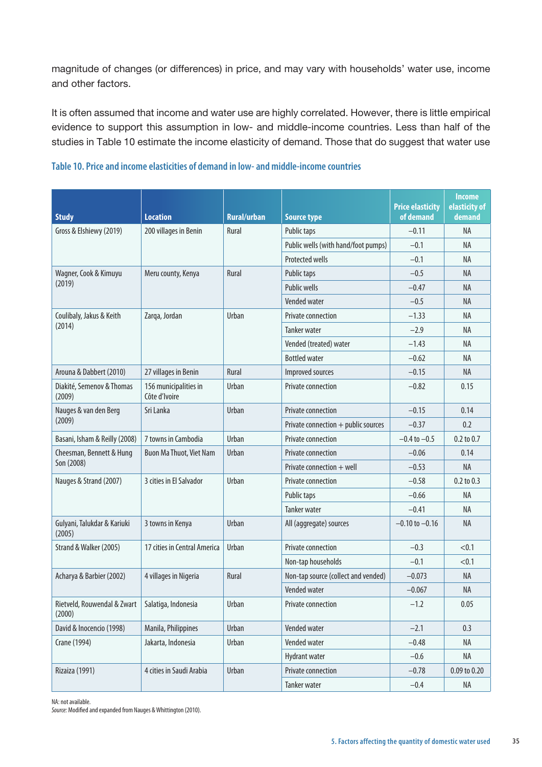magnitude of changes (or differences) in price, and may vary with households' water use, income and other factors.

It is often assumed that income and water use are highly correlated. However, there is little empirical evidence to support this assumption in low- and middle-income countries. Less than half of the studies in Table 10 estimate the income elasticity of demand. Those that do suggest that water use

**Table 10. Price and income elasticities of demand in low- and middle-income countries**

| Study | Location | Rural/urban | Source type | Price elasticity of demand | Income elasticity of demand |
|---|---|---|---|---|---|
| Gross & Elshiewy (2019) | 200 villages in Benin | Rural | Public taps | −0.11 | NA |
| | | | Public wells (with hand/foot pumps) | −0.1 | NA |
| | | | Protected wells | −0.1 | NA |
| Wagner, Cook & Kimuyu (2019) | Meru county, Kenya | Rural | Public taps | −0.5 | NA |
| | | | Public wells | −0.47 | NA |
| | | | Vended water | −0.5 | NA |
| Coulibaly, Jakus & Keith (2014) | Zarqa, Jordan | Urban | Private connection | −1.33 | NA |
| | | | Tanker water | −2.9 | NA |
| | | | Vended (treated) water | −1.43 | NA |
| | | | Bottled water | −0.62 | NA |
| Arouna & Dabbert (2010) | 27 villages in Benin | Rural | Improved sources | −0.15 | NA |
| Diakité, Semenov & Thomas (2009) | 156 municipalities in Côte d'Ivoire | Urban | Private connection | −0.82 | 0.15 |
| Nauges & van den Berg (2009) | Sri Lanka | Urban | Private connection | −0.15 | 0.14 |
| | | | Private connection + public sources | −0.37 | 0.2 |
| Basani, Isham & Reilly (2008) | 7 towns in Cambodia | Urban | Private connection | −0.4 to −0.5 | 0.2 to 0.7 |
| Cheesman, Bennett & Hung Son (2008) | Buon Ma Thuot, Viet Nam | Urban | Private connection | −0.06 | 0.14 |
| | | | Private connection + well | −0.53 | NA |
| Nauges & Strand (2007) | 3 cities in El Salvador | Urban | Private connection | −0.58 | 0.2 to 0.3 |
| | | | Public taps | −0.66 | NA |
| | | | Tanker water | −0.41 | NA |
| Gulyani, Talukdar & Kariuki (2005) | 3 towns in Kenya | Urban | All (aggregate) sources | −0.10 to −0.16 | NA |
| Strand & Walker (2005) | 17 cities in Central America | Urban | Private connection | −0.3 | <0.1 |
| | | | Non-tap households | −0.1 | <0.1 |
| Acharya & Barbier (2002) | 4 villages in Nigeria | Rural | Non-tap source (collect and vended) | −0.073 | NA |
| | | | Vended water | −0.067 | NA |
| Rietveld, Rouwendal & Zwart (2000) | Salatiga, Indonesia | Urban | Private connection | −1.2 | 0.05 |
| David & Inocencio (1998) | Manila, Philippines | Urban | Vended water | −2.1 | 0.3 |
| Crane (1994) | Jakarta, Indonesia | Urban | Vended water | −0.48 | NA |
| | | | Hydrant water | −0.6 | NA |
| Rizaiza (1991) | 4 cities in Saudi Arabia | Urban | Private connection | −0.78 | 0.09 to 0.20 |
| | | | Tanker water | −0.4 | NA |

NA: not available.
*Source:* Modified and expanded from Nauges & Whittington (2010).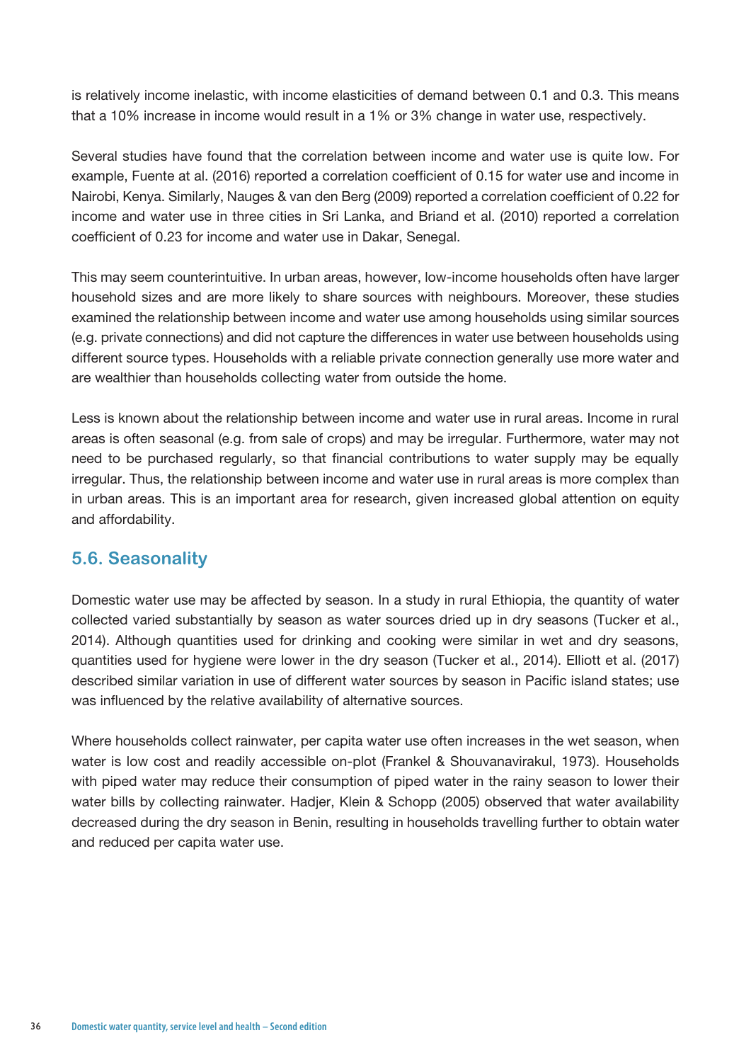is relatively income inelastic, with income elasticities of demand between 0.1 and 0.3. This means that a 10% increase in income would result in a 1% or 3% change in water use, respectively.

Several studies have found that the correlation between income and water use is quite low. For example, Fuente at al. (2016) reported a correlation coefficient of 0.15 for water use and income in Nairobi, Kenya. Similarly, Nauges & van den Berg (2009) reported a correlation coefficient of 0.22 for income and water use in three cities in Sri Lanka, and Briand et al. (2010) reported a correlation coefficient of 0.23 for income and water use in Dakar, Senegal.

This may seem counterintuitive. In urban areas, however, low-income households often have larger household sizes and are more likely to share sources with neighbours. Moreover, these studies examined the relationship between income and water use among households using similar sources (e.g. private connections) and did not capture the differences in water use between households using different source types. Households with a reliable private connection generally use more water and are wealthier than households collecting water from outside the home.

Less is known about the relationship between income and water use in rural areas. Income in rural areas is often seasonal (e.g. from sale of crops) and may be irregular. Furthermore, water may not need to be purchased regularly, so that financial contributions to water supply may be equally irregular. Thus, the relationship between income and water use in rural areas is more complex than in urban areas. This is an important area for research, given increased global attention on equity and affordability.

## 5.6. Seasonality

Domestic water use may be affected by season. In a study in rural Ethiopia, the quantity of water collected varied substantially by season as water sources dried up in dry seasons (Tucker et al., 2014). Although quantities used for drinking and cooking were similar in wet and dry seasons, quantities used for hygiene were lower in the dry season (Tucker et al., 2014). Elliott et al. (2017) described similar variation in use of different water sources by season in Pacific island states; use was influenced by the relative availability of alternative sources.

Where households collect rainwater, per capita water use often increases in the wet season, when water is low cost and readily accessible on-plot (Frankel & Shouvanavirakul, 1973). Households with piped water may reduce their consumption of piped water in the rainy season to lower their water bills by collecting rainwater. Hadjer, Klein & Schopp (2005) observed that water availability decreased during the dry season in Benin, resulting in households travelling further to obtain water and reduced per capita water use.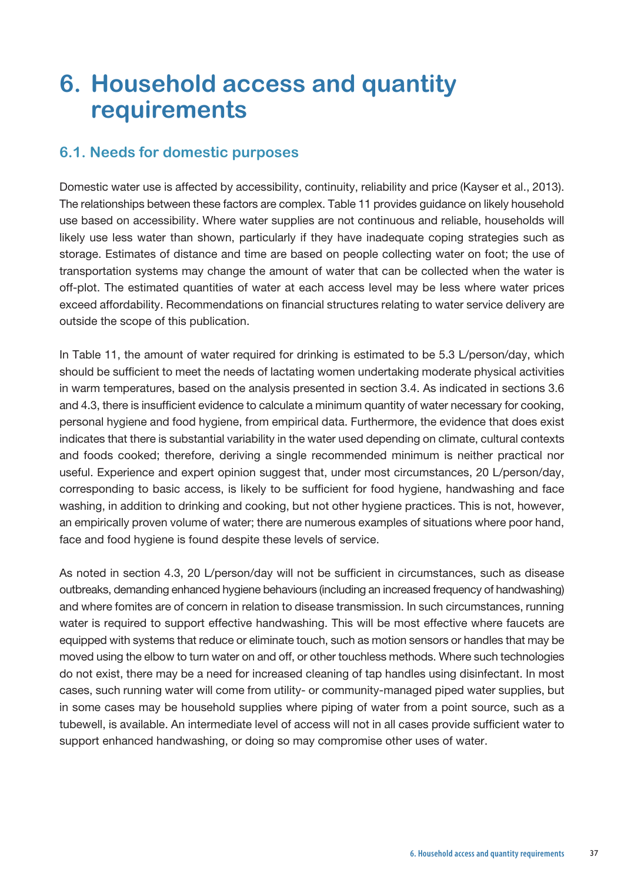# 6. Household access and quantity requirements

## 6.1. Needs for domestic purposes

Domestic water use is affected by accessibility, continuity, reliability and price (Kayser et al., 2013). The relationships between these factors are complex. Table 11 provides guidance on likely household use based on accessibility. Where water supplies are not continuous and reliable, households will likely use less water than shown, particularly if they have inadequate coping strategies such as storage. Estimates of distance and time are based on people collecting water on foot; the use of transportation systems may change the amount of water that can be collected when the water is off-plot. The estimated quantities of water at each access level may be less where water prices exceed affordability. Recommendations on financial structures relating to water service delivery are outside the scope of this publication.

In Table 11, the amount of water required for drinking is estimated to be 5.3 L/person/day, which should be sufficient to meet the needs of lactating women undertaking moderate physical activities in warm temperatures, based on the analysis presented in section 3.4. As indicated in sections 3.6 and 4.3, there is insufficient evidence to calculate a minimum quantity of water necessary for cooking, personal hygiene and food hygiene, from empirical data. Furthermore, the evidence that does exist indicates that there is substantial variability in the water used depending on climate, cultural contexts and foods cooked; therefore, deriving a single recommended minimum is neither practical nor useful. Experience and expert opinion suggest that, under most circumstances, 20 L/person/day, corresponding to basic access, is likely to be sufficient for food hygiene, handwashing and face washing, in addition to drinking and cooking, but not other hygiene practices. This is not, however, an empirically proven volume of water; there are numerous examples of situations where poor hand, face and food hygiene is found despite these levels of service.

As noted in section 4.3, 20 L/person/day will not be sufficient in circumstances, such as disease outbreaks, demanding enhanced hygiene behaviours (including an increased frequency of handwashing) and where fomites are of concern in relation to disease transmission. In such circumstances, running water is required to support effective handwashing. This will be most effective where faucets are equipped with systems that reduce or eliminate touch, such as motion sensors or handles that may be moved using the elbow to turn water on and off, or other touchless methods. Where such technologies do not exist, there may be a need for increased cleaning of tap handles using disinfectant. In most cases, such running water will come from utility- or community-managed piped water supplies, but in some cases may be household supplies where piping of water from a point source, such as a tubewell, is available. An intermediate level of access will not in all cases provide sufficient water to support enhanced handwashing, or doing so may compromise other uses of water.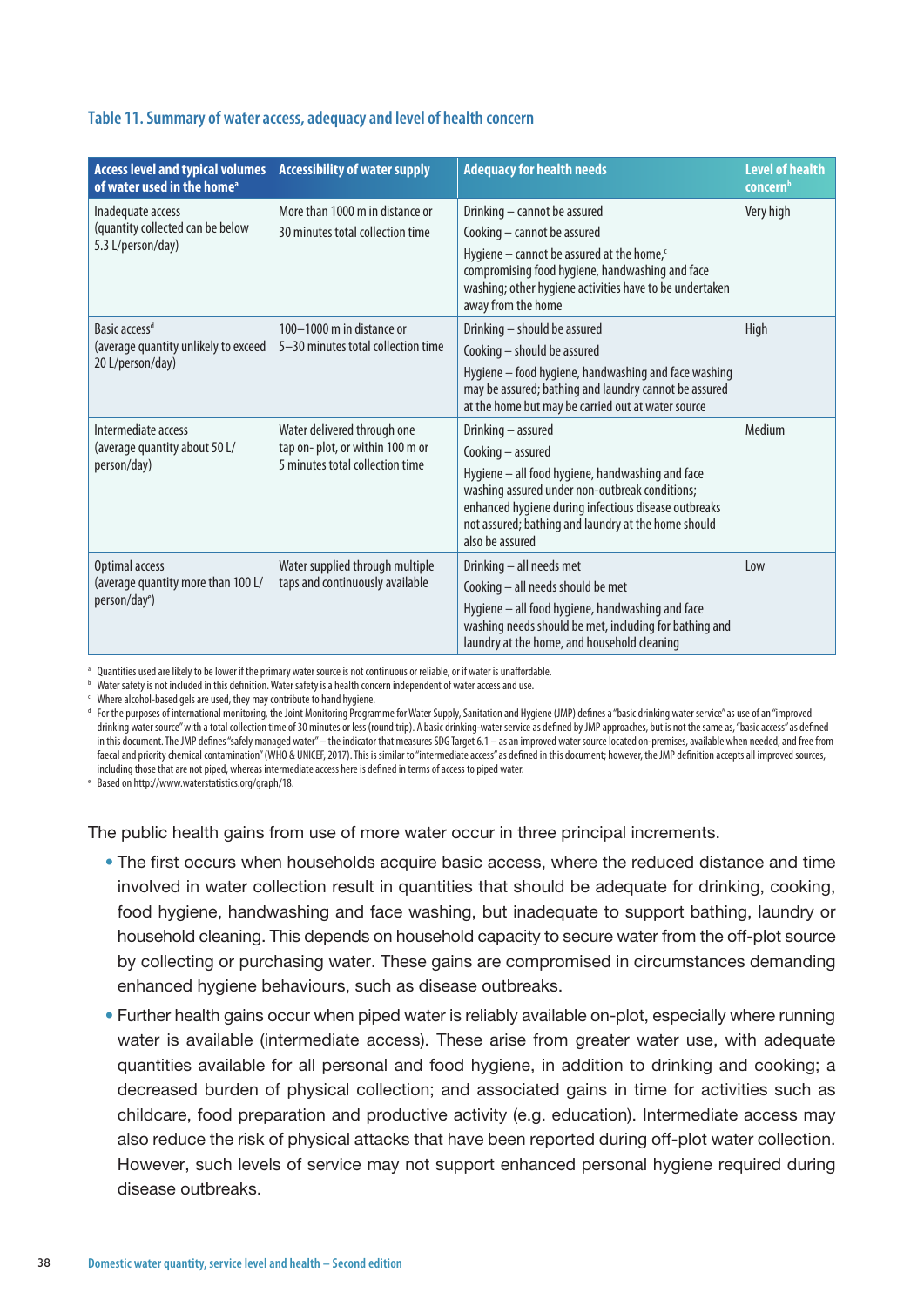### Table 11. Summary of water access, adequacy and level of health concern

| Access level and typical volumes of water used in the home[a] | Accessibility of water supply | Adequacy for health needs | Level of health concern[b] |
|---|---|---|---|
| Inadequate access (quantity collected can be below 5.3 L/person/day) | More than 1000 m in distance or 30 minutes total collection time | Drinking – cannot be assured<br>Cooking – cannot be assured<br>Hygiene – cannot be assured at the home,[c] compromising food hygiene, handwashing and face washing; other hygiene activities have to be undertaken away from the home | Very high |
| Basic access[d] (average quantity unlikely to exceed 20 L/person/day) | 100–1000 m in distance or 5–30 minutes total collection time | Drinking – should be assured<br>Cooking – should be assured<br>Hygiene – food hygiene, handwashing and face washing may be assured; bathing and laundry cannot be assured at the home but may be carried out at water source | High |
| Intermediate access (average quantity about 50 L/person/day) | Water delivered through one tap on- plot, or within 100 m or 5 minutes total collection time | Drinking – assured<br>Cooking – assured<br>Hygiene – all food hygiene, handwashing and face washing assured under non-outbreak conditions; enhanced hygiene during infectious disease outbreaks not assured; bathing and laundry at the home should also be assured | Medium |
| Optimal access (average quantity more than 100 L/person/day[e]) | Water supplied through multiple taps and continuously available | Drinking – all needs met<br>Cooking – all needs should be met<br>Hygiene – all food hygiene, handwashing and face washing needs should be met, including for bathing and laundry at the home, and household cleaning | Low |

[a] Quantities used are likely to be lower if the primary water source is not continuous or reliable, or if water is unaffordable.
[b] Water safety is not included in this definition. Water safety is a health concern independent of water access and use.
[c] Where alcohol-based gels are used, they may contribute to hand hygiene.
[d] For the purposes of international monitoring, the Joint Monitoring Programme for Water Supply, Sanitation and Hygiene (JMP) defines a "basic drinking water service" as use of an "improved drinking water source" with a total collection time of 30 minutes or less (round trip). A basic drinking-water service as defined by JMP approaches, but is not the same as, "basic access" as defined in this document. The JMP defines "safely managed water" – the indicator that measures SDG Target 6.1 – as an improved water source located on-premises, available when needed, and free from faecal and priority chemical contamination" (WHO & UNICEF, 2017). This is similar to "intermediate access" as defined in this document; however, the JMP definition accepts all improved sources, including those that are not piped, whereas intermediate access here is defined in terms of access to piped water.
[e] Based on http://www.waterstatistics.org/graph/18.

The public health gains from use of more water occur in three principal increments.

- The first occurs when households acquire basic access, where the reduced distance and time involved in water collection result in quantities that should be adequate for drinking, cooking, food hygiene, handwashing and face washing, but inadequate to support bathing, laundry or household cleaning. This depends on household capacity to secure water from the off-plot source by collecting or purchasing water. These gains are compromised in circumstances demanding enhanced hygiene behaviours, such as disease outbreaks.
- Further health gains occur when piped water is reliably available on-plot, especially where running water is available (intermediate access). These arise from greater water use, with adequate quantities available for all personal and food hygiene, in addition to drinking and cooking; a decreased burden of physical collection; and associated gains in time for activities such as childcare, food preparation and productive activity (e.g. education). Intermediate access may also reduce the risk of physical attacks that have been reported during off-plot water collection. However, such levels of service may not support enhanced personal hygiene required during disease outbreaks.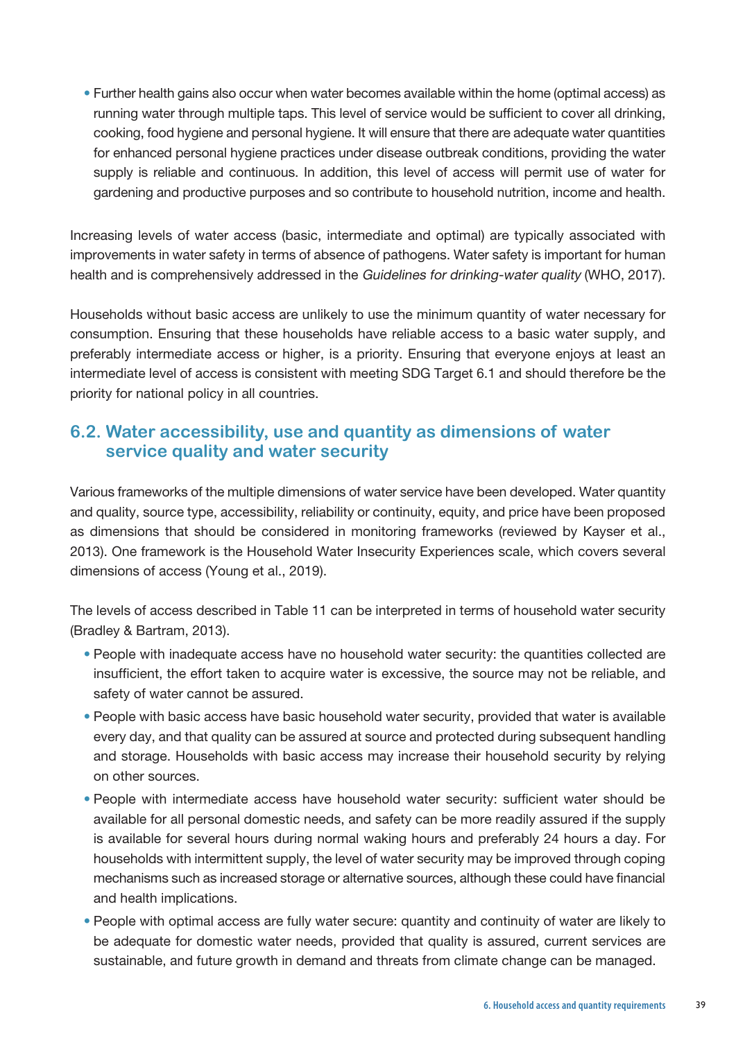- Further health gains also occur when water becomes available within the home (optimal access) as running water through multiple taps. This level of service would be sufficient to cover all drinking, cooking, food hygiene and personal hygiene. It will ensure that there are adequate water quantities for enhanced personal hygiene practices under disease outbreak conditions, providing the water supply is reliable and continuous. In addition, this level of access will permit use of water for gardening and productive purposes and so contribute to household nutrition, income and health.

Increasing levels of water access (basic, intermediate and optimal) are typically associated with improvements in water safety in terms of absence of pathogens. Water safety is important for human health and is comprehensively addressed in the *Guidelines for drinking-water quality* (WHO, 2017).

Households without basic access are unlikely to use the minimum quantity of water necessary for consumption. Ensuring that these households have reliable access to a basic water supply, and preferably intermediate access or higher, is a priority. Ensuring that everyone enjoys at least an intermediate level of access is consistent with meeting SDG Target 6.1 and should therefore be the priority for national policy in all countries.

## 6.2. Water accessibility, use and quantity as dimensions of water service quality and water security

Various frameworks of the multiple dimensions of water service have been developed. Water quantity and quality, source type, accessibility, reliability or continuity, equity, and price have been proposed as dimensions that should be considered in monitoring frameworks (reviewed by Kayser et al., 2013). One framework is the Household Water Insecurity Experiences scale, which covers several dimensions of access (Young et al., 2019).

The levels of access described in Table 11 can be interpreted in terms of household water security (Bradley & Bartram, 2013).

- People with inadequate access have no household water security: the quantities collected are insufficient, the effort taken to acquire water is excessive, the source may not be reliable, and safety of water cannot be assured.
- People with basic access have basic household water security, provided that water is available every day, and that quality can be assured at source and protected during subsequent handling and storage. Households with basic access may increase their household security by relying on other sources.
- People with intermediate access have household water security: sufficient water should be available for all personal domestic needs, and safety can be more readily assured if the supply is available for several hours during normal waking hours and preferably 24 hours a day. For households with intermittent supply, the level of water security may be improved through coping mechanisms such as increased storage or alternative sources, although these could have financial and health implications.
- People with optimal access are fully water secure: quantity and continuity of water are likely to be adequate for domestic water needs, provided that quality is assured, current services are sustainable, and future growth in demand and threats from climate change can be managed.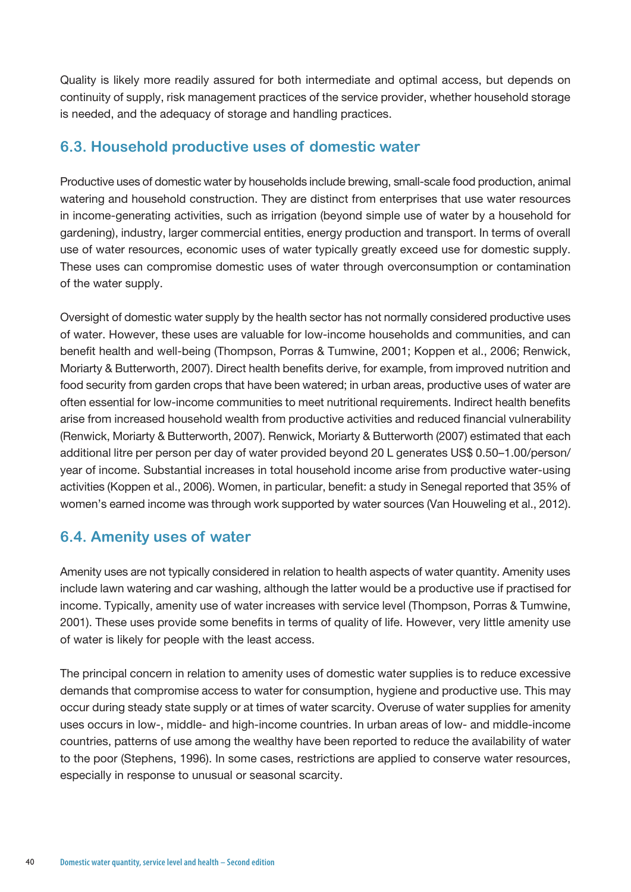Quality is likely more readily assured for both intermediate and optimal access, but depends on continuity of supply, risk management practices of the service provider, whether household storage is needed, and the adequacy of storage and handling practices.

## 6.3. Household productive uses of domestic water

Productive uses of domestic water by households include brewing, small-scale food production, animal watering and household construction. They are distinct from enterprises that use water resources in income-generating activities, such as irrigation (beyond simple use of water by a household for gardening), industry, larger commercial entities, energy production and transport. In terms of overall use of water resources, economic uses of water typically greatly exceed use for domestic supply. These uses can compromise domestic uses of water through overconsumption or contamination of the water supply.

Oversight of domestic water supply by the health sector has not normally considered productive uses of water. However, these uses are valuable for low-income households and communities, and can benefit health and well-being (Thompson, Porras & Tumwine, 2001; Koppen et al., 2006; Renwick, Moriarty & Butterworth, 2007). Direct health benefits derive, for example, from improved nutrition and food security from garden crops that have been watered; in urban areas, productive uses of water are often essential for low-income communities to meet nutritional requirements. Indirect health benefits arise from increased household wealth from productive activities and reduced financial vulnerability (Renwick, Moriarty & Butterworth, 2007). Renwick, Moriarty & Butterworth (2007) estimated that each additional litre per person per day of water provided beyond 20 L generates US$ 0.50–1.00/person/year of income. Substantial increases in total household income arise from productive water-using activities (Koppen et al., 2006). Women, in particular, benefit: a study in Senegal reported that 35% of women's earned income was through work supported by water sources (Van Houweling et al., 2012).

## 6.4. Amenity uses of water

Amenity uses are not typically considered in relation to health aspects of water quantity. Amenity uses include lawn watering and car washing, although the latter would be a productive use if practised for income. Typically, amenity use of water increases with service level (Thompson, Porras & Tumwine, 2001). These uses provide some benefits in terms of quality of life. However, very little amenity use of water is likely for people with the least access.

The principal concern in relation to amenity uses of domestic water supplies is to reduce excessive demands that compromise access to water for consumption, hygiene and productive use. This may occur during steady state supply or at times of water scarcity. Overuse of water supplies for amenity uses occurs in low-, middle- and high-income countries. In urban areas of low- and middle-income countries, patterns of use among the wealthy have been reported to reduce the availability of water to the poor (Stephens, 1996). In some cases, restrictions are applied to conserve water resources, especially in response to unusual or seasonal scarcity.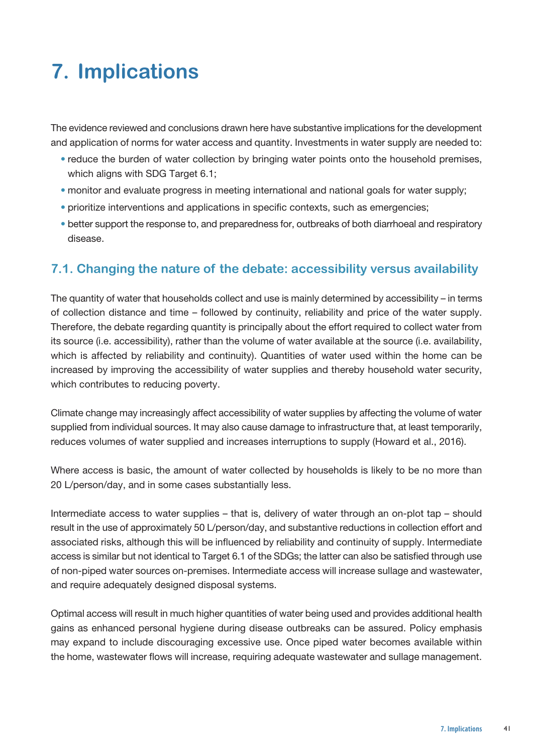# 7. Implications

The evidence reviewed and conclusions drawn here have substantive implications for the development and application of norms for water access and quantity. Investments in water supply are needed to:

- reduce the burden of water collection by bringing water points onto the household premises, which aligns with SDG Target 6.1;
- monitor and evaluate progress in meeting international and national goals for water supply;
- prioritize interventions and applications in specific contexts, such as emergencies;
- better support the response to, and preparedness for, outbreaks of both diarrhoeal and respiratory disease.

## 7.1. Changing the nature of the debate: accessibility versus availability

The quantity of water that households collect and use is mainly determined by accessibility – in terms of collection distance and time – followed by continuity, reliability and price of the water supply. Therefore, the debate regarding quantity is principally about the effort required to collect water from its source (i.e. accessibility), rather than the volume of water available at the source (i.e. availability, which is affected by reliability and continuity). Quantities of water used within the home can be increased by improving the accessibility of water supplies and thereby household water security, which contributes to reducing poverty.

Climate change may increasingly affect accessibility of water supplies by affecting the volume of water supplied from individual sources. It may also cause damage to infrastructure that, at least temporarily, reduces volumes of water supplied and increases interruptions to supply (Howard et al., 2016).

Where access is basic, the amount of water collected by households is likely to be no more than 20 L/person/day, and in some cases substantially less.

Intermediate access to water supplies – that is, delivery of water through an on-plot tap – should result in the use of approximately 50 L/person/day, and substantive reductions in collection effort and associated risks, although this will be influenced by reliability and continuity of supply. Intermediate access is similar but not identical to Target 6.1 of the SDGs; the latter can also be satisfied through use of non-piped water sources on-premises. Intermediate access will increase sullage and wastewater, and require adequately designed disposal systems.

Optimal access will result in much higher quantities of water being used and provides additional health gains as enhanced personal hygiene during disease outbreaks can be assured. Policy emphasis may expand to include discouraging excessive use. Once piped water becomes available within the home, wastewater flows will increase, requiring adequate wastewater and sullage management.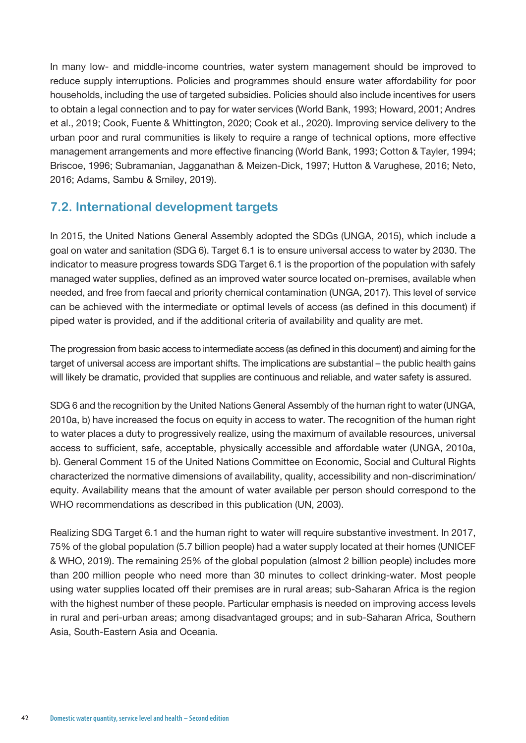In many low- and middle-income countries, water system management should be improved to reduce supply interruptions. Policies and programmes should ensure water affordability for poor households, including the use of targeted subsidies. Policies should also include incentives for users to obtain a legal connection and to pay for water services (World Bank, 1993; Howard, 2001; Andres et al., 2019; Cook, Fuente & Whittington, 2020; Cook et al., 2020). Improving service delivery to the urban poor and rural communities is likely to require a range of technical options, more effective management arrangements and more effective financing (World Bank, 1993; Cotton & Tayler, 1994; Briscoe, 1996; Subramanian, Jagganathan & Meizen-Dick, 1997; Hutton & Varughese, 2016; Neto, 2016; Adams, Sambu & Smiley, 2019).

## 7.2. International development targets

In 2015, the United Nations General Assembly adopted the SDGs (UNGA, 2015), which include a goal on water and sanitation (SDG 6). Target 6.1 is to ensure universal access to water by 2030. The indicator to measure progress towards SDG Target 6.1 is the proportion of the population with safely managed water supplies, defined as an improved water source located on-premises, available when needed, and free from faecal and priority chemical contamination (UNGA, 2017). This level of service can be achieved with the intermediate or optimal levels of access (as defined in this document) if piped water is provided, and if the additional criteria of availability and quality are met.

The progression from basic access to intermediate access (as defined in this document) and aiming for the target of universal access are important shifts. The implications are substantial – the public health gains will likely be dramatic, provided that supplies are continuous and reliable, and water safety is assured.

SDG 6 and the recognition by the United Nations General Assembly of the human right to water (UNGA, 2010a, b) have increased the focus on equity in access to water. The recognition of the human right to water places a duty to progressively realize, using the maximum of available resources, universal access to sufficient, safe, acceptable, physically accessible and affordable water (UNGA, 2010a, b). General Comment 15 of the United Nations Committee on Economic, Social and Cultural Rights characterized the normative dimensions of availability, quality, accessibility and non-discrimination/equity. Availability means that the amount of water available per person should correspond to the WHO recommendations as described in this publication (UN, 2003).

Realizing SDG Target 6.1 and the human right to water will require substantive investment. In 2017, 75% of the global population (5.7 billion people) had a water supply located at their homes (UNICEF & WHO, 2019). The remaining 25% of the global population (almost 2 billion people) includes more than 200 million people who need more than 30 minutes to collect drinking-water. Most people using water supplies located off their premises are in rural areas; sub-Saharan Africa is the region with the highest number of these people. Particular emphasis is needed on improving access levels in rural and peri-urban areas; among disadvantaged groups; and in sub-Saharan Africa, Southern Asia, South-Eastern Asia and Oceania.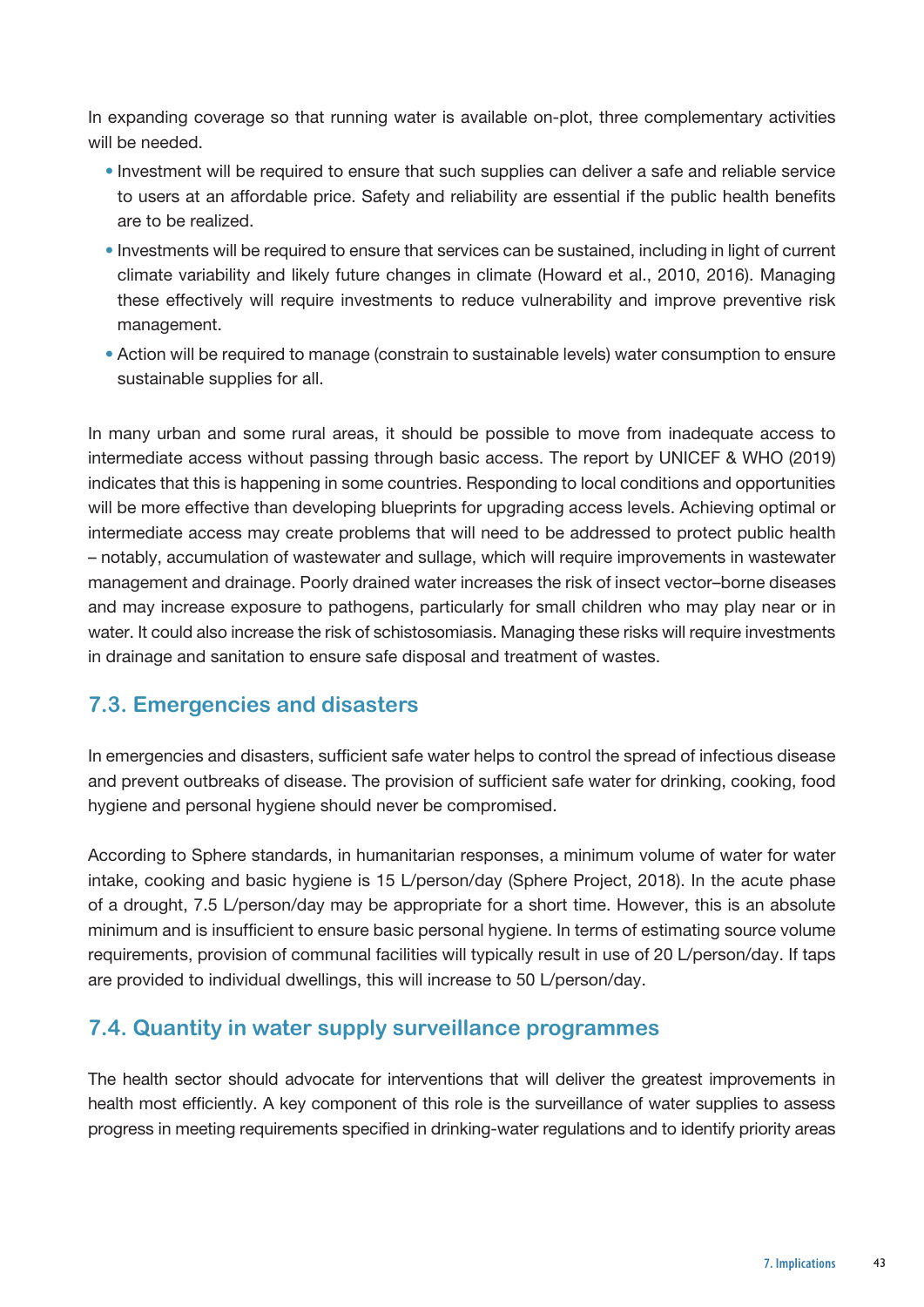In expanding coverage so that running water is available on-plot, three complementary activities will be needed.

- Investment will be required to ensure that such supplies can deliver a safe and reliable service to users at an affordable price. Safety and reliability are essential if the public health benefits are to be realized.
- Investments will be required to ensure that services can be sustained, including in light of current climate variability and likely future changes in climate (Howard et al., 2010, 2016). Managing these effectively will require investments to reduce vulnerability and improve preventive risk management.
- Action will be required to manage (constrain to sustainable levels) water consumption to ensure sustainable supplies for all.

In many urban and some rural areas, it should be possible to move from inadequate access to intermediate access without passing through basic access. The report by UNICEF & WHO (2019) indicates that this is happening in some countries. Responding to local conditions and opportunities will be more effective than developing blueprints for upgrading access levels. Achieving optimal or intermediate access may create problems that will need to be addressed to protect public health – notably, accumulation of wastewater and sullage, which will require improvements in wastewater management and drainage. Poorly drained water increases the risk of insect vector–borne diseases and may increase exposure to pathogens, particularly for small children who may play near or in water. It could also increase the risk of schistosomiasis. Managing these risks will require investments in drainage and sanitation to ensure safe disposal and treatment of wastes.

## 7.3. Emergencies and disasters

In emergencies and disasters, sufficient safe water helps to control the spread of infectious disease and prevent outbreaks of disease. The provision of sufficient safe water for drinking, cooking, food hygiene and personal hygiene should never be compromised.

According to Sphere standards, in humanitarian responses, a minimum volume of water for water intake, cooking and basic hygiene is 15 L/person/day (Sphere Project, 2018). In the acute phase of a drought, 7.5 L/person/day may be appropriate for a short time. However, this is an absolute minimum and is insufficient to ensure basic personal hygiene. In terms of estimating source volume requirements, provision of communal facilities will typically result in use of 20 L/person/day. If taps are provided to individual dwellings, this will increase to 50 L/person/day.

## 7.4. Quantity in water supply surveillance programmes

The health sector should advocate for interventions that will deliver the greatest improvements in health most efficiently. A key component of this role is the surveillance of water supplies to assess progress in meeting requirements specified in drinking-water regulations and to identify priority areas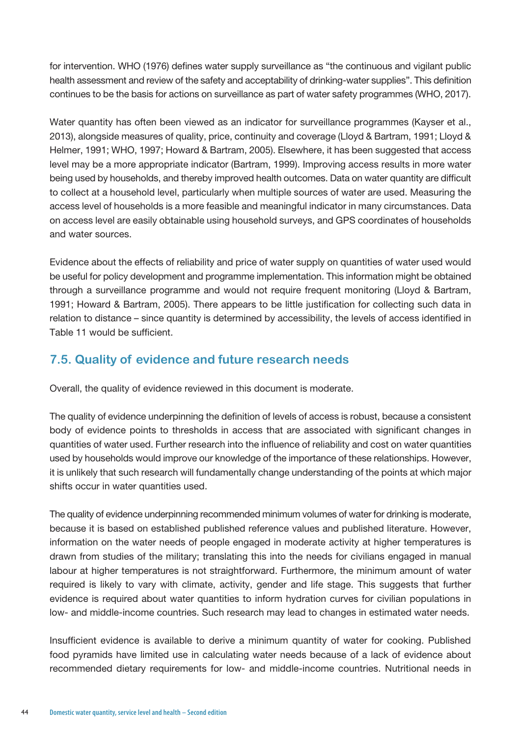for intervention. WHO (1976) defines water supply surveillance as "the continuous and vigilant public health assessment and review of the safety and acceptability of drinking-water supplies". This definition continues to be the basis for actions on surveillance as part of water safety programmes (WHO, 2017).

Water quantity has often been viewed as an indicator for surveillance programmes (Kayser et al., 2013), alongside measures of quality, price, continuity and coverage (Lloyd & Bartram, 1991; Lloyd & Helmer, 1991; WHO, 1997; Howard & Bartram, 2005). Elsewhere, it has been suggested that access level may be a more appropriate indicator (Bartram, 1999). Improving access results in more water being used by households, and thereby improved health outcomes. Data on water quantity are difficult to collect at a household level, particularly when multiple sources of water are used. Measuring the access level of households is a more feasible and meaningful indicator in many circumstances. Data on access level are easily obtainable using household surveys, and GPS coordinates of households and water sources.

Evidence about the effects of reliability and price of water supply on quantities of water used would be useful for policy development and programme implementation. This information might be obtained through a surveillance programme and would not require frequent monitoring (Lloyd & Bartram, 1991; Howard & Bartram, 2005). There appears to be little justification for collecting such data in relation to distance – since quantity is determined by accessibility, the levels of access identified in Table 11 would be sufficient.

## 7.5. Quality of evidence and future research needs

Overall, the quality of evidence reviewed in this document is moderate.

The quality of evidence underpinning the definition of levels of access is robust, because a consistent body of evidence points to thresholds in access that are associated with significant changes in quantities of water used. Further research into the influence of reliability and cost on water quantities used by households would improve our knowledge of the importance of these relationships. However, it is unlikely that such research will fundamentally change understanding of the points at which major shifts occur in water quantities used.

The quality of evidence underpinning recommended minimum volumes of water for drinking is moderate, because it is based on established published reference values and published literature. However, information on the water needs of people engaged in moderate activity at higher temperatures is drawn from studies of the military; translating this into the needs for civilians engaged in manual labour at higher temperatures is not straightforward. Furthermore, the minimum amount of water required is likely to vary with climate, activity, gender and life stage. This suggests that further evidence is required about water quantities to inform hydration curves for civilian populations in low- and middle-income countries. Such research may lead to changes in estimated water needs.

Insufficient evidence is available to derive a minimum quantity of water for cooking. Published food pyramids have limited use in calculating water needs because of a lack of evidence about recommended dietary requirements for low- and middle-income countries. Nutritional needs in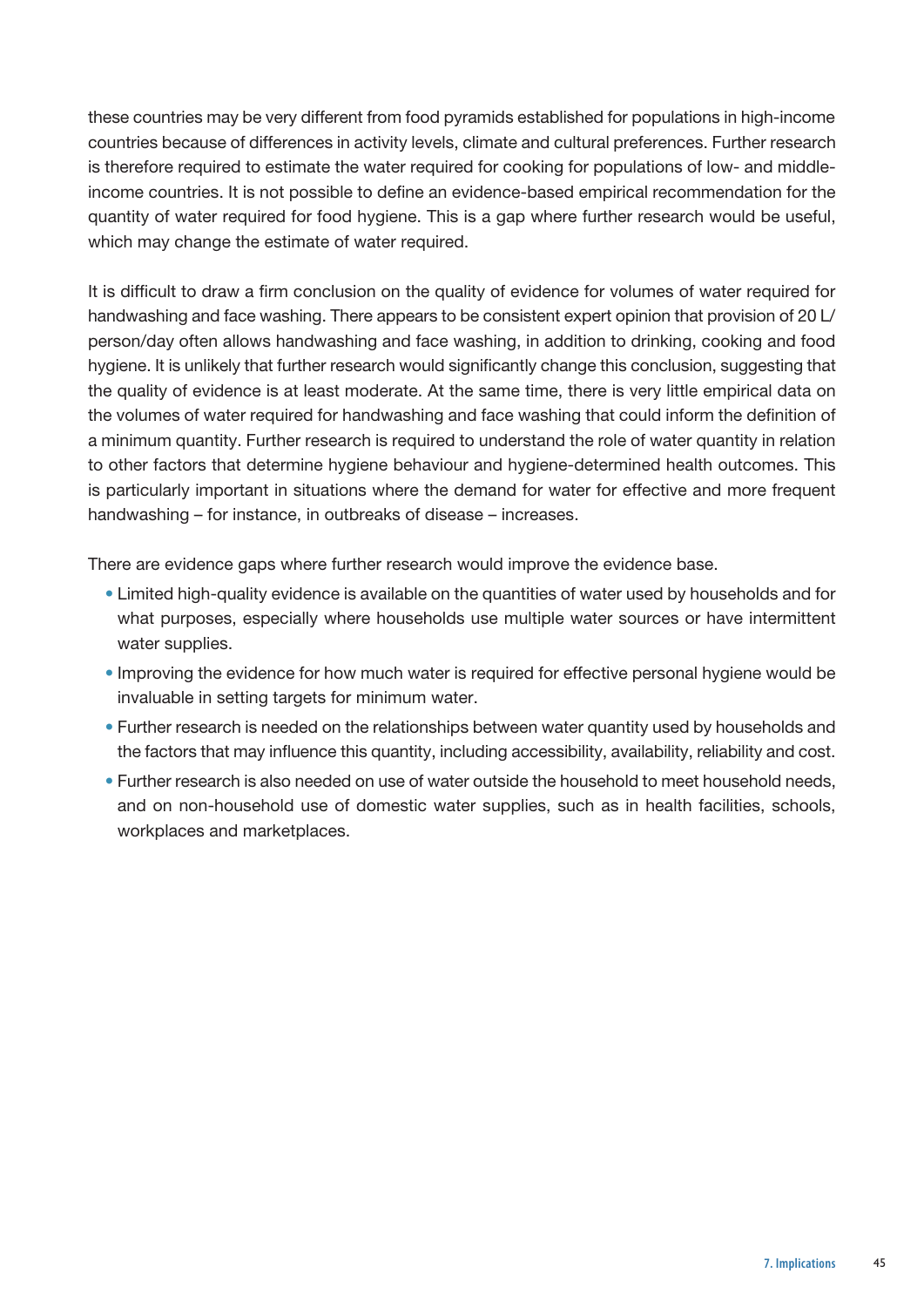these countries may be very different from food pyramids established for populations in high-income countries because of differences in activity levels, climate and cultural preferences. Further research is therefore required to estimate the water required for cooking for populations of low- and middle-income countries. It is not possible to define an evidence-based empirical recommendation for the quantity of water required for food hygiene. This is a gap where further research would be useful, which may change the estimate of water required.

It is difficult to draw a firm conclusion on the quality of evidence for volumes of water required for handwashing and face washing. There appears to be consistent expert opinion that provision of 20 L/person/day often allows handwashing and face washing, in addition to drinking, cooking and food hygiene. It is unlikely that further research would significantly change this conclusion, suggesting that the quality of evidence is at least moderate. At the same time, there is very little empirical data on the volumes of water required for handwashing and face washing that could inform the definition of a minimum quantity. Further research is required to understand the role of water quantity in relation to other factors that determine hygiene behaviour and hygiene-determined health outcomes. This is particularly important in situations where the demand for water for effective and more frequent handwashing – for instance, in outbreaks of disease – increases.

There are evidence gaps where further research would improve the evidence base.

- Limited high-quality evidence is available on the quantities of water used by households and for what purposes, especially where households use multiple water sources or have intermittent water supplies.
- Improving the evidence for how much water is required for effective personal hygiene would be invaluable in setting targets for minimum water.
- Further research is needed on the relationships between water quantity used by households and the factors that may influence this quantity, including accessibility, availability, reliability and cost.
- Further research is also needed on use of water outside the household to meet household needs, and on non-household use of domestic water supplies, such as in health facilities, schools, workplaces and marketplaces.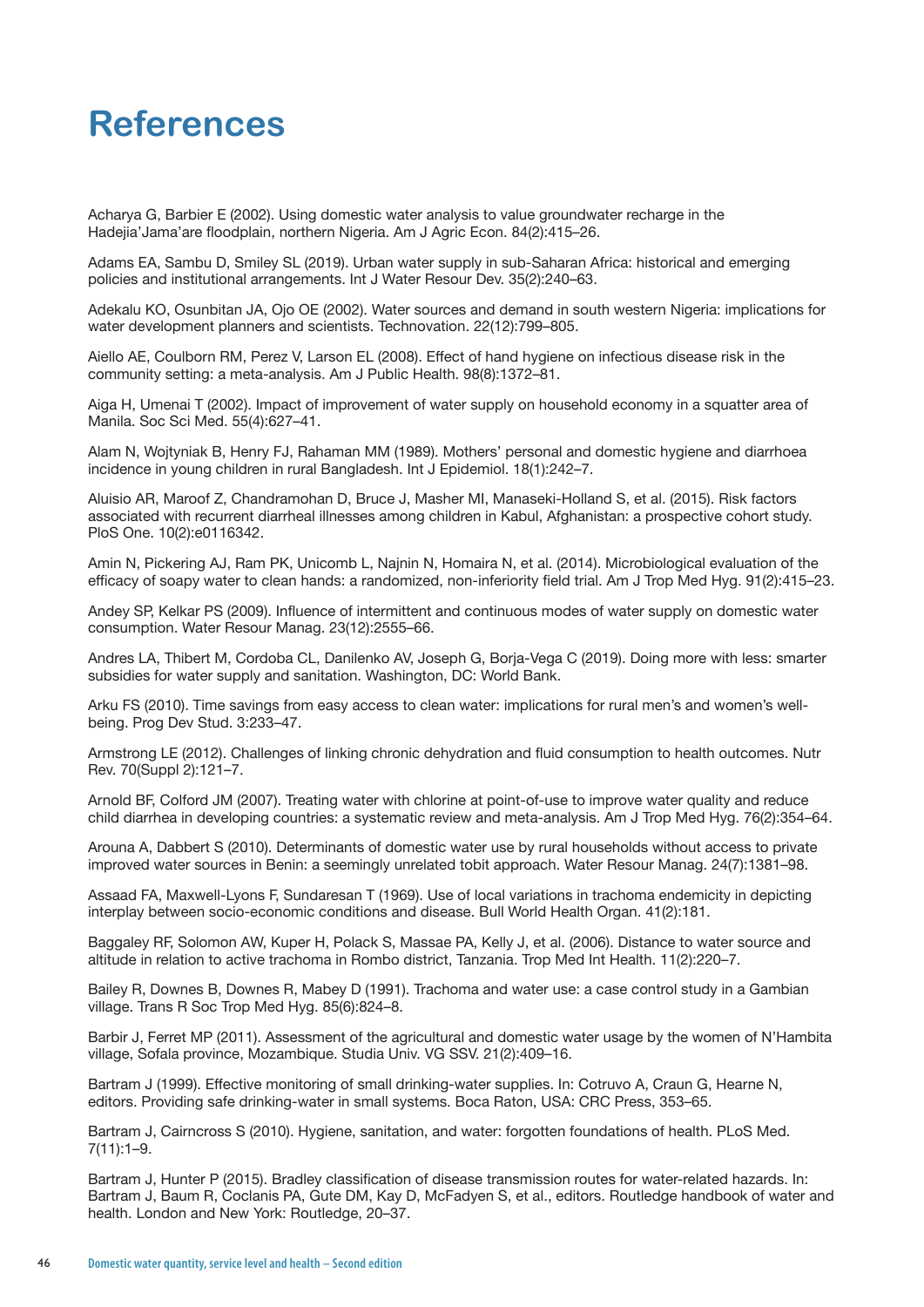# References

Acharya G, Barbier E (2002). Using domestic water analysis to value groundwater recharge in the Hadejia'Jama'are floodplain, northern Nigeria. Am J Agric Econ. 84(2):415–26.

Adams EA, Sambu D, Smiley SL (2019). Urban water supply in sub-Saharan Africa: historical and emerging policies and institutional arrangements. Int J Water Resour Dev. 35(2):240–63.

Adekalu KO, Osunbitan JA, Ojo OE (2002). Water sources and demand in south western Nigeria: implications for water development planners and scientists. Technovation. 22(12):799–805.

Aiello AE, Coulborn RM, Perez V, Larson EL (2008). Effect of hand hygiene on infectious disease risk in the community setting: a meta-analysis. Am J Public Health. 98(8):1372–81.

Aiga H, Umenai T (2002). Impact of improvement of water supply on household economy in a squatter area of Manila. Soc Sci Med. 55(4):627–41.

Alam N, Wojtyniak B, Henry FJ, Rahaman MM (1989). Mothers' personal and domestic hygiene and diarrhoea incidence in young children in rural Bangladesh. Int J Epidemiol. 18(1):242–7.

Aluisio AR, Maroof Z, Chandramohan D, Bruce J, Masher MI, Manaseki-Holland S, et al. (2015). Risk factors associated with recurrent diarrheal illnesses among children in Kabul, Afghanistan: a prospective cohort study. PloS One. 10(2):e0116342.

Amin N, Pickering AJ, Ram PK, Unicomb L, Najnin N, Homaira N, et al. (2014). Microbiological evaluation of the efficacy of soapy water to clean hands: a randomized, non-inferiority field trial. Am J Trop Med Hyg. 91(2):415–23.

Andey SP, Kelkar PS (2009). Influence of intermittent and continuous modes of water supply on domestic water consumption. Water Resour Manag. 23(12):2555–66.

Andres LA, Thibert M, Cordoba CL, Danilenko AV, Joseph G, Borja-Vega C (2019). Doing more with less: smarter subsidies for water supply and sanitation. Washington, DC: World Bank.

Arku FS (2010). Time savings from easy access to clean water: implications for rural men's and women's well-being. Prog Dev Stud. 3:233–47.

Armstrong LE (2012). Challenges of linking chronic dehydration and fluid consumption to health outcomes. Nutr Rev. 70(Suppl 2):121–7.

Arnold BF, Colford JM (2007). Treating water with chlorine at point-of-use to improve water quality and reduce child diarrhea in developing countries: a systematic review and meta-analysis. Am J Trop Med Hyg. 76(2):354–64.

Arouna A, Dabbert S (2010). Determinants of domestic water use by rural households without access to private improved water sources in Benin: a seemingly unrelated tobit approach. Water Resour Manag. 24(7):1381–98.

Assaad FA, Maxwell-Lyons F, Sundaresan T (1969). Use of local variations in trachoma endemicity in depicting interplay between socio-economic conditions and disease. Bull World Health Organ. 41(2):181.

Baggaley RF, Solomon AW, Kuper H, Polack S, Massae PA, Kelly J, et al. (2006). Distance to water source and altitude in relation to active trachoma in Rombo district, Tanzania. Trop Med Int Health. 11(2):220–7.

Bailey R, Downes B, Downes R, Mabey D (1991). Trachoma and water use: a case control study in a Gambian village. Trans R Soc Trop Med Hyg. 85(6):824–8.

Barbir J, Ferret MP (2011). Assessment of the agricultural and domestic water usage by the women of N'Hambita village, Sofala province, Mozambique. Studia Univ. VG SSV. 21(2):409–16.

Bartram J (1999). Effective monitoring of small drinking-water supplies. In: Cotruvo A, Craun G, Hearne N, editors. Providing safe drinking-water in small systems. Boca Raton, USA: CRC Press, 353–65.

Bartram J, Cairncross S (2010). Hygiene, sanitation, and water: forgotten foundations of health. PLoS Med. 7(11):1–9.

Bartram J, Hunter P (2015). Bradley classification of disease transmission routes for water-related hazards. In: Bartram J, Baum R, Coclanis PA, Gute DM, Kay D, McFadyen S, et al., editors. Routledge handbook of water and health. London and New York: Routledge, 20–37.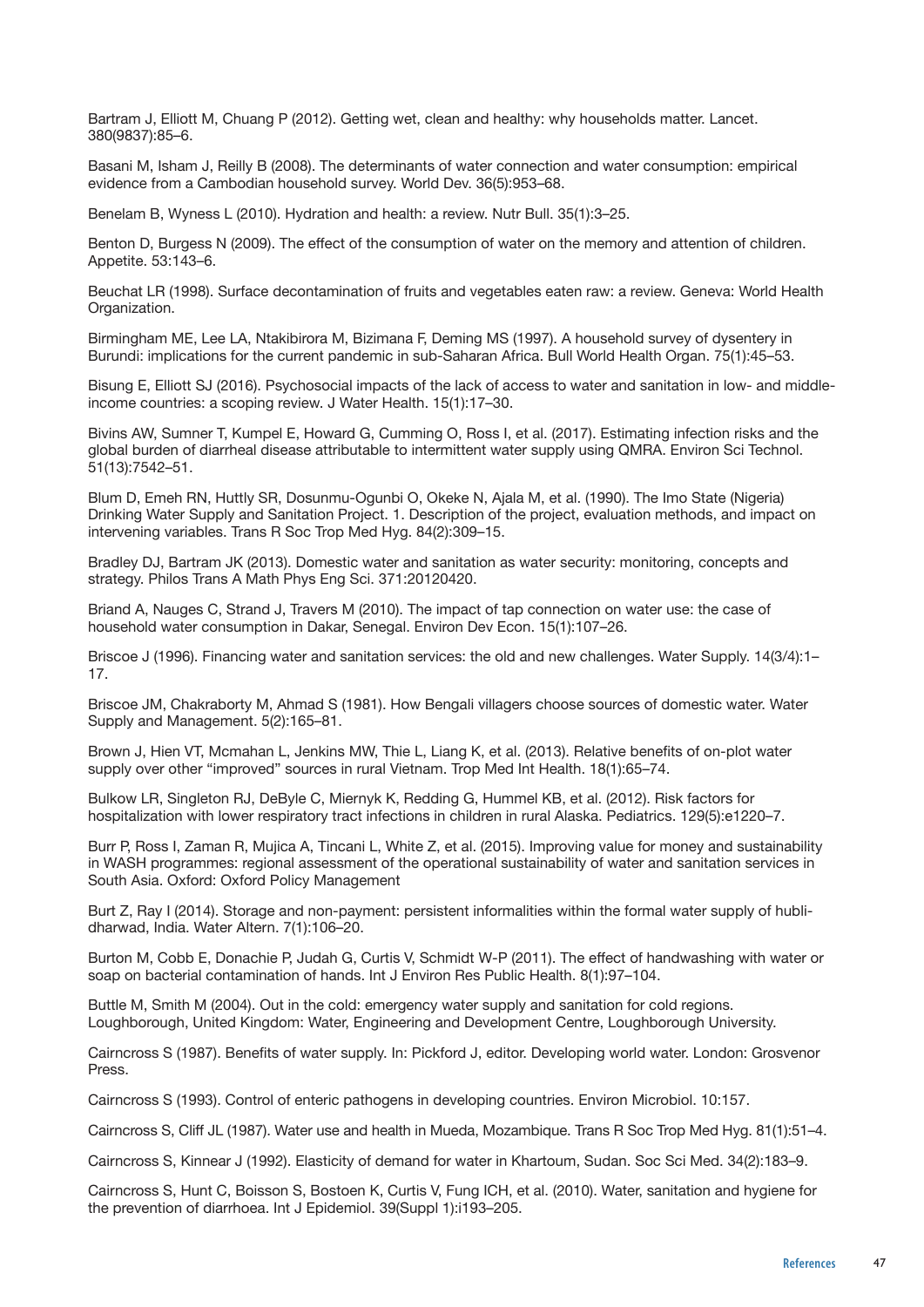Bartram J, Elliott M, Chuang P (2012). Getting wet, clean and healthy: why households matter. Lancet. 380(9837):85–6.

Basani M, Isham J, Reilly B (2008). The determinants of water connection and water consumption: empirical evidence from a Cambodian household survey. World Dev. 36(5):953–68.

Benelam B, Wyness L (2010). Hydration and health: a review. Nutr Bull. 35(1):3–25.

Benton D, Burgess N (2009). The effect of the consumption of water on the memory and attention of children. Appetite. 53:143–6.

Beuchat LR (1998). Surface decontamination of fruits and vegetables eaten raw: a review. Geneva: World Health Organization.

Birmingham ME, Lee LA, Ntakibirora M, Bizimana F, Deming MS (1997). A household survey of dysentery in Burundi: implications for the current pandemic in sub-Saharan Africa. Bull World Health Organ. 75(1):45–53.

Bisung E, Elliott SJ (2016). Psychosocial impacts of the lack of access to water and sanitation in low- and middle-income countries: a scoping review. J Water Health. 15(1):17–30.

Bivins AW, Sumner T, Kumpel E, Howard G, Cumming O, Ross I, et al. (2017). Estimating infection risks and the global burden of diarrheal disease attributable to intermittent water supply using QMRA. Environ Sci Technol. 51(13):7542–51.

Blum D, Emeh RN, Huttly SR, Dosunmu-Ogunbi O, Okeke N, Ajala M, et al. (1990). The Imo State (Nigeria) Drinking Water Supply and Sanitation Project. 1. Description of the project, evaluation methods, and impact on intervening variables. Trans R Soc Trop Med Hyg. 84(2):309–15.

Bradley DJ, Bartram JK (2013). Domestic water and sanitation as water security: monitoring, concepts and strategy. Philos Trans A Math Phys Eng Sci. 371:20120420.

Briand A, Nauges C, Strand J, Travers M (2010). The impact of tap connection on water use: the case of household water consumption in Dakar, Senegal. Environ Dev Econ. 15(1):107–26.

Briscoe J (1996). Financing water and sanitation services: the old and new challenges. Water Supply. 14(3/4):1–17.

Briscoe JM, Chakraborty M, Ahmad S (1981). How Bengali villagers choose sources of domestic water. Water Supply and Management. 5(2):165–81.

Brown J, Hien VT, Mcmahan L, Jenkins MW, Thie L, Liang K, et al. (2013). Relative benefits of on-plot water supply over other "improved" sources in rural Vietnam. Trop Med Int Health. 18(1):65–74.

Bulkow LR, Singleton RJ, DeByle C, Miernyk K, Redding G, Hummel KB, et al. (2012). Risk factors for hospitalization with lower respiratory tract infections in children in rural Alaska. Pediatrics. 129(5):e1220–7.

Burr P, Ross I, Zaman R, Mujica A, Tincani L, White Z, et al. (2015). Improving value for money and sustainability in WASH programmes: regional assessment of the operational sustainability of water and sanitation services in South Asia. Oxford: Oxford Policy Management

Burt Z, Ray I (2014). Storage and non-payment: persistent informalities within the formal water supply of hubli-dharwad, India. Water Altern. 7(1):106–20.

Burton M, Cobb E, Donachie P, Judah G, Curtis V, Schmidt W-P (2011). The effect of handwashing with water or soap on bacterial contamination of hands. Int J Environ Res Public Health. 8(1):97–104.

Buttle M, Smith M (2004). Out in the cold: emergency water supply and sanitation for cold regions. Loughborough, United Kingdom: Water, Engineering and Development Centre, Loughborough University.

Cairncross S (1987). Benefits of water supply. In: Pickford J, editor. Developing world water. London: Grosvenor Press.

Cairncross S (1993). Control of enteric pathogens in developing countries. Environ Microbiol. 10:157.

Cairncross S, Cliff JL (1987). Water use and health in Mueda, Mozambique. Trans R Soc Trop Med Hyg. 81(1):51–4.

Cairncross S, Kinnear J (1992). Elasticity of demand for water in Khartoum, Sudan. Soc Sci Med. 34(2):183–9.

Cairncross S, Hunt C, Boisson S, Bostoen K, Curtis V, Fung ICH, et al. (2010). Water, sanitation and hygiene for the prevention of diarrhoea. Int J Epidemiol. 39(Suppl 1):i193–205.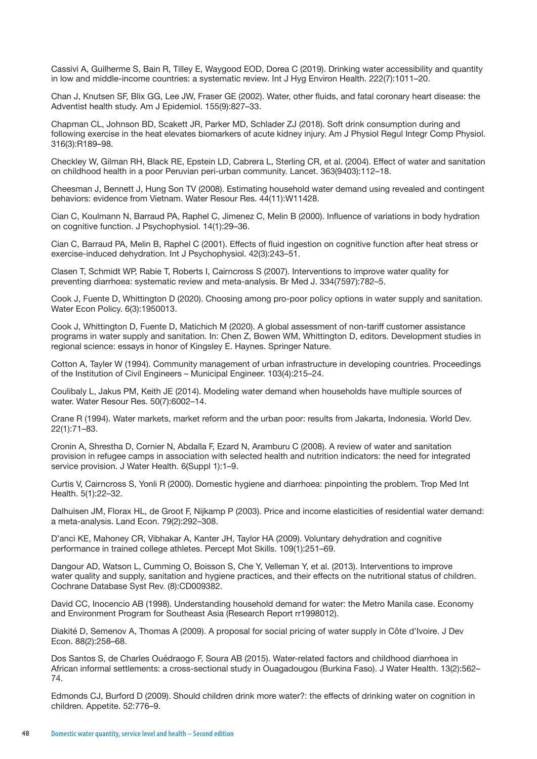Cassivi A, Guilherme S, Bain R, Tilley E, Waygood EOD, Dorea C (2019). Drinking water accessibility and quantity in low and middle-income countries: a systematic review. Int J Hyg Environ Health. 222(7):1011–20.

Chan J, Knutsen SF, Blix GG, Lee JW, Fraser GE (2002). Water, other fluids, and fatal coronary heart disease: the Adventist health study. Am J Epidemiol. 155(9):827–33.

Chapman CL, Johnson BD, Scakett JR, Parker MD, Schlader ZJ (2018). Soft drink consumption during and following exercise in the heat elevates biomarkers of acute kidney injury. Am J Physiol Regul Integr Comp Physiol. 316(3):R189–98.

Checkley W, Gilman RH, Black RE, Epstein LD, Cabrera L, Sterling CR, et al. (2004). Effect of water and sanitation on childhood health in a poor Peruvian peri-urban community. Lancet. 363(9403):112–18.

Cheesman J, Bennett J, Hung Son TV (2008). Estimating household water demand using revealed and contingent behaviors: evidence from Vietnam. Water Resour Res. 44(11):W11428.

Cian C, Koulmann N, Barraud PA, Raphel C, Jimenez C, Melin B (2000). Influence of variations in body hydration on cognitive function. J Psychophysiol. 14(1):29–36.

Cian C, Barraud PA, Melin B, Raphel C (2001). Effects of fluid ingestion on cognitive function after heat stress or exercise-induced dehydration. Int J Psychophysiol. 42(3):243–51.

Clasen T, Schmidt WP, Rabie T, Roberts I, Cairncross S (2007). Interventions to improve water quality for preventing diarrhoea: systematic review and meta-analysis. Br Med J. 334(7597):782–5.

Cook J, Fuente D, Whittington D (2020). Choosing among pro-poor policy options in water supply and sanitation. Water Econ Policy. 6(3):1950013.

Cook J, Whittington D, Fuente D, Matichich M (2020). A global assessment of non-tariff customer assistance programs in water supply and sanitation. In: Chen Z, Bowen WM, Whittington D, editors. Development studies in regional science: essays in honor of Kingsley E. Haynes. Springer Nature.

Cotton A, Tayler W (1994). Community management of urban infrastructure in developing countries. Proceedings of the Institution of Civil Engineers – Municipal Engineer. 103(4):215–24.

Coulibaly L, Jakus PM, Keith JE (2014). Modeling water demand when households have multiple sources of water. Water Resour Res. 50(7):6002–14.

Crane R (1994). Water markets, market reform and the urban poor: results from Jakarta, Indonesia. World Dev. 22(1):71–83.

Cronin A, Shrestha D, Cornier N, Abdalla F, Ezard N, Aramburu C (2008). A review of water and sanitation provision in refugee camps in association with selected health and nutrition indicators: the need for integrated service provision. J Water Health. 6(Suppl 1):1–9.

Curtis V, Cairncross S, Yonli R (2000). Domestic hygiene and diarrhoea: pinpointing the problem. Trop Med Int Health. 5(1):22–32.

Dalhuisen JM, Florax HL, de Groot F, Nijkamp P (2003). Price and income elasticities of residential water demand: a meta-analysis. Land Econ. 79(2):292–308.

D'anci KE, Mahoney CR, Vibhakar A, Kanter JH, Taylor HA (2009). Voluntary dehydration and cognitive performance in trained college athletes. Percept Mot Skills. 109(1):251–69.

Dangour AD, Watson L, Cumming O, Boisson S, Che Y, Velleman Y, et al. (2013). Interventions to improve water quality and supply, sanitation and hygiene practices, and their effects on the nutritional status of children. Cochrane Database Syst Rev. (8):CD009382.

David CC, Inocencio AB (1998). Understanding household demand for water: the Metro Manila case. Economy and Environment Program for Southeast Asia (Research Report rr1998012).

Diakité D, Semenov A, Thomas A (2009). A proposal for social pricing of water supply in Côte d'Ivoire. J Dev Econ. 88(2):258–68.

Dos Santos S, de Charles Ouédraogo F, Soura AB (2015). Water-related factors and childhood diarrhoea in African informal settlements: a cross-sectional study in Ouagadougou (Burkina Faso). J Water Health. 13(2):562–74.

Edmonds CJ, Burford D (2009). Should children drink more water?: the effects of drinking water on cognition in children. Appetite. 52:776–9.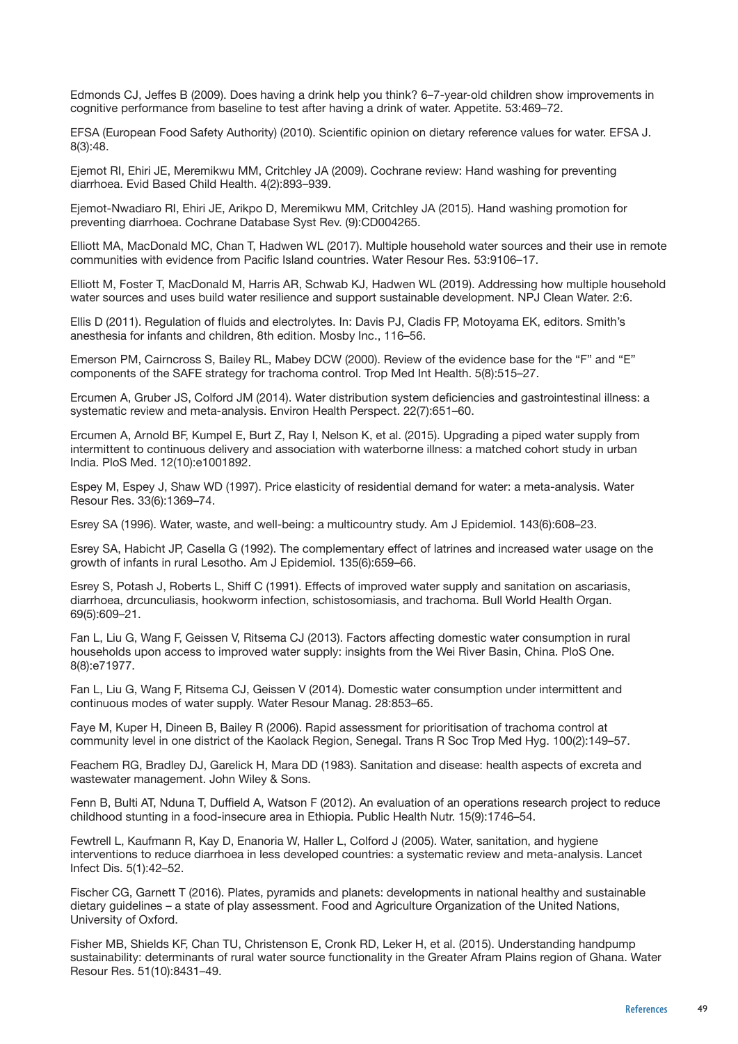Edmonds CJ, Jeffes B (2009). Does having a drink help you think? 6–7-year-old children show improvements in cognitive performance from baseline to test after having a drink of water. Appetite. 53:469–72.

EFSA (European Food Safety Authority) (2010). Scientific opinion on dietary reference values for water. EFSA J. 8(3):48.

Ejemot RI, Ehiri JE, Meremikwu MM, Critchley JA (2009). Cochrane review: Hand washing for preventing diarrhoea. Evid Based Child Health. 4(2):893–939.

Ejemot-Nwadiaro RI, Ehiri JE, Arikpo D, Meremikwu MM, Critchley JA (2015). Hand washing promotion for preventing diarrhoea. Cochrane Database Syst Rev. (9):CD004265.

Elliott MA, MacDonald MC, Chan T, Hadwen WL (2017). Multiple household water sources and their use in remote communities with evidence from Pacific Island countries. Water Resour Res. 53:9106–17.

Elliott M, Foster T, MacDonald M, Harris AR, Schwab KJ, Hadwen WL (2019). Addressing how multiple household water sources and uses build water resilience and support sustainable development. NPJ Clean Water. 2:6.

Ellis D (2011). Regulation of fluids and electrolytes. In: Davis PJ, Cladis FP, Motoyama EK, editors. Smith's anesthesia for infants and children, 8th edition. Mosby Inc., 116–56.

Emerson PM, Cairncross S, Bailey RL, Mabey DCW (2000). Review of the evidence base for the "F" and "E" components of the SAFE strategy for trachoma control. Trop Med Int Health. 5(8):515–27.

Ercumen A, Gruber JS, Colford JM (2014). Water distribution system deficiencies and gastrointestinal illness: a systematic review and meta-analysis. Environ Health Perspect. 22(7):651–60.

Ercumen A, Arnold BF, Kumpel E, Burt Z, Ray I, Nelson K, et al. (2015). Upgrading a piped water supply from intermittent to continuous delivery and association with waterborne illness: a matched cohort study in urban India. PloS Med. 12(10):e1001892.

Espey M, Espey J, Shaw WD (1997). Price elasticity of residential demand for water: a meta-analysis. Water Resour Res. 33(6):1369–74.

Esrey SA (1996). Water, waste, and well-being: a multicountry study. Am J Epidemiol. 143(6):608–23.

Esrey SA, Habicht JP, Casella G (1992). The complementary effect of latrines and increased water usage on the growth of infants in rural Lesotho. Am J Epidemiol. 135(6):659–66.

Esrey S, Potash J, Roberts L, Shiff C (1991). Effects of improved water supply and sanitation on ascariasis, diarrhoea, drcunculiasis, hookworm infection, schistosomiasis, and trachoma. Bull World Health Organ. 69(5):609–21.

Fan L, Liu G, Wang F, Geissen V, Ritsema CJ (2013). Factors affecting domestic water consumption in rural households upon access to improved water supply: insights from the Wei River Basin, China. PloS One. 8(8):e71977.

Fan L, Liu G, Wang F, Ritsema CJ, Geissen V (2014). Domestic water consumption under intermittent and continuous modes of water supply. Water Resour Manag. 28:853–65.

Faye M, Kuper H, Dineen B, Bailey R (2006). Rapid assessment for prioritisation of trachoma control at community level in one district of the Kaolack Region, Senegal. Trans R Soc Trop Med Hyg. 100(2):149–57.

Feachem RG, Bradley DJ, Garelick H, Mara DD (1983). Sanitation and disease: health aspects of excreta and wastewater management. John Wiley & Sons.

Fenn B, Bulti AT, Nduna T, Duffield A, Watson F (2012). An evaluation of an operations research project to reduce childhood stunting in a food-insecure area in Ethiopia. Public Health Nutr. 15(9):1746–54.

Fewtrell L, Kaufmann R, Kay D, Enanoria W, Haller L, Colford J (2005). Water, sanitation, and hygiene interventions to reduce diarrhoea in less developed countries: a systematic review and meta-analysis. Lancet Infect Dis. 5(1):42–52.

Fischer CG, Garnett T (2016). Plates, pyramids and planets: developments in national healthy and sustainable dietary guidelines – a state of play assessment. Food and Agriculture Organization of the United Nations, University of Oxford.

Fisher MB, Shields KF, Chan TU, Christenson E, Cronk RD, Leker H, et al. (2015). Understanding handpump sustainability: determinants of rural water source functionality in the Greater Afram Plains region of Ghana. Water Resour Res. 51(10):8431–49.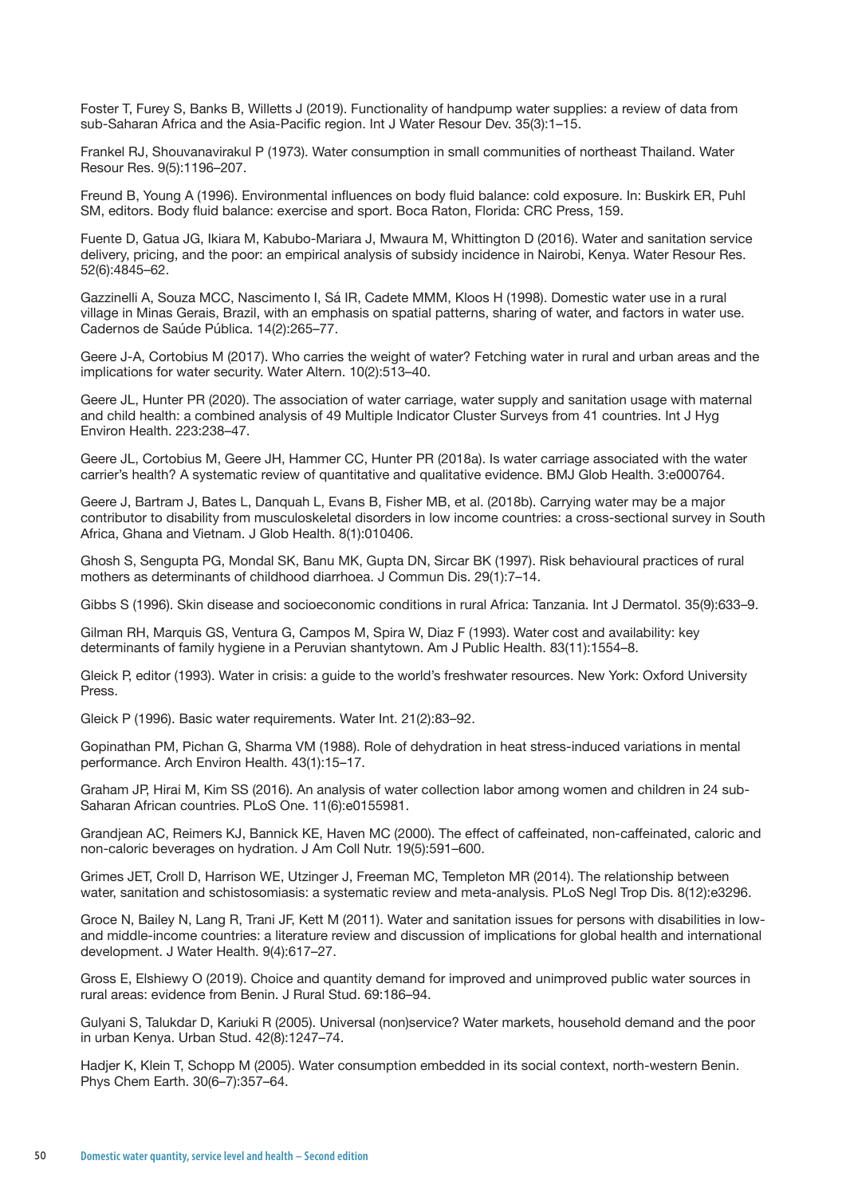Foster T, Furey S, Banks B, Willetts J (2019). Functionality of handpump water supplies: a review of data from sub-Saharan Africa and the Asia-Pacific region. Int J Water Resour Dev. 35(3):1–15.

Frankel RJ, Shouvanavirakul P (1973). Water consumption in small communities of northeast Thailand. Water Resour Res. 9(5):1196–207.

Freund B, Young A (1996). Environmental influences on body fluid balance: cold exposure. In: Buskirk ER, Puhl SM, editors. Body fluid balance: exercise and sport. Boca Raton, Florida: CRC Press, 159.

Fuente D, Gatua JG, Ikiara M, Kabubo-Mariara J, Mwaura M, Whittington D (2016). Water and sanitation service delivery, pricing, and the poor: an empirical analysis of subsidy incidence in Nairobi, Kenya. Water Resour Res. 52(6):4845–62.

Gazzinelli A, Souza MCC, Nascimento I, Sá IR, Cadete MMM, Kloos H (1998). Domestic water use in a rural village in Minas Gerais, Brazil, with an emphasis on spatial patterns, sharing of water, and factors in water use. Cadernos de Saúde Pública. 14(2):265–77.

Geere J-A, Cortobius M (2017). Who carries the weight of water? Fetching water in rural and urban areas and the implications for water security. Water Altern. 10(2):513–40.

Geere JL, Hunter PR (2020). The association of water carriage, water supply and sanitation usage with maternal and child health: a combined analysis of 49 Multiple Indicator Cluster Surveys from 41 countries. Int J Hyg Environ Health. 223:238–47.

Geere JL, Cortobius M, Geere JH, Hammer CC, Hunter PR (2018a). Is water carriage associated with the water carrier's health? A systematic review of quantitative and qualitative evidence. BMJ Glob Health. 3:e000764.

Geere J, Bartram J, Bates L, Danquah L, Evans B, Fisher MB, et al. (2018b). Carrying water may be a major contributor to disability from musculoskeletal disorders in low income countries: a cross-sectional survey in South Africa, Ghana and Vietnam. J Glob Health. 8(1):010406.

Ghosh S, Sengupta PG, Mondal SK, Banu MK, Gupta DN, Sircar BK (1997). Risk behavioural practices of rural mothers as determinants of childhood diarrhoea. J Commun Dis. 29(1):7–14.

Gibbs S (1996). Skin disease and socioeconomic conditions in rural Africa: Tanzania. Int J Dermatol. 35(9):633–9.

Gilman RH, Marquis GS, Ventura G, Campos M, Spira W, Diaz F (1993). Water cost and availability: key determinants of family hygiene in a Peruvian shantytown. Am J Public Health. 83(11):1554–8.

Gleick P, editor (1993). Water in crisis: a guide to the world's freshwater resources. New York: Oxford University Press.

Gleick P (1996). Basic water requirements. Water Int. 21(2):83–92.

Gopinathan PM, Pichan G, Sharma VM (1988). Role of dehydration in heat stress-induced variations in mental performance. Arch Environ Health. 43(1):15–17.

Graham JP, Hirai M, Kim SS (2016). An analysis of water collection labor among women and children in 24 sub-Saharan African countries. PLoS One. 11(6):e0155981.

Grandjean AC, Reimers KJ, Bannick KE, Haven MC (2000). The effect of caffeinated, non-caffeinated, caloric and non-caloric beverages on hydration. J Am Coll Nutr. 19(5):591–600.

Grimes JET, Croll D, Harrison WE, Utzinger J, Freeman MC, Templeton MR (2014). The relationship between water, sanitation and schistosomiasis: a systematic review and meta-analysis. PLoS Negl Trop Dis. 8(12):e3296.

Groce N, Bailey N, Lang R, Trani JF, Kett M (2011). Water and sanitation issues for persons with disabilities in low- and middle-income countries: a literature review and discussion of implications for global health and international development. J Water Health. 9(4):617–27.

Gross E, Elshiewy O (2019). Choice and quantity demand for improved and unimproved public water sources in rural areas: evidence from Benin. J Rural Stud. 69:186–94.

Gulyani S, Talukdar D, Kariuki R (2005). Universal (non)service? Water markets, household demand and the poor in urban Kenya. Urban Stud. 42(8):1247–74.

Hadjer K, Klein T, Schopp M (2005). Water consumption embedded in its social context, north-western Benin. Phys Chem Earth. 30(6–7):357–64.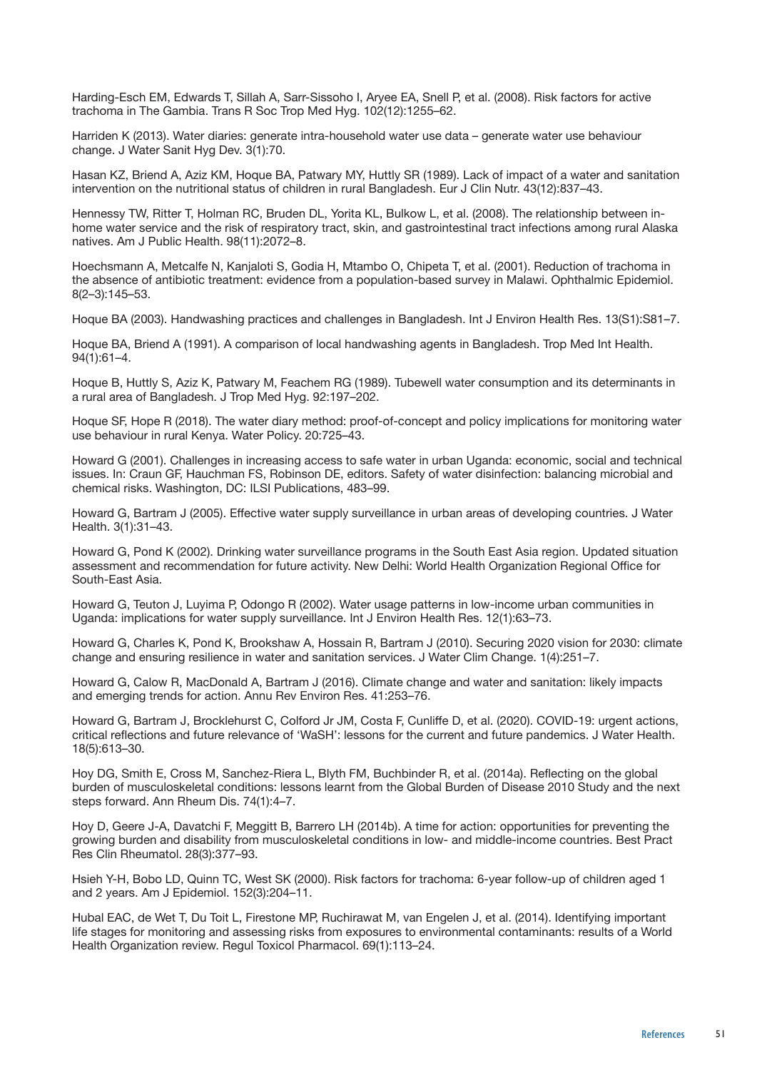Harding-Esch EM, Edwards T, Sillah A, Sarr-Sissoho I, Aryee EA, Snell P, et al. (2008). Risk factors for active trachoma in The Gambia. Trans R Soc Trop Med Hyg. 102(12):1255–62.

Harriden K (2013). Water diaries: generate intra-household water use data – generate water use behaviour change. J Water Sanit Hyg Dev. 3(1):70.

Hasan KZ, Briend A, Aziz KM, Hoque BA, Patwary MY, Huttly SR (1989). Lack of impact of a water and sanitation intervention on the nutritional status of children in rural Bangladesh. Eur J Clin Nutr. 43(12):837–43.

Hennessy TW, Ritter T, Holman RC, Bruden DL, Yorita KL, Bulkow L, et al. (2008). The relationship between in-home water service and the risk of respiratory tract, skin, and gastrointestinal tract infections among rural Alaska natives. Am J Public Health. 98(11):2072–8.

Hoechsmann A, Metcalfe N, Kanjaloti S, Godia H, Mtambo O, Chipeta T, et al. (2001). Reduction of trachoma in the absence of antibiotic treatment: evidence from a population-based survey in Malawi. Ophthalmic Epidemiol. 8(2–3):145–53.

Hoque BA (2003). Handwashing practices and challenges in Bangladesh. Int J Environ Health Res. 13(S1):S81–7.

Hoque BA, Briend A (1991). A comparison of local handwashing agents in Bangladesh. Trop Med Int Health. 94(1):61–4.

Hoque B, Huttly S, Aziz K, Patwary M, Feachem RG (1989). Tubewell water consumption and its determinants in a rural area of Bangladesh. J Trop Med Hyg. 92:197–202.

Hoque SF, Hope R (2018). The water diary method: proof-of-concept and policy implications for monitoring water use behaviour in rural Kenya. Water Policy. 20:725–43.

Howard G (2001). Challenges in increasing access to safe water in urban Uganda: economic, social and technical issues. In: Craun GF, Hauchman FS, Robinson DE, editors. Safety of water disinfection: balancing microbial and chemical risks. Washington, DC: ILSI Publications, 483–99.

Howard G, Bartram J (2005). Effective water supply surveillance in urban areas of developing countries. J Water Health. 3(1):31–43.

Howard G, Pond K (2002). Drinking water surveillance programs in the South East Asia region. Updated situation assessment and recommendation for future activity. New Delhi: World Health Organization Regional Office for South-East Asia.

Howard G, Teuton J, Luyima P, Odongo R (2002). Water usage patterns in low-income urban communities in Uganda: implications for water supply surveillance. Int J Environ Health Res. 12(1):63–73.

Howard G, Charles K, Pond K, Brookshaw A, Hossain R, Bartram J (2010). Securing 2020 vision for 2030: climate change and ensuring resilience in water and sanitation services. J Water Clim Change. 1(4):251–7.

Howard G, Calow R, MacDonald A, Bartram J (2016). Climate change and water and sanitation: likely impacts and emerging trends for action. Annu Rev Environ Res. 41:253–76.

Howard G, Bartram J, Brocklehurst C, Colford Jr JM, Costa F, Cunliffe D, et al. (2020). COVID-19: urgent actions, critical reflections and future relevance of 'WaSH': lessons for the current and future pandemics. J Water Health. 18(5):613–30.

Hoy DG, Smith E, Cross M, Sanchez-Riera L, Blyth FM, Buchbinder R, et al. (2014a). Reflecting on the global burden of musculoskeletal conditions: lessons learnt from the Global Burden of Disease 2010 Study and the next steps forward. Ann Rheum Dis. 74(1):4–7.

Hoy D, Geere J-A, Davatchi F, Meggitt B, Barrero LH (2014b). A time for action: opportunities for preventing the growing burden and disability from musculoskeletal conditions in low- and middle-income countries. Best Pract Res Clin Rheumatol. 28(3):377–93.

Hsieh Y-H, Bobo LD, Quinn TC, West SK (2000). Risk factors for trachoma: 6-year follow-up of children aged 1 and 2 years. Am J Epidemiol. 152(3):204–11.

Hubal EAC, de Wet T, Du Toit L, Firestone MP, Ruchirawat M, van Engelen J, et al. (2014). Identifying important life stages for monitoring and assessing risks from exposures to environmental contaminants: results of a World Health Organization review. Regul Toxicol Pharmacol. 69(1):113–24.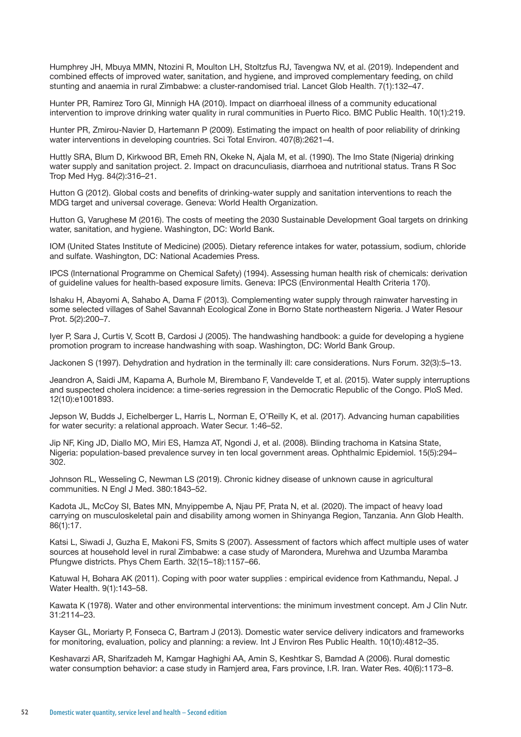Humphrey JH, Mbuya MMN, Ntozini R, Moulton LH, Stoltzfus RJ, Tavengwa NV, et al. (2019). Independent and combined effects of improved water, sanitation, and hygiene, and improved complementary feeding, on child stunting and anaemia in rural Zimbabwe: a cluster-randomised trial. Lancet Glob Health. 7(1):132–47.

Hunter PR, Ramirez Toro GI, Minnigh HA (2010). Impact on diarrhoeal illness of a community educational intervention to improve drinking water quality in rural communities in Puerto Rico. BMC Public Health. 10(1):219.

Hunter PR, Zmirou-Navier D, Hartemann P (2009). Estimating the impact on health of poor reliability of drinking water interventions in developing countries. Sci Total Environ. 407(8):2621–4.

Huttly SRA, Blum D, Kirkwood BR, Emeh RN, Okeke N, Ajala M, et al. (1990). The Imo State (Nigeria) drinking water supply and sanitation project. 2. Impact on dracunculiasis, diarrhoea and nutritional status. Trans R Soc Trop Med Hyg. 84(2):316–21.

Hutton G (2012). Global costs and benefits of drinking-water supply and sanitation interventions to reach the MDG target and universal coverage. Geneva: World Health Organization.

Hutton G, Varughese M (2016). The costs of meeting the 2030 Sustainable Development Goal targets on drinking water, sanitation, and hygiene. Washington, DC: World Bank.

IOM (United States Institute of Medicine) (2005). Dietary reference intakes for water, potassium, sodium, chloride and sulfate. Washington, DC: National Academies Press.

IPCS (International Programme on Chemical Safety) (1994). Assessing human health risk of chemicals: derivation of guideline values for health-based exposure limits. Geneva: IPCS (Environmental Health Criteria 170).

Ishaku H, Abayomi A, Sahabo A, Dama F (2013). Complementing water supply through rainwater harvesting in some selected villages of Sahel Savannah Ecological Zone in Borno State northeastern Nigeria. J Water Resour Prot. 5(2):200–7.

Iyer P, Sara J, Curtis V, Scott B, Cardosi J (2005). The handwashing handbook: a guide for developing a hygiene promotion program to increase handwashing with soap. Washington, DC: World Bank Group.

Jackonen S (1997). Dehydration and hydration in the terminally ill: care considerations. Nurs Forum. 32(3):5–13.

Jeandron A, Saidi JM, Kapama A, Burhole M, Birembano F, Vandevelde T, et al. (2015). Water supply interruptions and suspected cholera incidence: a time-series regression in the Democratic Republic of the Congo. PloS Med. 12(10):e1001893.

Jepson W, Budds J, Eichelberger L, Harris L, Norman E, O'Reilly K, et al. (2017). Advancing human capabilities for water security: a relational approach. Water Secur. 1:46–52.

Jip NF, King JD, Diallo MO, Miri ES, Hamza AT, Ngondi J, et al. (2008). Blinding trachoma in Katsina State, Nigeria: population-based prevalence survey in ten local government areas. Ophthalmic Epidemiol. 15(5):294–302.

Johnson RL, Wesseling C, Newman LS (2019). Chronic kidney disease of unknown cause in agricultural communities. N Engl J Med. 380:1843–52.

Kadota JL, McCoy SI, Bates MN, Mnyippembe A, Njau PF, Prata N, et al. (2020). The impact of heavy load carrying on musculoskeletal pain and disability among women in Shinyanga Region, Tanzania. Ann Glob Health. 86(1):17.

Katsi L, Siwadi J, Guzha E, Makoni FS, Smits S (2007). Assessment of factors which affect multiple uses of water sources at household level in rural Zimbabwe: a case study of Marondera, Murehwa and Uzumba Maramba Pfungwe districts. Phys Chem Earth. 32(15–18):1157–66.

Katuwal H, Bohara AK (2011). Coping with poor water supplies : empirical evidence from Kathmandu, Nepal. J Water Health. 9(1):143–58.

Kawata K (1978). Water and other environmental interventions: the minimum investment concept. Am J Clin Nutr. 31:2114–23.

Kayser GL, Moriarty P, Fonseca C, Bartram J (2013). Domestic water service delivery indicators and frameworks for monitoring, evaluation, policy and planning: a review. Int J Environ Res Public Health. 10(10):4812–35.

Keshavarzi AR, Sharifzadeh M, Kamgar Haghighi AA, Amin S, Keshtkar S, Bamdad A (2006). Rural domestic water consumption behavior: a case study in Ramjerd area, Fars province, I.R. Iran. Water Res. 40(6):1173–8.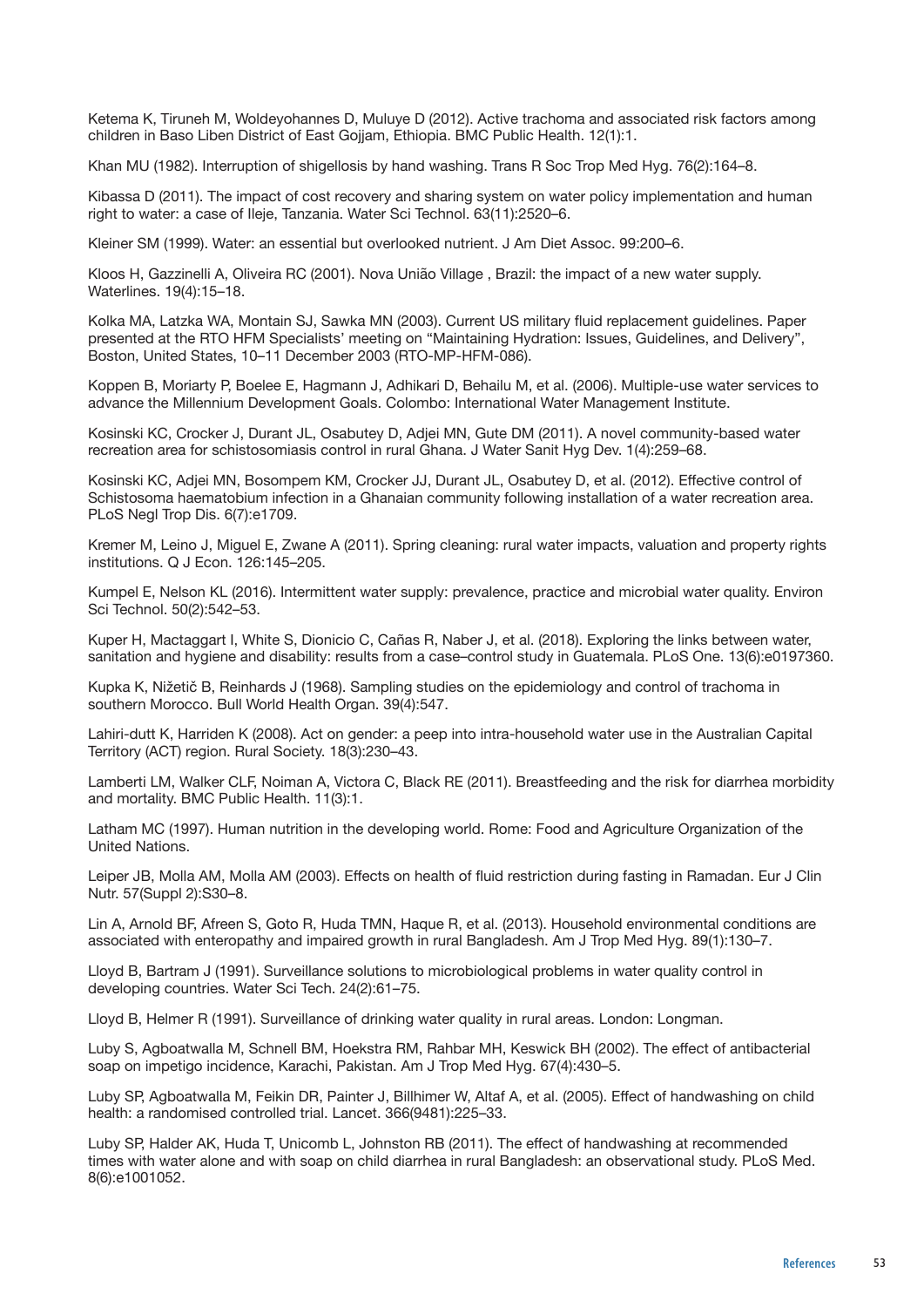Ketema K, Tiruneh M, Woldeyohannes D, Muluye D (2012). Active trachoma and associated risk factors among children in Baso Liben District of East Gojjam, Ethiopia. BMC Public Health. 12(1):1.

Khan MU (1982). Interruption of shigellosis by hand washing. Trans R Soc Trop Med Hyg. 76(2):164–8.

Kibassa D (2011). The impact of cost recovery and sharing system on water policy implementation and human right to water: a case of Ileje, Tanzania. Water Sci Technol. 63(11):2520–6.

Kleiner SM (1999). Water: an essential but overlooked nutrient. J Am Diet Assoc. 99:200–6.

Kloos H, Gazzinelli A, Oliveira RC (2001). Nova União Village , Brazil: the impact of a new water supply. Waterlines. 19(4):15–18.

Kolka MA, Latzka WA, Montain SJ, Sawka MN (2003). Current US military fluid replacement guidelines. Paper presented at the RTO HFM Specialists' meeting on "Maintaining Hydration: Issues, Guidelines, and Delivery", Boston, United States, 10–11 December 2003 (RTO-MP-HFM-086).

Koppen B, Moriarty P, Boelee E, Hagmann J, Adhikari D, Behailu M, et al. (2006). Multiple-use water services to advance the Millennium Development Goals. Colombo: International Water Management Institute.

Kosinski KC, Crocker J, Durant JL, Osabutey D, Adjei MN, Gute DM (2011). A novel community-based water recreation area for schistosomiasis control in rural Ghana. J Water Sanit Hyg Dev. 1(4):259–68.

Kosinski KC, Adjei MN, Bosompem KM, Crocker JJ, Durant JL, Osabutey D, et al. (2012). Effective control of Schistosoma haematobium infection in a Ghanaian community following installation of a water recreation area. PLoS Negl Trop Dis. 6(7):e1709.

Kremer M, Leino J, Miguel E, Zwane A (2011). Spring cleaning: rural water impacts, valuation and property rights institutions. Q J Econ. 126:145–205.

Kumpel E, Nelson KL (2016). Intermittent water supply: prevalence, practice and microbial water quality. Environ Sci Technol. 50(2):542–53.

Kuper H, Mactaggart I, White S, Dionicio C, Cañas R, Naber J, et al. (2018). Exploring the links between water, sanitation and hygiene and disability: results from a case–control study in Guatemala. PLoS One. 13(6):e0197360.

Kupka K, Nižetič B, Reinhards J (1968). Sampling studies on the epidemiology and control of trachoma in southern Morocco. Bull World Health Organ. 39(4):547.

Lahiri-dutt K, Harriden K (2008). Act on gender: a peep into intra-household water use in the Australian Capital Territory (ACT) region. Rural Society. 18(3):230–43.

Lamberti LM, Walker CLF, Noiman A, Victora C, Black RE (2011). Breastfeeding and the risk for diarrhea morbidity and mortality. BMC Public Health. 11(3):1.

Latham MC (1997). Human nutrition in the developing world. Rome: Food and Agriculture Organization of the United Nations.

Leiper JB, Molla AM, Molla AM (2003). Effects on health of fluid restriction during fasting in Ramadan. Eur J Clin Nutr. 57(Suppl 2):S30–8.

Lin A, Arnold BF, Afreen S, Goto R, Huda TMN, Haque R, et al. (2013). Household environmental conditions are associated with enteropathy and impaired growth in rural Bangladesh. Am J Trop Med Hyg. 89(1):130–7.

Lloyd B, Bartram J (1991). Surveillance solutions to microbiological problems in water quality control in developing countries. Water Sci Tech. 24(2):61–75.

Lloyd B, Helmer R (1991). Surveillance of drinking water quality in rural areas. London: Longman.

Luby S, Agboatwalla M, Schnell BM, Hoekstra RM, Rahbar MH, Keswick BH (2002). The effect of antibacterial soap on impetigo incidence, Karachi, Pakistan. Am J Trop Med Hyg. 67(4):430–5.

Luby SP, Agboatwalla M, Feikin DR, Painter J, Billhimer W, Altaf A, et al. (2005). Effect of handwashing on child health: a randomised controlled trial. Lancet. 366(9481):225–33.

Luby SP, Halder AK, Huda T, Unicomb L, Johnston RB (2011). The effect of handwashing at recommended times with water alone and with soap on child diarrhea in rural Bangladesh: an observational study. PLoS Med. 8(6):e1001052.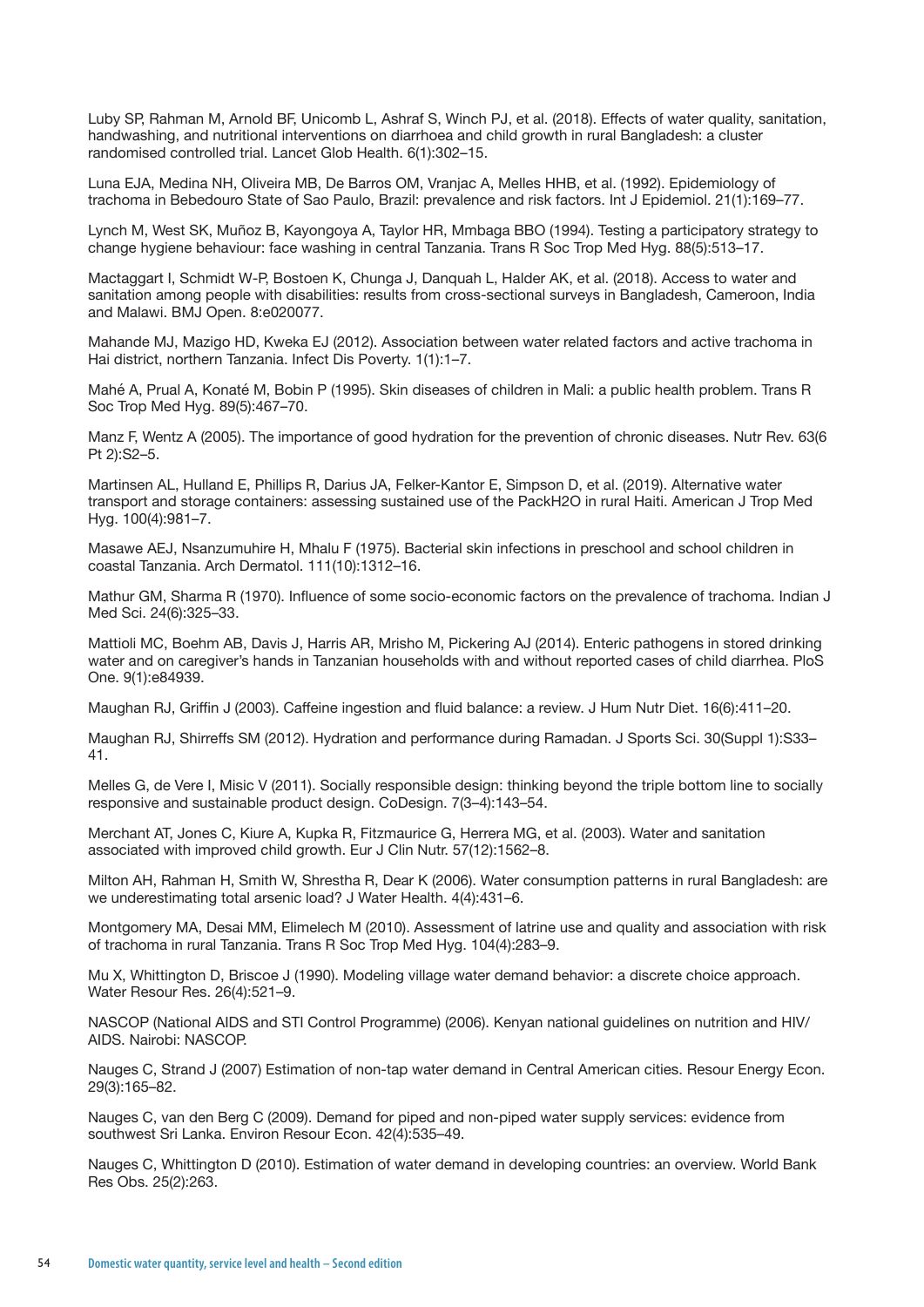Luby SP, Rahman M, Arnold BF, Unicomb L, Ashraf S, Winch PJ, et al. (2018). Effects of water quality, sanitation, handwashing, and nutritional interventions on diarrhoea and child growth in rural Bangladesh: a cluster randomised controlled trial. Lancet Glob Health. 6(1):302–15.

Luna EJA, Medina NH, Oliveira MB, De Barros OM, Vranjac A, Melles HHB, et al. (1992). Epidemiology of trachoma in Bebedouro State of Sao Paulo, Brazil: prevalence and risk factors. Int J Epidemiol. 21(1):169–77.

Lynch M, West SK, Muñoz B, Kayongoya A, Taylor HR, Mmbaga BBO (1994). Testing a participatory strategy to change hygiene behaviour: face washing in central Tanzania. Trans R Soc Trop Med Hyg. 88(5):513–17.

Mactaggart I, Schmidt W-P, Bostoen K, Chunga J, Danquah L, Halder AK, et al. (2018). Access to water and sanitation among people with disabilities: results from cross-sectional surveys in Bangladesh, Cameroon, India and Malawi. BMJ Open. 8:e020077.

Mahande MJ, Mazigo HD, Kweka EJ (2012). Association between water related factors and active trachoma in Hai district, northern Tanzania. Infect Dis Poverty. 1(1):1–7.

Mahé A, Prual A, Konaté M, Bobin P (1995). Skin diseases of children in Mali: a public health problem. Trans R Soc Trop Med Hyg. 89(5):467–70.

Manz F, Wentz A (2005). The importance of good hydration for the prevention of chronic diseases. Nutr Rev. 63(6 Pt 2):S2–5.

Martinsen AL, Hulland E, Phillips R, Darius JA, Felker-Kantor E, Simpson D, et al. (2019). Alternative water transport and storage containers: assessing sustained use of the PackH2O in rural Haiti. American J Trop Med Hyg. 100(4):981–7.

Masawe AEJ, Nsanzumuhire H, Mhalu F (1975). Bacterial skin infections in preschool and school children in coastal Tanzania. Arch Dermatol. 111(10):1312–16.

Mathur GM, Sharma R (1970). Influence of some socio-economic factors on the prevalence of trachoma. Indian J Med Sci. 24(6):325–33.

Mattioli MC, Boehm AB, Davis J, Harris AR, Mrisho M, Pickering AJ (2014). Enteric pathogens in stored drinking water and on caregiver's hands in Tanzanian households with and without reported cases of child diarrhea. PloS One. 9(1):e84939.

Maughan RJ, Griffin J (2003). Caffeine ingestion and fluid balance: a review. J Hum Nutr Diet. 16(6):411–20.

Maughan RJ, Shirreffs SM (2012). Hydration and performance during Ramadan. J Sports Sci. 30(Suppl 1):S33–41.

Melles G, de Vere I, Misic V (2011). Socially responsible design: thinking beyond the triple bottom line to socially responsive and sustainable product design. CoDesign. 7(3–4):143–54.

Merchant AT, Jones C, Kiure A, Kupka R, Fitzmaurice G, Herrera MG, et al. (2003). Water and sanitation associated with improved child growth. Eur J Clin Nutr. 57(12):1562–8.

Milton AH, Rahman H, Smith W, Shrestha R, Dear K (2006). Water consumption patterns in rural Bangladesh: are we underestimating total arsenic load? J Water Health. 4(4):431–6.

Montgomery MA, Desai MM, Elimelech M (2010). Assessment of latrine use and quality and association with risk of trachoma in rural Tanzania. Trans R Soc Trop Med Hyg. 104(4):283–9.

Mu X, Whittington D, Briscoe J (1990). Modeling village water demand behavior: a discrete choice approach. Water Resour Res. 26(4):521–9.

NASCOP (National AIDS and STI Control Programme) (2006). Kenyan national guidelines on nutrition and HIV/AIDS. Nairobi: NASCOP.

Nauges C, Strand J (2007) Estimation of non-tap water demand in Central American cities. Resour Energy Econ. 29(3):165–82.

Nauges C, van den Berg C (2009). Demand for piped and non-piped water supply services: evidence from southwest Sri Lanka. Environ Resour Econ. 42(4):535–49.

Nauges C, Whittington D (2010). Estimation of water demand in developing countries: an overview. World Bank Res Obs. 25(2):263.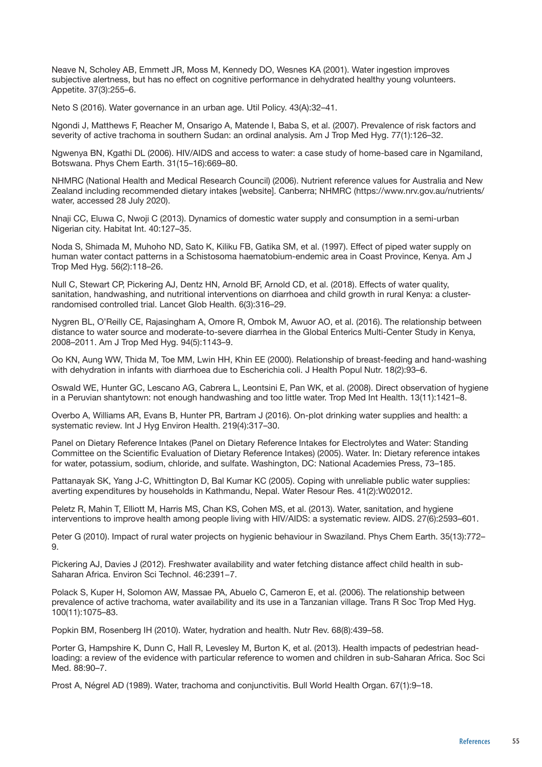Neave N, Scholey AB, Emmett JR, Moss M, Kennedy DO, Wesnes KA (2001). Water ingestion improves subjective alertness, but has no effect on cognitive performance in dehydrated healthy young volunteers. Appetite. 37(3):255–6.

Neto S (2016). Water governance in an urban age. Util Policy. 43(A):32–41.

Ngondi J, Matthews F, Reacher M, Onsarigo A, Matende I, Baba S, et al. (2007). Prevalence of risk factors and severity of active trachoma in southern Sudan: an ordinal analysis. Am J Trop Med Hyg. 77(1):126–32.

Ngwenya BN, Kgathi DL (2006). HIV/AIDS and access to water: a case study of home-based care in Ngamiland, Botswana. Phys Chem Earth. 31(15–16):669–80.

NHMRC (National Health and Medical Research Council) (2006). Nutrient reference values for Australia and New Zealand including recommended dietary intakes [website]. Canberra; NHMRC (https://www.nrv.gov.au/nutrients/water, accessed 28 July 2020).

Nnaji CC, Eluwa C, Nwoji C (2013). Dynamics of domestic water supply and consumption in a semi-urban Nigerian city. Habitat Int. 40:127–35.

Noda S, Shimada M, Muhoho ND, Sato K, Kiliku FB, Gatika SM, et al. (1997). Effect of piped water supply on human water contact patterns in a Schistosoma haematobium-endemic area in Coast Province, Kenya. Am J Trop Med Hyg. 56(2):118–26.

Null C, Stewart CP, Pickering AJ, Dentz HN, Arnold BF, Arnold CD, et al. (2018). Effects of water quality, sanitation, handwashing, and nutritional interventions on diarrhoea and child growth in rural Kenya: a cluster-randomised controlled trial. Lancet Glob Health. 6(3):316–29.

Nygren BL, O'Reilly CE, Rajasingham A, Omore R, Ombok M, Awuor AO, et al. (2016). The relationship between distance to water source and moderate-to-severe diarrhea in the Global Enterics Multi-Center Study in Kenya, 2008–2011. Am J Trop Med Hyg. 94(5):1143–9.

Oo KN, Aung WW, Thida M, Toe MM, Lwin HH, Khin EE (2000). Relationship of breast-feeding and hand-washing with dehydration in infants with diarrhoea due to Escherichia coli. J Health Popul Nutr. 18(2):93–6.

Oswald WE, Hunter GC, Lescano AG, Cabrera L, Leontsini E, Pan WK, et al. (2008). Direct observation of hygiene in a Peruvian shantytown: not enough handwashing and too little water. Trop Med Int Health. 13(11):1421–8.

Overbo A, Williams AR, Evans B, Hunter PR, Bartram J (2016). On-plot drinking water supplies and health: a systematic review. Int J Hyg Environ Health. 219(4):317–30.

Panel on Dietary Reference Intakes (Panel on Dietary Reference Intakes for Electrolytes and Water: Standing Committee on the Scientific Evaluation of Dietary Reference Intakes) (2005). Water. In: Dietary reference intakes for water, potassium, sodium, chloride, and sulfate. Washington, DC: National Academies Press, 73–185.

Pattanayak SK, Yang J-C, Whittington D, Bal Kumar KC (2005). Coping with unreliable public water supplies: averting expenditures by households in Kathmandu, Nepal. Water Resour Res. 41(2):W02012.

Peletz R, Mahin T, Elliott M, Harris MS, Chan KS, Cohen MS, et al. (2013). Water, sanitation, and hygiene interventions to improve health among people living with HIV/AIDS: a systematic review. AIDS. 27(6):2593–601.

Peter G (2010). Impact of rural water projects on hygienic behaviour in Swaziland. Phys Chem Earth. 35(13):772–9.

Pickering AJ, Davies J (2012). Freshwater availability and water fetching distance affect child health in sub-Saharan Africa. Environ Sci Technol. 46:2391–7.

Polack S, Kuper H, Solomon AW, Massae PA, Abuelo C, Cameron E, et al. (2006). The relationship between prevalence of active trachoma, water availability and its use in a Tanzanian village. Trans R Soc Trop Med Hyg. 100(11):1075–83.

Popkin BM, Rosenberg IH (2010). Water, hydration and health. Nutr Rev. 68(8):439–58.

Porter G, Hampshire K, Dunn C, Hall R, Levesley M, Burton K, et al. (2013). Health impacts of pedestrian head-loading: a review of the evidence with particular reference to women and children in sub-Saharan Africa. Soc Sci Med. 88:90–7.

Prost A, Négrel AD (1989). Water, trachoma and conjunctivitis. Bull World Health Organ. 67(1):9–18.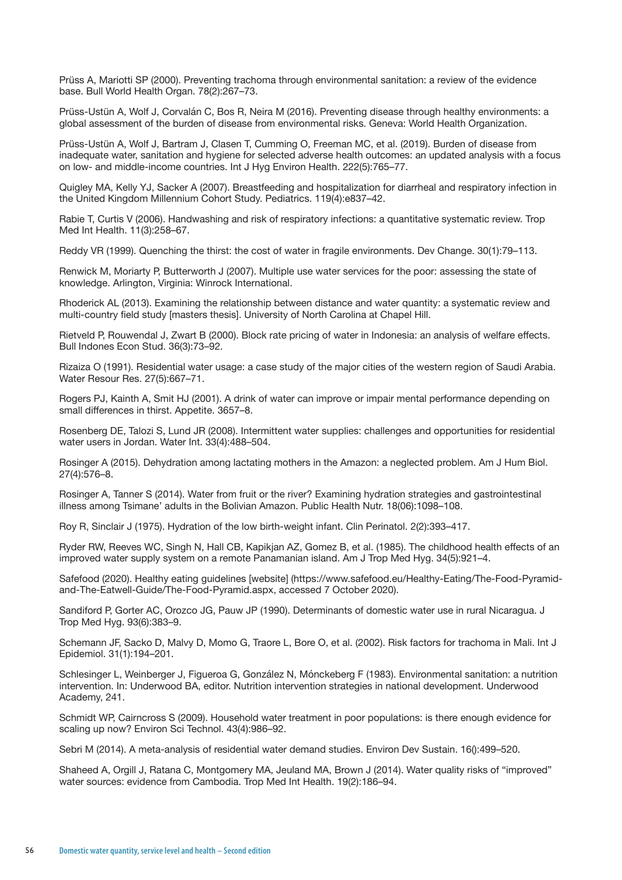Prüss A, Mariotti SP (2000). Preventing trachoma through environmental sanitation: a review of the evidence base. Bull World Health Organ. 78(2):267–73.

Prüss-Ustün A, Wolf J, Corvalán C, Bos R, Neira M (2016). Preventing disease through healthy environments: a global assessment of the burden of disease from environmental risks. Geneva: World Health Organization.

Prüss-Ustün A, Wolf J, Bartram J, Clasen T, Cumming O, Freeman MC, et al. (2019). Burden of disease from inadequate water, sanitation and hygiene for selected adverse health outcomes: an updated analysis with a focus on low- and middle-income countries. Int J Hyg Environ Health. 222(5):765–77.

Quigley MA, Kelly YJ, Sacker A (2007). Breastfeeding and hospitalization for diarrheal and respiratory infection in the United Kingdom Millennium Cohort Study. Pediatrics. 119(4):e837–42.

Rabie T, Curtis V (2006). Handwashing and risk of respiratory infections: a quantitative systematic review. Trop Med Int Health. 11(3):258–67.

Reddy VR (1999). Quenching the thirst: the cost of water in fragile environments. Dev Change. 30(1):79–113.

Renwick M, Moriarty P, Butterworth J (2007). Multiple use water services for the poor: assessing the state of knowledge. Arlington, Virginia: Winrock International.

Rhoderick AL (2013). Examining the relationship between distance and water quantity: a systematic review and multi-country field study [masters thesis]. University of North Carolina at Chapel Hill.

Rietveld P, Rouwendal J, Zwart B (2000). Block rate pricing of water in Indonesia: an analysis of welfare effects. Bull Indones Econ Stud. 36(3):73–92.

Rizaiza O (1991). Residential water usage: a case study of the major cities of the western region of Saudi Arabia. Water Resour Res. 27(5):667–71.

Rogers PJ, Kainth A, Smit HJ (2001). A drink of water can improve or impair mental performance depending on small differences in thirst. Appetite. 3657–8.

Rosenberg DE, Talozi S, Lund JR (2008). Intermittent water supplies: challenges and opportunities for residential water users in Jordan. Water Int. 33(4):488–504.

Rosinger A (2015). Dehydration among lactating mothers in the Amazon: a neglected problem. Am J Hum Biol. 27(4):576–8.

Rosinger A, Tanner S (2014). Water from fruit or the river? Examining hydration strategies and gastrointestinal illness among Tsimane' adults in the Bolivian Amazon. Public Health Nutr. 18(06):1098–108.

Roy R, Sinclair J (1975). Hydration of the low birth-weight infant. Clin Perinatol. 2(2):393–417.

Ryder RW, Reeves WC, Singh N, Hall CB, Kapikjan AZ, Gomez B, et al. (1985). The childhood health effects of an improved water supply system on a remote Panamanian island. Am J Trop Med Hyg. 34(5):921–4.

Safefood (2020). Healthy eating guidelines [website] (https://www.safefood.eu/Healthy-Eating/The-Food-Pyramid-and-The-Eatwell-Guide/The-Food-Pyramid.aspx, accessed 7 October 2020).

Sandiford P, Gorter AC, Orozco JG, Pauw JP (1990). Determinants of domestic water use in rural Nicaragua. J Trop Med Hyg. 93(6):383–9.

Schemann JF, Sacko D, Malvy D, Momo G, Traore L, Bore O, et al. (2002). Risk factors for trachoma in Mali. Int J Epidemiol. 31(1):194–201.

Schlesinger L, Weinberger J, Figueroa G, González N, Mónckeberg F (1983). Environmental sanitation: a nutrition intervention. In: Underwood BA, editor. Nutrition intervention strategies in national development. Underwood Academy, 241.

Schmidt WP, Cairncross S (2009). Household water treatment in poor populations: is there enough evidence for scaling up now? Environ Sci Technol. 43(4):986–92.

Sebri M (2014). A meta-analysis of residential water demand studies. Environ Dev Sustain. 16():499–520.

Shaheed A, Orgill J, Ratana C, Montgomery MA, Jeuland MA, Brown J (2014). Water quality risks of "improved" water sources: evidence from Cambodia. Trop Med Int Health. 19(2):186–94.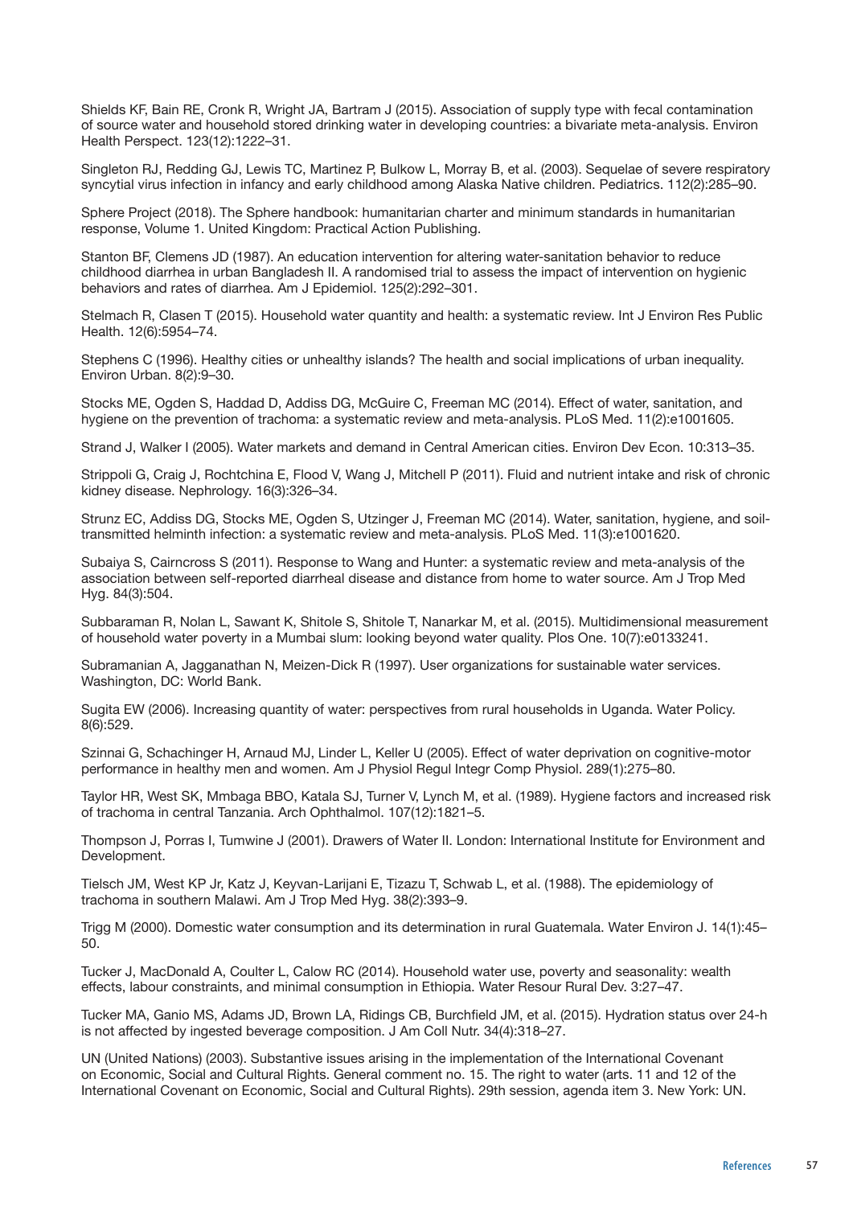Shields KF, Bain RE, Cronk R, Wright JA, Bartram J (2015). Association of supply type with fecal contamination of source water and household stored drinking water in developing countries: a bivariate meta-analysis. Environ Health Perspect. 123(12):1222–31.

Singleton RJ, Redding GJ, Lewis TC, Martinez P, Bulkow L, Morray B, et al. (2003). Sequelae of severe respiratory syncytial virus infection in infancy and early childhood among Alaska Native children. Pediatrics. 112(2):285–90.

Sphere Project (2018). The Sphere handbook: humanitarian charter and minimum standards in humanitarian response, Volume 1. United Kingdom: Practical Action Publishing.

Stanton BF, Clemens JD (1987). An education intervention for altering water-sanitation behavior to reduce childhood diarrhea in urban Bangladesh II. A randomised trial to assess the impact of intervention on hygienic behaviors and rates of diarrhea. Am J Epidemiol. 125(2):292–301.

Stelmach R, Clasen T (2015). Household water quantity and health: a systematic review. Int J Environ Res Public Health. 12(6):5954–74.

Stephens C (1996). Healthy cities or unhealthy islands? The health and social implications of urban inequality. Environ Urban. 8(2):9–30.

Stocks ME, Ogden S, Haddad D, Addiss DG, McGuire C, Freeman MC (2014). Effect of water, sanitation, and hygiene on the prevention of trachoma: a systematic review and meta-analysis. PLoS Med. 11(2):e1001605.

Strand J, Walker I (2005). Water markets and demand in Central American cities. Environ Dev Econ. 10:313–35.

Strippoli G, Craig J, Rochtchina E, Flood V, Wang J, Mitchell P (2011). Fluid and nutrient intake and risk of chronic kidney disease. Nephrology. 16(3):326–34.

Strunz EC, Addiss DG, Stocks ME, Ogden S, Utzinger J, Freeman MC (2014). Water, sanitation, hygiene, and soil-transmitted helminth infection: a systematic review and meta-analysis. PLoS Med. 11(3):e1001620.

Subaiya S, Cairncross S (2011). Response to Wang and Hunter: a systematic review and meta-analysis of the association between self-reported diarrheal disease and distance from home to water source. Am J Trop Med Hyg. 84(3):504.

Subbaraman R, Nolan L, Sawant K, Shitole S, Shitole T, Nanarkar M, et al. (2015). Multidimensional measurement of household water poverty in a Mumbai slum: looking beyond water quality. Plos One. 10(7):e0133241.

Subramanian A, Jagganathan N, Meizen-Dick R (1997). User organizations for sustainable water services. Washington, DC: World Bank.

Sugita EW (2006). Increasing quantity of water: perspectives from rural households in Uganda. Water Policy. 8(6):529.

Szinnai G, Schachinger H, Arnaud MJ, Linder L, Keller U (2005). Effect of water deprivation on cognitive-motor performance in healthy men and women. Am J Physiol Regul Integr Comp Physiol. 289(1):275–80.

Taylor HR, West SK, Mmbaga BBO, Katala SJ, Turner V, Lynch M, et al. (1989). Hygiene factors and increased risk of trachoma in central Tanzania. Arch Ophthalmol. 107(12):1821–5.

Thompson J, Porras I, Tumwine J (2001). Drawers of Water II. London: International Institute for Environment and Development.

Tielsch JM, West KP Jr, Katz J, Keyvan-Larijani E, Tizazu T, Schwab L, et al. (1988). The epidemiology of trachoma in southern Malawi. Am J Trop Med Hyg. 38(2):393–9.

Trigg M (2000). Domestic water consumption and its determination in rural Guatemala. Water Environ J. 14(1):45–50.

Tucker J, MacDonald A, Coulter L, Calow RC (2014). Household water use, poverty and seasonality: wealth effects, labour constraints, and minimal consumption in Ethiopia. Water Resour Rural Dev. 3:27–47.

Tucker MA, Ganio MS, Adams JD, Brown LA, Ridings CB, Burchfield JM, et al. (2015). Hydration status over 24-h is not affected by ingested beverage composition. J Am Coll Nutr. 34(4):318–27.

UN (United Nations) (2003). Substantive issues arising in the implementation of the International Covenant on Economic, Social and Cultural Rights. General comment no. 15. The right to water (arts. 11 and 12 of the International Covenant on Economic, Social and Cultural Rights). 29th session, agenda item 3. New York: UN.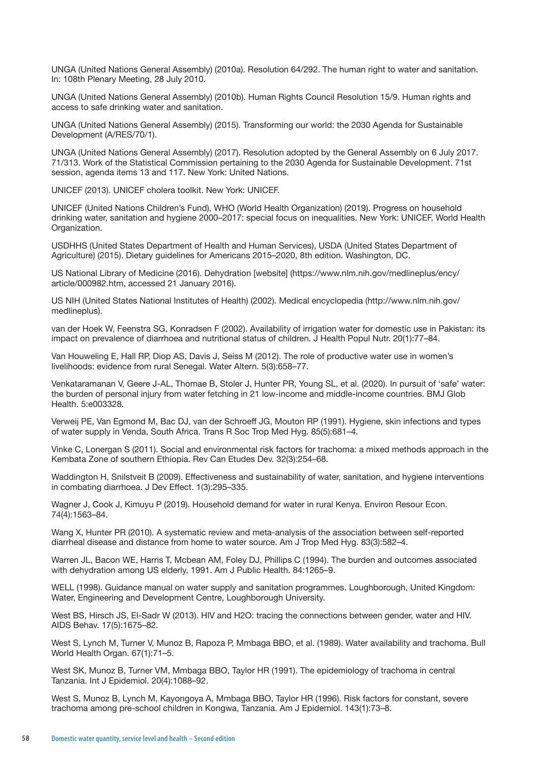UNGA (United Nations General Assembly) (2010a). Resolution 64/292. The human right to water and sanitation. In: 108th Plenary Meeting, 28 July 2010.

UNGA (United Nations General Assembly) (2010b). Human Rights Council Resolution 15/9. Human rights and access to safe drinking water and sanitation.

UNGA (United Nations General Assembly) (2015). Transforming our world: the 2030 Agenda for Sustainable Development (A/RES/70/1).

UNGA (United Nations General Assembly) (2017). Resolution adopted by the General Assembly on 6 July 2017. 71/313. Work of the Statistical Commission pertaining to the 2030 Agenda for Sustainable Development. 71st session, agenda items 13 and 117. New York: United Nations.

UNICEF (2013). UNICEF cholera toolkit. New York: UNICEF.

UNICEF (United Nations Children's Fund), WHO (World Health Organization) (2019). Progress on household drinking water, sanitation and hygiene 2000–2017: special focus on inequalities. New York: UNICEF, World Health Organization.

USDHHS (United States Department of Health and Human Services), USDA (United States Department of Agriculture) (2015). Dietary guidelines for Americans 2015–2020, 8th edition. Washington, DC.

US National Library of Medicine (2016). Dehydration [website] (https://www.nlm.nih.gov/medlineplus/ency/article/000982.htm, accessed 21 January 2016).

US NIH (United States National Institutes of Health) (2002). Medical encyclopedia (http://www.nlm.nih.gov/medlineplus).

van der Hoek W, Feenstra SG, Konradsen F (2002). Availability of irrigation water for domestic use in Pakistan: its impact on prevalence of diarrhoea and nutritional status of children. J Health Popul Nutr. 20(1):77–84.

Van Houweling E, Hall RP, Diop AS, Davis J, Seiss M (2012). The role of productive water use in women's livelihoods: evidence from rural Senegal. Water Altern. 5(3):658–77.

Venkataramanan V, Geere J-AL, Thomae B, Stoler J, Hunter PR, Young SL, et al. (2020). In pursuit of 'safe' water: the burden of personal injury from water fetching in 21 low-income and middle-income countries. BMJ Glob Health. 5:e003328.

Verweij PE, Van Egmond M, Bac DJ, van der Schroeff JG, Mouton RP (1991). Hygiene, skin infections and types of water supply in Venda, South Africa. Trans R Soc Trop Med Hyg. 85(5):681–4.

Vinke C, Lonergan S (2011). Social and environmental risk factors for trachoma: a mixed methods approach in the Kembata Zone of southern Ethiopia. Rev Can Etudes Dev. 32(3):254–68.

Waddington H, Snilstveit B (2009). Effectiveness and sustainability of water, sanitation, and hygiene interventions in combating diarrhoea. J Dev Effect. 1(3):295–335.

Wagner J, Cook J, Kimuyu P (2019). Household demand for water in rural Kenya. Environ Resour Econ. 74(4):1563–84.

Wang X, Hunter PR (2010). A systematic review and meta-analysis of the association between self-reported diarrheal disease and distance from home to water source. Am J Trop Med Hyg. 83(3):582–4.

Warren JL, Bacon WE, Harris T, Mcbean AM, Foley DJ, Phillips C (1994). The burden and outcomes associated with dehydration among US elderly, 1991. Am J Public Health. 84:1265–9.

WELL (1998). Guidance manual on water supply and sanitation programmes. Loughborough, United Kingdom: Water, Engineering and Development Centre, Loughborough University.

West BS, Hirsch JS, El-Sadr W (2013). HIV and H2O: tracing the connections between gender, water and HIV. AIDS Behav. 17(5):1675–82.

West S, Lynch M, Turner V, Munoz B, Rapoza P, Mmbaga BBO, et al. (1989). Water availability and trachoma. Bull World Health Organ. 67(1):71–5.

West SK, Munoz B, Turner VM, Mmbaga BBO, Taylor HR (1991). The epidemiology of trachoma in central Tanzania. Int J Epidemiol. 20(4):1088–92.

West S, Munoz B, Lynch M, Kayongoya A, Mmbaga BBO, Taylor HR (1996). Risk factors for constant, severe trachoma among pre-school children in Kongwa, Tanzania. Am J Epidemiol. 143(1):73–8.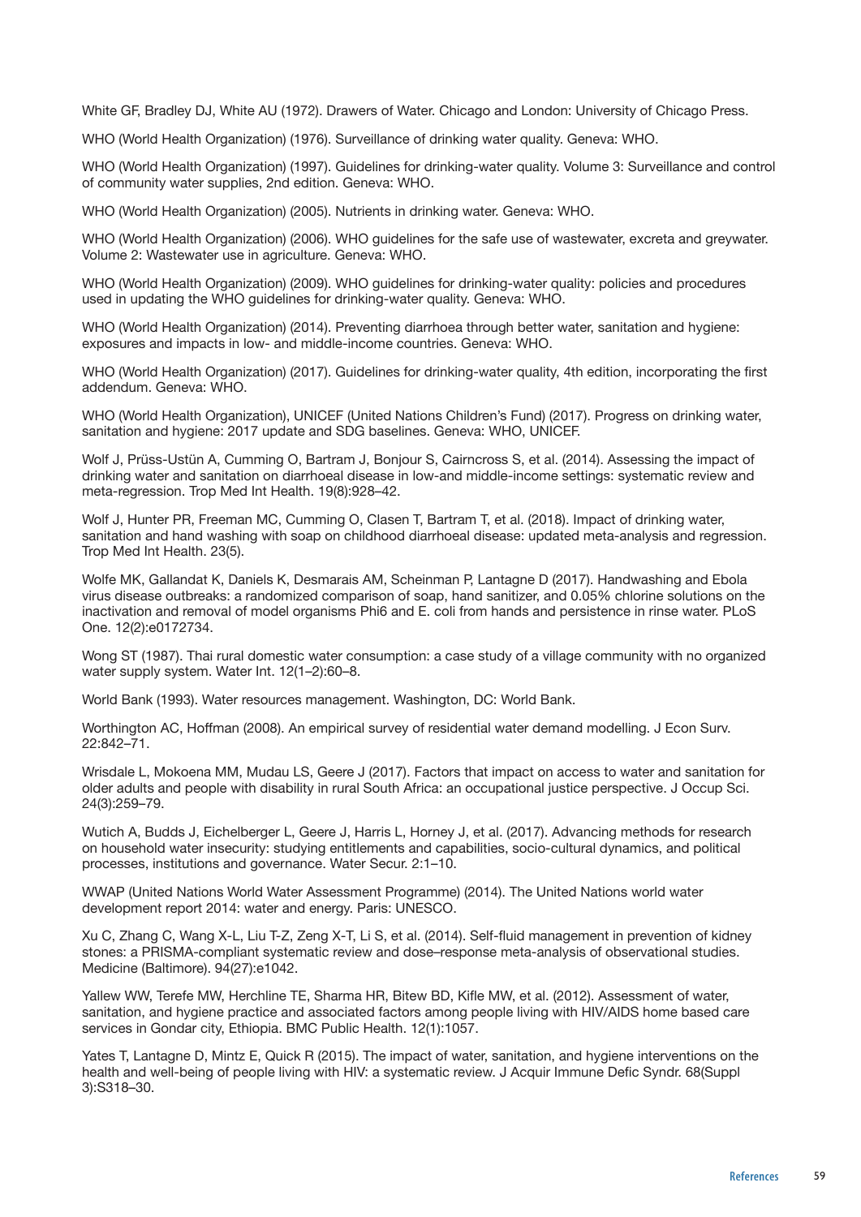White GF, Bradley DJ, White AU (1972). Drawers of Water. Chicago and London: University of Chicago Press.

WHO (World Health Organization) (1976). Surveillance of drinking water quality. Geneva: WHO.

WHO (World Health Organization) (1997). Guidelines for drinking-water quality. Volume 3: Surveillance and control of community water supplies, 2nd edition. Geneva: WHO.

WHO (World Health Organization) (2005). Nutrients in drinking water. Geneva: WHO.

WHO (World Health Organization) (2006). WHO guidelines for the safe use of wastewater, excreta and greywater. Volume 2: Wastewater use in agriculture. Geneva: WHO.

WHO (World Health Organization) (2009). WHO guidelines for drinking-water quality: policies and procedures used in updating the WHO guidelines for drinking-water quality. Geneva: WHO.

WHO (World Health Organization) (2014). Preventing diarrhoea through better water, sanitation and hygiene: exposures and impacts in low- and middle-income countries. Geneva: WHO.

WHO (World Health Organization) (2017). Guidelines for drinking-water quality, 4th edition, incorporating the first addendum. Geneva: WHO.

WHO (World Health Organization), UNICEF (United Nations Children's Fund) (2017). Progress on drinking water, sanitation and hygiene: 2017 update and SDG baselines. Geneva: WHO, UNICEF.

Wolf J, Prüss-Ustün A, Cumming O, Bartram J, Bonjour S, Cairncross S, et al. (2014). Assessing the impact of drinking water and sanitation on diarrhoeal disease in low-and middle-income settings: systematic review and meta-regression. Trop Med Int Health. 19(8):928–42.

Wolf J, Hunter PR, Freeman MC, Cumming O, Clasen T, Bartram T, et al. (2018). Impact of drinking water, sanitation and hand washing with soap on childhood diarrhoeal disease: updated meta-analysis and regression. Trop Med Int Health. 23(5).

Wolfe MK, Gallandat K, Daniels K, Desmarais AM, Scheinman P, Lantagne D (2017). Handwashing and Ebola virus disease outbreaks: a randomized comparison of soap, hand sanitizer, and 0.05% chlorine solutions on the inactivation and removal of model organisms Phi6 and E. coli from hands and persistence in rinse water. PLoS One. 12(2):e0172734.

Wong ST (1987). Thai rural domestic water consumption: a case study of a village community with no organized water supply system. Water Int. 12(1–2):60–8.

World Bank (1993). Water resources management. Washington, DC: World Bank.

Worthington AC, Hoffman (2008). An empirical survey of residential water demand modelling. J Econ Surv. 22:842–71.

Wrisdale L, Mokoena MM, Mudau LS, Geere J (2017). Factors that impact on access to water and sanitation for older adults and people with disability in rural South Africa: an occupational justice perspective. J Occup Sci. 24(3):259–79.

Wutich A, Budds J, Eichelberger L, Geere J, Harris L, Horney J, et al. (2017). Advancing methods for research on household water insecurity: studying entitlements and capabilities, socio-cultural dynamics, and political processes, institutions and governance. Water Secur. 2:1–10.

WWAP (United Nations World Water Assessment Programme) (2014). The United Nations world water development report 2014: water and energy. Paris: UNESCO.

Xu C, Zhang C, Wang X-L, Liu T-Z, Zeng X-T, Li S, et al. (2014). Self-fluid management in prevention of kidney stones: a PRISMA-compliant systematic review and dose–response meta-analysis of observational studies. Medicine (Baltimore). 94(27):e1042.

Yallew WW, Terefe MW, Herchline TE, Sharma HR, Bitew BD, Kifle MW, et al. (2012). Assessment of water, sanitation, and hygiene practice and associated factors among people living with HIV/AIDS home based care services in Gondar city, Ethiopia. BMC Public Health. 12(1):1057.

Yates T, Lantagne D, Mintz E, Quick R (2015). The impact of water, sanitation, and hygiene interventions on the health and well-being of people living with HIV: a systematic review. J Acquir Immune Defic Syndr. 68(Suppl 3):S318–30.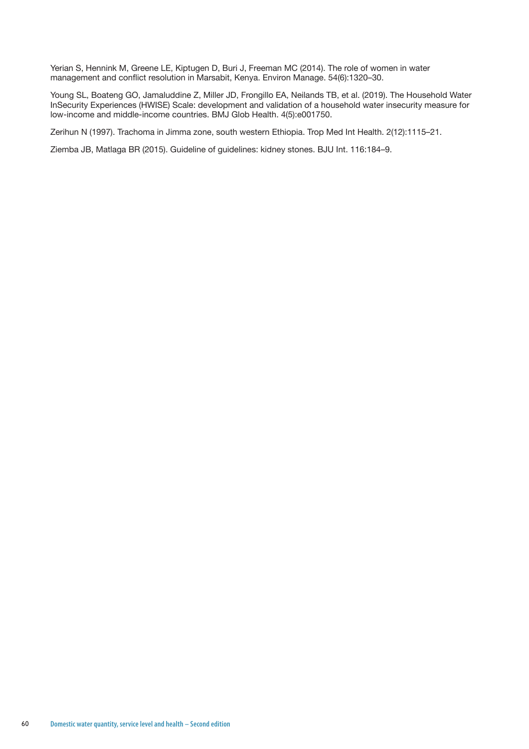Yerian S, Hennink M, Greene LE, Kiptugen D, Buri J, Freeman MC (2014). The role of women in water management and conflict resolution in Marsabit, Kenya. Environ Manage. 54(6):1320–30.

Young SL, Boateng GO, Jamaluddine Z, Miller JD, Frongillo EA, Neilands TB, et al. (2019). The Household Water InSecurity Experiences (HWISE) Scale: development and validation of a household water insecurity measure for low-income and middle-income countries. BMJ Glob Health. 4(5):e001750.

Zerihun N (1997). Trachoma in Jimma zone, south western Ethiopia. Trop Med Int Health. 2(12):1115–21.

Ziemba JB, Matlaga BR (2015). Guideline of guidelines: kidney stones. BJU Int. 116:184–9.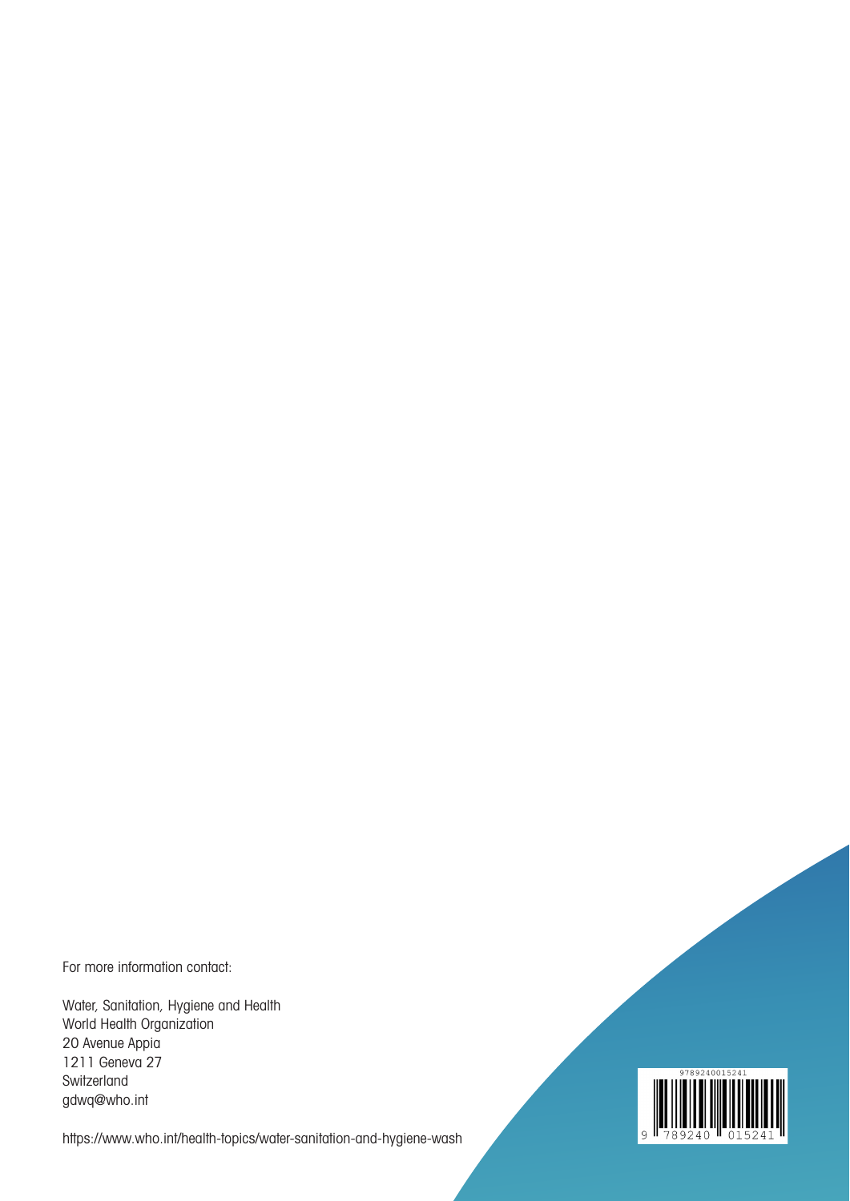For more information contact:

Water, Sanitation, Hygiene and Health
World Health Organization
20 Avenue Appia
1211 Geneva 27
Switzerland
gdwq@who.int

https://www.who.int/health-topics/water-sanitation-and-hygiene-wash

9789240015241